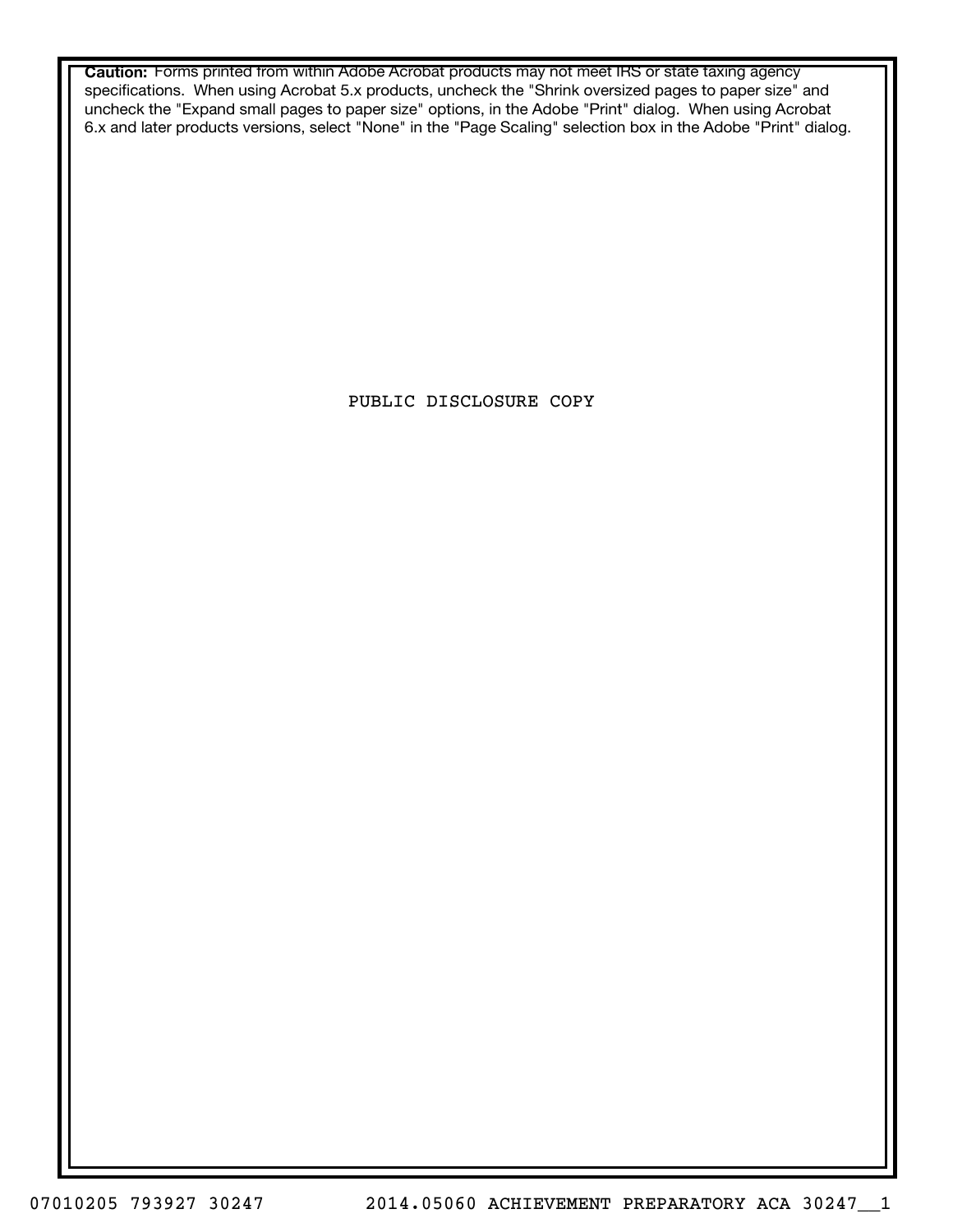**Caution:** Forms printed from within Adobe Acrobat products may not meet IRS or state taxing agency specifications. When using Acrobat 5.x products, uncheck the "Shrink oversized pages to paper size" and uncheck the "Expand small pages to paper size" options, in the Adobe "Print" dialog. When using Acrobat 6.x and later products versions, select "None" in the "Page Scaling" selection box in the Adobe "Print" dialog.

PUBLIC DISCLOSURE COPY

07010205 793927 30247 2014.05060 ACHIEVEMENT PREPARATORY ACA 30247__1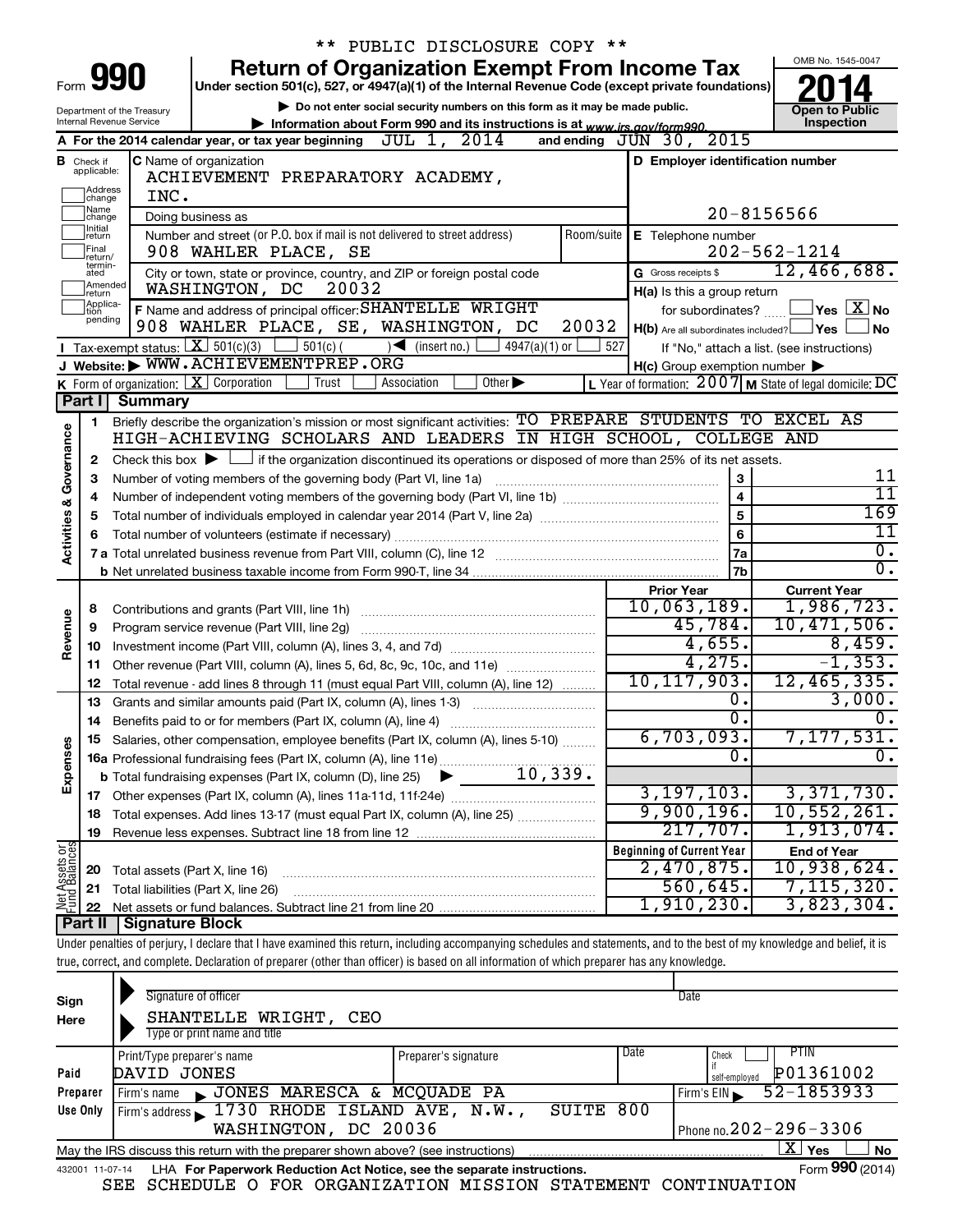\*\* PUBLIC DISCLOSURE COPY \*\*

# Form 990 — Return of Organization Exempt From Income Tax (2014)

Under section 501(c), 527, or 4947(a)(1) of the Internal Revenue Code (except private foundations)

▶ Do not enter social security numbers on this form as it may be made public.

▶ Information about Form 990 and its instructions is at www.irs.gov/form990.

Department of the Treasury, Internal Revenue Service

OMB No. 1545-0047 — **Open to Public Inspection**

**A** For the 2014 calendar year, or tax year beginning JUL 1, 2014 and ending JUN 30, 2015

**B** Check if applicable: ☐ Address change ☐ Name change ☐ Initial return ☐ Final return/terminated ☐ Amended return ☐ Application pending

**C** Name of organization: ACHIEVEMENT PREPARATORY ACADEMY, INC.

Doing business as

Number and street (or P.O. box if mail is not delivered to street address): 908 WAHLER PLACE, SE — Room/suite

City or town, state or province, country, and ZIP or foreign postal code: WASHINGTON, DC 20032

**D** Employer identification number: 20-8156566

**E** Telephone number: 202-562-1214

**G** Gross receipts $ 12,466,688.

**F** Name and address of principal officer: SHANTELLE WRIGHT, 908 WAHLER PLACE, SE, WASHINGTON, DC 20032

**H(a)** Is this a group return for subordinates? ☐ Yes ☒ No

**H(b)** Are all subordinates included? ☐ Yes ☐ No — If "No," attach a list. (see instructions)

**H(c)** Group exemption number ▶

**I** Tax-exempt status: ☒ 501(c)(3) ☐ 501(c) ( ) ◀ (insert no.) ☐ 4947(a)(1) or ☐ 527

**J** Website: ▶ WWW.ACHIEVEMENTPREP.ORG

**K** Form of organization: ☒ Corporation ☐ Trust ☐ Association ☐ Other ▶

**L** Year of formation: 2007 **M** State of legal domicile: DC

## Part I Summary

**Activities & Governance**

1. Briefly describe the organization's mission or most significant activities: TO PREPARE STUDENTS TO EXCEL AS HIGH-ACHIEVING SCHOLARS AND LEADERS IN HIGH SCHOOL, COLLEGE AND
2. Check this box ▶ ☐ if the organization discontinued its operations or disposed of more than 25% of its net assets.

| Line | Description | | Value |
|---|---|---|---|
| 3 | Number of voting members of the governing body (Part VI, line 1a) | 3 | 11 |
| 4 | Number of independent voting members of the governing body (Part VI, line 1b) | 4 | 11 |
| 5 | Total number of individuals employed in calendar year 2014 (Part V, line 2a) | 5 | 169 |
| 6 | Total number of volunteers (estimate if necessary) | 6 | 11 |
| 7a | Total unrelated business revenue from Part VIII, column (C), line 12 | 7a | 0. |
| 7b | Net unrelated business taxable income from Form 990-T, line 34 | 7b | 0. |

| Line | Description | Prior Year | Current Year |
|---|---|---|---|
| **Revenue** | | | |
| 8 | Contributions and grants (Part VIII, line 1h) | 10,063,189. | 1,986,723. |
| 9 | Program service revenue (Part VIII, line 2g) | 45,784. | 10,471,506. |
| 10 | Investment income (Part VIII, column (A), lines 3, 4, and 7d) | 4,655. | 8,459. |
| 11 | Other revenue (Part VIII, column (A), lines 5, 6d, 8c, 9c, 10c, and 11e) | 4,275. | -1,353. |
| 12 | Total revenue - add lines 8 through 11 (must equal Part VIII, column (A), line 12) | 10,117,903. | 12,465,335. |
| **Expenses** | | | |
| 13 | Grants and similar amounts paid (Part IX, column (A), lines 1-3) | 0. | 3,000. |
| 14 | Benefits paid to or for members (Part IX, column (A), line 4) | 0. | 0. |
| 15 | Salaries, other compensation, employee benefits (Part IX, column (A), lines 5-10) | 6,703,093. | 7,177,531. |
| 16a | Professional fundraising fees (Part IX, column (A), line 11e) | 0. | 0. |
| b | Total fundraising expenses (Part IX, column (D), line 25) ▶ 10,339. | | |
| 17 | Other expenses (Part IX, column (A), lines 11a-11d, 11f-24e) | 3,197,103. | 3,371,730. |
| 18 | Total expenses. Add lines 13-17 (must equal Part IX, column (A), line 25) | 9,900,196. | 10,552,261. |
| 19 | Revenue less expenses. Subtract line 18 from line 12 | 217,707. | 1,913,074. |

| Line | Net Assets or Fund Balances | Beginning of Current Year | End of Year |
|---|---|---|---|
| 20 | Total assets (Part X, line 16) | 2,470,875. | 10,938,624. |
| 21 | Total liabilities (Part X, line 26) | 560,645. | 7,115,320. |
| 22 | Net assets or fund balances. Subtract line 21 from line 20 | 1,910,230. | 3,823,304. |

## Part II Signature Block

Under penalties of perjury, I declare that I have examined this return, including accompanying schedules and statements, and to the best of my knowledge and belief, it is true, correct, and complete. Declaration of preparer (other than officer) is based on all information of which preparer has any knowledge.

**Sign Here**

Signature of officer — Date

SHANTELLE WRIGHT, CEO
Type or print name and title

**Paid Preparer Use Only**

| Print/Type preparer's name | Preparer's signature | Date | Check if self-employed | PTIN |
|---|---|---|---|---|
| DAVID JONES | | | ☐ | P01361002 |

Firm's name ▶ JONES MARESCA & MCQUADE PA — Firm's EIN ▶ 52-1853933

Firm's address ▶ 1730 RHODE ISLAND AVE, N.W., SUITE 800, WASHINGTON, DC 20036 — Phone no. 202-296-3306

May the IRS discuss this return with the preparer shown above? (see instructions) ☒ Yes ☐ No

432001 11-07-14 LHA For Paperwork Reduction Act Notice, see the separate instructions. Form **990** (2014)

SEE SCHEDULE O FOR ORGANIZATION MISSION STATEMENT CONTINUATION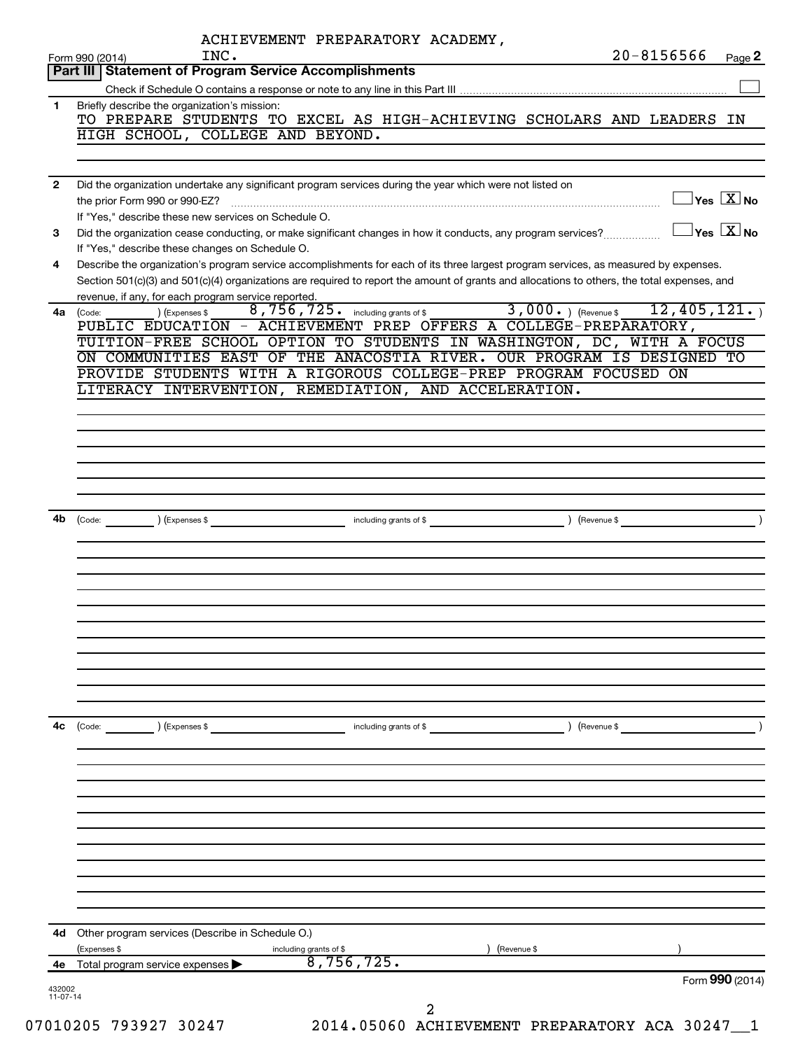ACHIEVEMENT PREPARATORY ACADEMY, INC. 20-8156566

Form 990 (2014)

## Part III | Statement of Program Service Accomplishments

Check if Schedule O contains a response or note to any line in this Part III [ ]

**1** Briefly describe the organization's mission:

TO PREPARE STUDENTS TO EXCEL AS HIGH-ACHIEVING SCHOLARS AND LEADERS IN HIGH SCHOOL, COLLEGE AND BEYOND.

**2** Did the organization undertake any significant program services during the year which were not listed on the prior Form 990 or 990-EZ? [ ] Yes [X] No

If "Yes," describe these new services on Schedule O.

**3** Did the organization cease conducting, or make significant changes in how it conducts, any program services? [ ] Yes [X] No

If "Yes," describe these changes on Schedule O.

**4** Describe the organization's program service accomplishments for each of its three largest program services, as measured by expenses. Section 501(c)(3) and 501(c)(4) organizations are required to report the amount of grants and allocations to others, the total expenses, and revenue, if any, for each program service reported.

**4a** (Code: ) (Expenses $ 8,756,725. including grants of $ 3,000.) (Revenue $ 12,405,121.)

PUBLIC EDUCATION - ACHIEVEMENT PREP OFFERS A COLLEGE-PREPARATORY, TUITION-FREE SCHOOL OPTION TO STUDENTS IN WASHINGTON, DC, WITH A FOCUS ON COMMUNITIES EAST OF THE ANACOSTIA RIVER. OUR PROGRAM IS DESIGNED TO PROVIDE STUDENTS WITH A RIGOROUS COLLEGE-PREP PROGRAM FOCUSED ON LITERACY INTERVENTION, REMEDIATION, AND ACCELERATION.

**4b** (Code: ) (Expenses $ including grants of $ ) (Revenue $ )

**4c** (Code: ) (Expenses $ including grants of $ ) (Revenue $ )

**4d** Other program services (Describe in Schedule O.)

(Expenses $ including grants of $ ) (Revenue $ )

**4e** Total program service expenses ▶ 8,756,725.

Form **990** (2014)

432002 11-07-14

07010205 793927 30247 2014.05060 ACHIEVEMENT PREPARATORY ACA 30247__1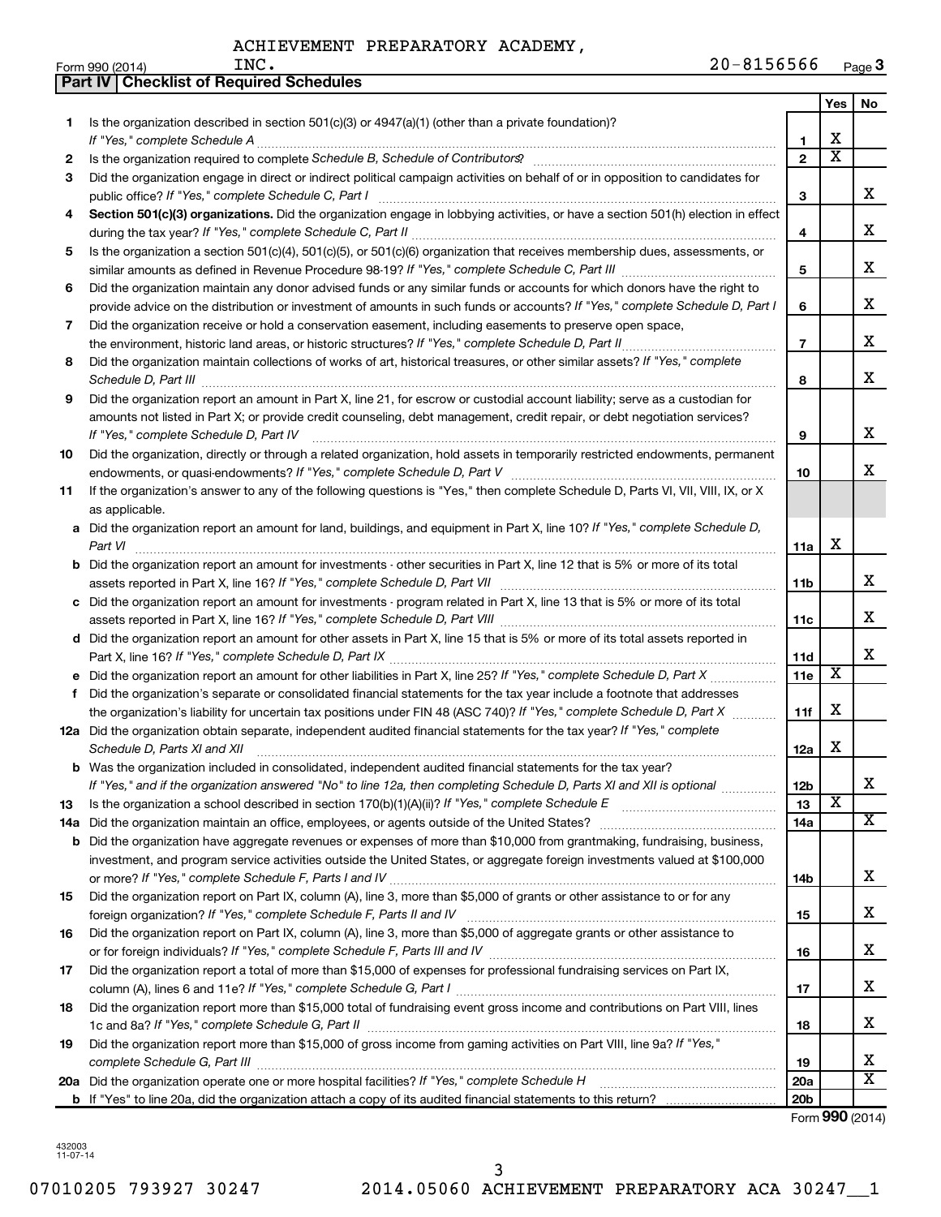ACHIEVEMENT PREPARATORY ACADEMY, INC. 20-8156566

Form 990 (2014)

## Part IV | Checklist of Required Schedules

| | | | Yes | No |
|---|---|---|---|---|
| 1 | Is the organization described in section 501(c)(3) or 4947(a)(1) (other than a private foundation)? *If "Yes," complete Schedule A* | 1 | X | |
| 2 | Is the organization required to complete *Schedule B, Schedule of Contributors*? | 2 | X | |
| 3 | Did the organization engage in direct or indirect political campaign activities on behalf of or in opposition to candidates for public office? *If "Yes," complete Schedule C, Part I* | 3 | | X |
| 4 | **Section 501(c)(3) organizations.** Did the organization engage in lobbying activities, or have a section 501(h) election in effect during the tax year? *If "Yes," complete Schedule C, Part II* | 4 | | X |
| 5 | Is the organization a section 501(c)(4), 501(c)(5), or 501(c)(6) organization that receives membership dues, assessments, or similar amounts as defined in Revenue Procedure 98-19? *If "Yes," complete Schedule C, Part III* | 5 | | X |
| 6 | Did the organization maintain any donor advised funds or any similar funds or accounts for which donors have the right to provide advice on the distribution or investment of amounts in such funds or accounts? *If "Yes," complete Schedule D, Part I* | 6 | | X |
| 7 | Did the organization receive or hold a conservation easement, including easements to preserve open space, the environment, historic land areas, or historic structures? *If "Yes," complete Schedule D, Part II* | 7 | | X |
| 8 | Did the organization maintain collections of works of art, historical treasures, or other similar assets? *If "Yes," complete Schedule D, Part III* | 8 | | X |
| 9 | Did the organization report an amount in Part X, line 21, for escrow or custodial account liability; serve as a custodian for amounts not listed in Part X; or provide credit counseling, debt management, credit repair, or debt negotiation services? *If "Yes," complete Schedule D, Part IV* | 9 | | X |
| 10 | Did the organization, directly or through a related organization, hold assets in temporarily restricted endowments, permanent endowments, or quasi-endowments? *If "Yes," complete Schedule D, Part V* | 10 | | X |
| 11 | If the organization's answer to any of the following questions is "Yes," then complete Schedule D, Parts VI, VII, VIII, IX, or X as applicable. | | | |
| a | Did the organization report an amount for land, buildings, and equipment in Part X, line 10? *If "Yes," complete Schedule D, Part VI* | 11a | X | |
| b | Did the organization report an amount for investments - other securities in Part X, line 12 that is 5% or more of its total assets reported in Part X, line 16? *If "Yes," complete Schedule D, Part VII* | 11b | | X |
| c | Did the organization report an amount for investments - program related in Part X, line 13 that is 5% or more of its total assets reported in Part X, line 16? *If "Yes," complete Schedule D, Part VIII* | 11c | | X |
| d | Did the organization report an amount for other assets in Part X, line 15 that is 5% or more of its total assets reported in Part X, line 16? *If "Yes," complete Schedule D, Part IX* | 11d | | X |
| e | Did the organization report an amount for other liabilities in Part X, line 25? *If "Yes," complete Schedule D, Part X* | 11e | X | |
| f | Did the organization's separate or consolidated financial statements for the tax year include a footnote that addresses the organization's liability for uncertain tax positions under FIN 48 (ASC 740)? *If "Yes," complete Schedule D, Part X* | 11f | X | |
| 12a | Did the organization obtain separate, independent audited financial statements for the tax year? *If "Yes," complete Schedule D, Parts XI and XII* | 12a | X | |
| b | Was the organization included in consolidated, independent audited financial statements for the tax year? *If "Yes," and if the organization answered "No" to line 12a, then completing Schedule D, Parts XI and XII is optional* | 12b | | X |
| 13 | Is the organization a school described in section 170(b)(1)(A)(ii)? *If "Yes," complete Schedule E* | 13 | X | |
| 14a | Did the organization maintain an office, employees, or agents outside of the United States? | 14a | | X |
| b | Did the organization have aggregate revenues or expenses of more than $10,000 from grantmaking, fundraising, business, investment, and program service activities outside the United States, or aggregate foreign investments valued at $100,000 or more? *If "Yes," complete Schedule F, Parts I and IV* | 14b | | X |
| 15 | Did the organization report on Part IX, column (A), line 3, more than $5,000 of grants or other assistance to or for any foreign organization? *If "Yes," complete Schedule F, Parts II and IV* | 15 | | X |
| 16 | Did the organization report on Part IX, column (A), line 3, more than $5,000 of aggregate grants or other assistance to or for foreign individuals? *If "Yes," complete Schedule F, Parts III and IV* | 16 | | X |
| 17 | Did the organization report a total of more than $15,000 of expenses for professional fundraising services on Part IX, column (A), lines 6 and 11e? *If "Yes," complete Schedule G, Part I* | 17 | | X |
| 18 | Did the organization report more than $15,000 total of fundraising event gross income and contributions on Part VIII, lines 1c and 8a? *If "Yes," complete Schedule G, Part II* | 18 | | X |
| 19 | Did the organization report more than $15,000 of gross income from gaming activities on Part VIII, line 9a? *If "Yes," complete Schedule G, Part III* | 19 | | X |
| 20a | Did the organization operate one or more hospital facilities? *If "Yes," complete Schedule H* | 20a | | X |
| b | If "Yes" to line 20a, did the organization attach a copy of its audited financial statements to this return? | 20b | | |

Form **990** (2014)

432003 11-07-14

07010205 793927 30247 2014.05060 ACHIEVEMENT PREPARATORY ACA 30247__1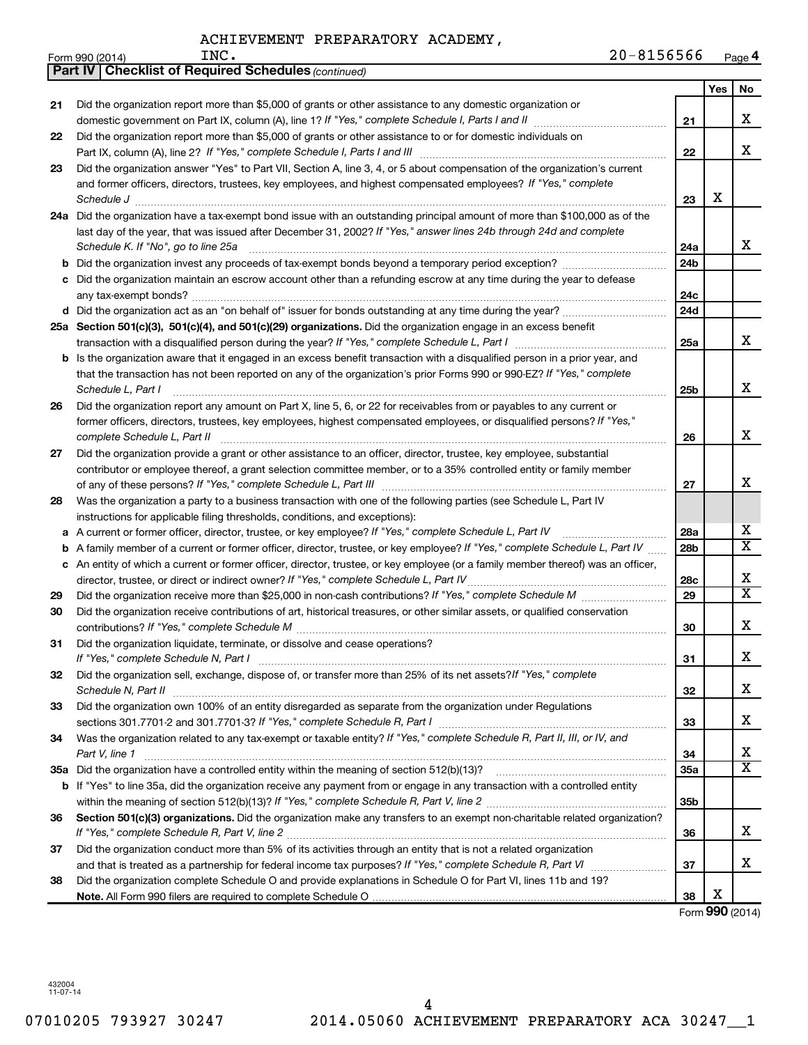ACHIEVEMENT PREPARATORY ACADEMY, INC. 20-8156566

Form 990 (2014)

**Part IV | Checklist of Required Schedules** *(continued)*

| | | | Yes | No |
|---|---|---|---|---|
| 21 | Did the organization report more than $5,000 of grants or other assistance to any domestic organization or domestic government on Part IX, column (A), line 1? *If "Yes," complete Schedule I, Parts I and II* | 21 | | X |
| 22 | Did the organization report more than $5,000 of grants or other assistance to or for domestic individuals on Part IX, column (A), line 2? *If "Yes," complete Schedule I, Parts I and III* | 22 | | X |
| 23 | Did the organization answer "Yes" to Part VII, Section A, line 3, 4, or 5 about compensation of the organization's current and former officers, directors, trustees, key employees, and highest compensated employees? *If "Yes," complete Schedule J* | 23 | X | |
| 24a | Did the organization have a tax-exempt bond issue with an outstanding principal amount of more than $100,000 as of the last day of the year, that was issued after December 31, 2002? *If "Yes," answer lines 24b through 24d and complete Schedule K. If "No", go to line 25a* | 24a | | X |
| b | Did the organization invest any proceeds of tax-exempt bonds beyond a temporary period exception? | 24b | | |
| c | Did the organization maintain an escrow account other than a refunding escrow at any time during the year to defease any tax-exempt bonds? | 24c | | |
| d | Did the organization act as an "on behalf of" issuer for bonds outstanding at any time during the year? | 24d | | |
| 25a | **Section 501(c)(3), 501(c)(4), and 501(c)(29) organizations.** Did the organization engage in an excess benefit transaction with a disqualified person during the year? *If "Yes," complete Schedule L, Part I* | 25a | | X |
| b | Is the organization aware that it engaged in an excess benefit transaction with a disqualified person in a prior year, and that the transaction has not been reported on any of the organization's prior Forms 990 or 990-EZ? *If "Yes," complete Schedule L, Part I* | 25b | | X |
| 26 | Did the organization report any amount on Part X, line 5, 6, or 22 for receivables from or payables to any current or former officers, directors, trustees, key employees, highest compensated employees, or disqualified persons? *If "Yes," complete Schedule L, Part II* | 26 | | X |
| 27 | Did the organization provide a grant or other assistance to an officer, director, trustee, key employee, substantial contributor or employee thereof, a grant selection committee member, or to a 35% controlled entity or family member of any of these persons? *If "Yes," complete Schedule L, Part III* | 27 | | X |
| 28 | Was the organization a party to a business transaction with one of the following parties (see Schedule L, Part IV instructions for applicable filing thresholds, conditions, and exceptions): | | | |
| a | A current or former officer, director, trustee, or key employee? *If "Yes," complete Schedule L, Part IV* | 28a | | X |
| b | A family member of a current or former officer, director, trustee, or key employee? *If "Yes," complete Schedule L, Part IV* | 28b | | X |
| c | An entity of which a current or former officer, director, trustee, or key employee (or a family member thereof) was an officer, director, trustee, or direct or indirect owner? *If "Yes," complete Schedule L, Part IV* | 28c | | X |
| 29 | Did the organization receive more than $25,000 in non-cash contributions? *If "Yes," complete Schedule M* | 29 | | X |
| 30 | Did the organization receive contributions of art, historical treasures, or other similar assets, or qualified conservation contributions? *If "Yes," complete Schedule M* | 30 | | X |
| 31 | Did the organization liquidate, terminate, or dissolve and cease operations? *If "Yes," complete Schedule N, Part I* | 31 | | X |
| 32 | Did the organization sell, exchange, dispose of, or transfer more than 25% of its net assets? *If "Yes," complete Schedule N, Part II* | 32 | | X |
| 33 | Did the organization own 100% of an entity disregarded as separate from the organization under Regulations sections 301.7701-2 and 301.7701-3? *If "Yes," complete Schedule R, Part I* | 33 | | X |
| 34 | Was the organization related to any tax-exempt or taxable entity? *If "Yes," complete Schedule R, Part II, III, or IV, and Part V, line 1* | 34 | | X |
| 35a | Did the organization have a controlled entity within the meaning of section 512(b)(13)? | 35a | | X |
| b | If "Yes" to line 35a, did the organization receive any payment from or engage in any transaction with a controlled entity within the meaning of section 512(b)(13)? *If "Yes," complete Schedule R, Part V, line 2* | 35b | | |
| 36 | **Section 501(c)(3) organizations.** Did the organization make any transfers to an exempt non-charitable related organization? *If "Yes," complete Schedule R, Part V, line 2* | 36 | | X |
| 37 | Did the organization conduct more than 5% of its activities through an entity that is not a related organization and that is treated as a partnership for federal income tax purposes? *If "Yes," complete Schedule R, Part VI* | 37 | | X |
| 38 | Did the organization complete Schedule O and provide explanations in Schedule O for Part VI, lines 11b and 19? **Note.** All Form 990 filers are required to complete Schedule O | 38 | X | |

Form **990** (2014)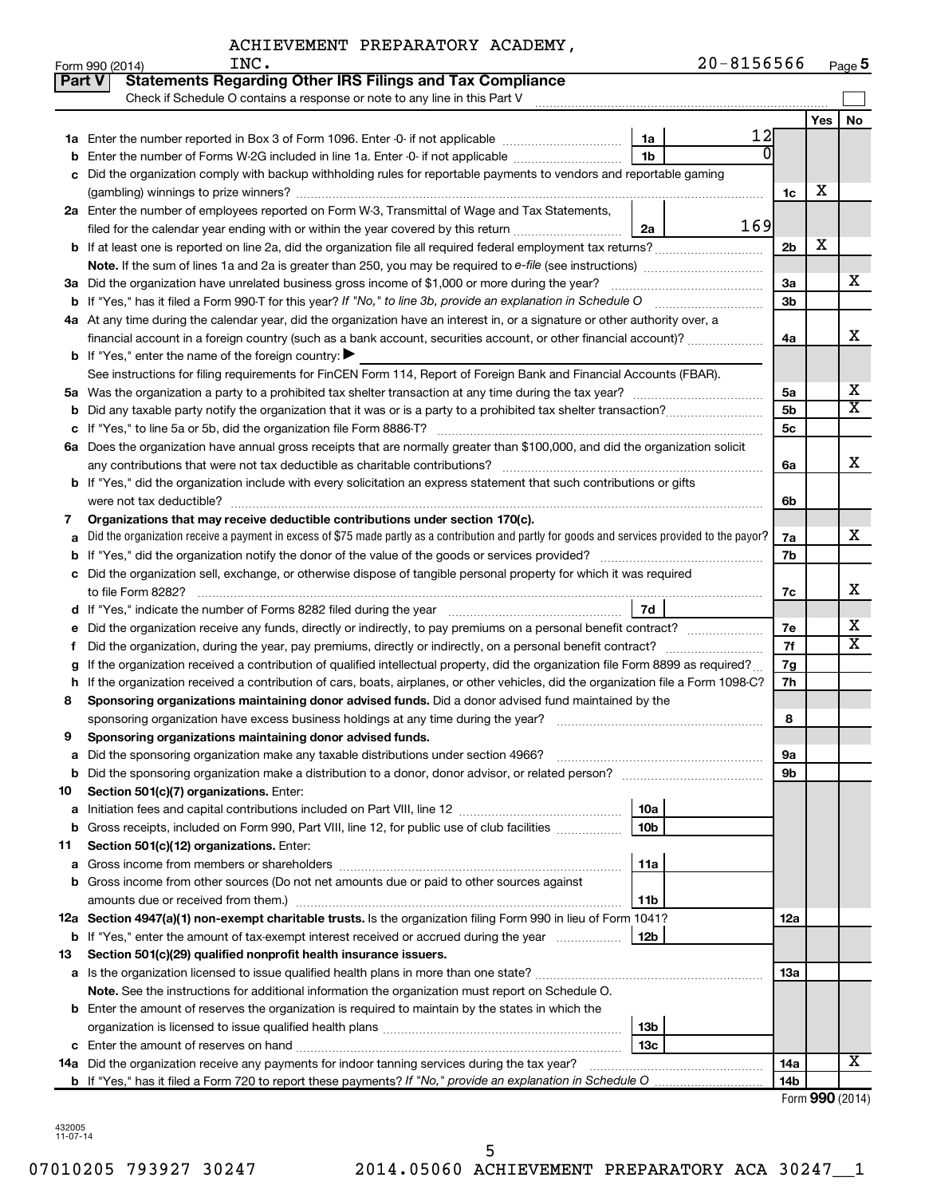ACHIEVEMENT PREPARATORY ACADEMY, INC. 20-8156566

Form 990 (2014) Page 5

## Part V Statements Regarding Other IRS Filings and Tax Compliance

Check if Schedule O contains a response or note to any line in this Part V

| | | | | | Yes | No |
|---|---|---|---|---|---|---|
| 1a | Enter the number reported in Box 3 of Form 1096. Enter -0- if not applicable | 1a | 12 | | | |
| b | Enter the number of Forms W-2G included in line 1a. Enter -0- if not applicable | 1b | 0 | | | |
| c | Did the organization comply with backup withholding rules for reportable payments to vendors and reportable gaming (gambling) winnings to prize winners? | | | 1c | X | |
| 2a | Enter the number of employees reported on Form W-3, Transmittal of Wage and Tax Statements, filed for the calendar year ending with or within the year covered by this return | 2a | 169 | | | |
| b | If at least one is reported on line 2a, did the organization file all required federal employment tax returns? | | | 2b | X | |
| | **Note.** If the sum of lines 1a and 2a is greater than 250, you may be required to *e-file* (see instructions) | | | | | |
| 3a | Did the organization have unrelated business gross income of $1,000 or more during the year? | | | 3a | | X |
| b | If "Yes," has it filed a Form 990-T for this year? *If "No," to line 3b, provide an explanation in Schedule O* | | | 3b | | |
| 4a | At any time during the calendar year, did the organization have an interest in, or a signature or other authority over, a financial account in a foreign country (such as a bank account, securities account, or other financial account)? | | | 4a | | X |
| b | If "Yes," enter the name of the foreign country: ▶ | | | | | |
| | See instructions for filing requirements for FinCEN Form 114, Report of Foreign Bank and Financial Accounts (FBAR). | | | | | |
| 5a | Was the organization a party to a prohibited tax shelter transaction at any time during the tax year? | | | 5a | | X |
| b | Did any taxable party notify the organization that it was or is a party to a prohibited tax shelter transaction? | | | 5b | | X |
| c | If "Yes," to line 5a or 5b, did the organization file Form 8886-T? | | | 5c | | |
| 6a | Does the organization have annual gross receipts that are normally greater than $100,000, and did the organization solicit any contributions that were not tax deductible as charitable contributions? | | | 6a | | X |
| b | If "Yes," did the organization include with every solicitation an express statement that such contributions or gifts were not tax deductible? | | | 6b | | |
| 7 | **Organizations that may receive deductible contributions under section 170(c).** | | | | | |
| a | Did the organization receive a payment in excess of $75 made partly as a contribution and partly for goods and services provided to the payor? | | | 7a | | X |
| b | If "Yes," did the organization notify the donor of the value of the goods or services provided? | | | 7b | | |
| c | Did the organization sell, exchange, or otherwise dispose of tangible personal property for which it was required to file Form 8282? | | | 7c | | X |
| d | If "Yes," indicate the number of Forms 8282 filed during the year | 7d | | | | |
| e | Did the organization receive any funds, directly or indirectly, to pay premiums on a personal benefit contract? | | | 7e | | X |
| f | Did the organization, during the year, pay premiums, directly or indirectly, on a personal benefit contract? | | | 7f | | X |
| g | If the organization received a contribution of qualified intellectual property, did the organization file Form 8899 as required? | | | 7g | | |
| h | If the organization received a contribution of cars, boats, airplanes, or other vehicles, did the organization file a Form 1098-C? | | | 7h | | |
| 8 | **Sponsoring organizations maintaining donor advised funds.** Did a donor advised fund maintained by the sponsoring organization have excess business holdings at any time during the year? | | | 8 | | |
| 9 | **Sponsoring organizations maintaining donor advised funds.** | | | | | |
| a | Did the sponsoring organization make any taxable distributions under section 4966? | | | 9a | | |
| b | Did the sponsoring organization make a distribution to a donor, donor advisor, or related person? | | | 9b | | |
| 10 | **Section 501(c)(7) organizations.** Enter: | | | | | |
| a | Initiation fees and capital contributions included on Part VIII, line 12 | 10a | | | | |
| b | Gross receipts, included on Form 990, Part VIII, line 12, for public use of club facilities | 10b | | | | |
| 11 | **Section 501(c)(12) organizations.** Enter: | | | | | |
| a | Gross income from members or shareholders | 11a | | | | |
| b | Gross income from other sources (Do not net amounts due or paid to other sources against amounts due or received from them.) | 11b | | | | |
| 12a | **Section 4947(a)(1) non-exempt charitable trusts.** Is the organization filing Form 990 in lieu of Form 1041? | | | 12a | | |
| b | If "Yes," enter the amount of tax-exempt interest received or accrued during the year | 12b | | | | |
| 13 | **Section 501(c)(29) qualified nonprofit health insurance issuers.** | | | | | |
| a | Is the organization licensed to issue qualified health plans in more than one state? | | | 13a | | |
| | **Note.** See the instructions for additional information the organization must report on Schedule O. | | | | | |
| b | Enter the amount of reserves the organization is required to maintain by the states in which the organization is licensed to issue qualified health plans | 13b | | | | |
| c | Enter the amount of reserves on hand | 13c | | | | |
| 14a | Did the organization receive any payments for indoor tanning services during the tax year? | | | 14a | | X |
| b | If "Yes," has it filed a Form 720 to report these payments? *If "No," provide an explanation in Schedule O* | | | 14b | | |

Form **990** (2014)

432005 11-07-14

07010205 793927 30247 2014.05060 ACHIEVEMENT PREPARATORY ACA 30247__1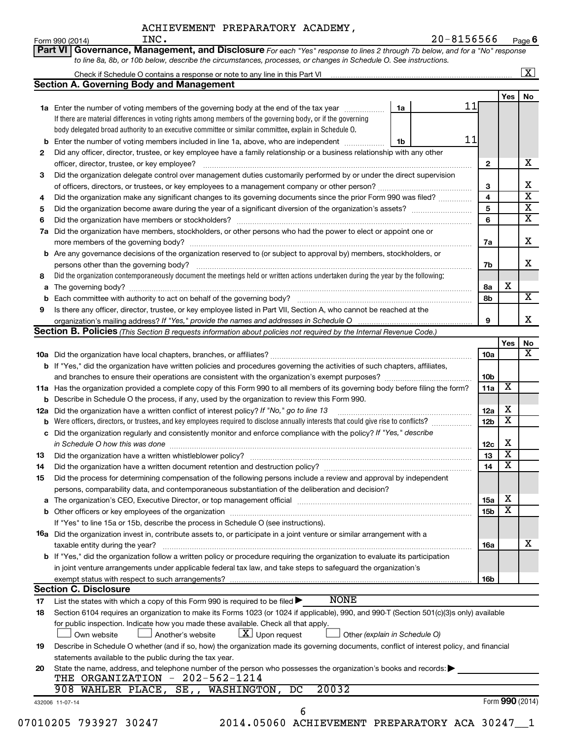ACHIEVEMENT PREPARATORY ACADEMY, INC. 20-8156566

Form 990 (2014) Page 6

**Part VI | Governance, Management, and Disclosure** *For each "Yes" response to lines 2 through 7b below, and for a "No" response to line 8a, 8b, or 10b below, describe the circumstances, processes, or changes in Schedule O. See instructions.*

Check if Schedule O contains a response or note to any line in this Part VI ... [X]

**Section A. Governing Body and Management**

| | | | | Yes | No |
|---|---|---|---|---|---|
| **1a** | Enter the number of voting members of the governing body at the end of the tax year ... **1a** 11. If there are material differences in voting rights among members of the governing body, or if the governing body delegated broad authority to an executive committee or similar committee, explain in Schedule O. | | | | |
| **b** | Enter the number of voting members included in line 1a, above, who are independent ... **1b** 11 | | | | |
| **2** | Did any officer, director, trustee, or key employee have a family relationship or a business relationship with any other officer, director, trustee, or key employee? | **2** | | | X |
| **3** | Did the organization delegate control over management duties customarily performed by or under the direct supervision of officers, directors, or trustees, or key employees to a management company or other person? | **3** | | | X |
| **4** | Did the organization make any significant changes to its governing documents since the prior Form 990 was filed? | **4** | | | X |
| **5** | Did the organization become aware during the year of a significant diversion of the organization's assets? | **5** | | | X |
| **6** | Did the organization have members or stockholders? | **6** | | | X |
| **7a** | Did the organization have members, stockholders, or other persons who had the power to elect or appoint one or more members of the governing body? | **7a** | | | X |
| **b** | Are any governance decisions of the organization reserved to (or subject to approval by) members, stockholders, or persons other than the governing body? | **7b** | | | X |
| **8** | Did the organization contemporaneously document the meetings held or written actions undertaken during the year by the following: | | | | |
| **a** | The governing body? | **8a** | | X | |
| **b** | Each committee with authority to act on behalf of the governing body? | **8b** | | | X |
| **9** | Is there any officer, director, trustee, or key employee listed in Part VII, Section A, who cannot be reached at the organization's mailing address? *If "Yes," provide the names and addresses in Schedule O* | **9** | | | X |

**Section B. Policies** *(This Section B requests information about policies not required by the Internal Revenue Code.)*

| | | | Yes | No |
|---|---|---|---|---|
| **10a** | Did the organization have local chapters, branches, or affiliates? | **10a** | | X |
| **b** | If "Yes," did the organization have written policies and procedures governing the activities of such chapters, affiliates, and branches to ensure their operations are consistent with the organization's exempt purposes? | **10b** | | |
| **11a** | Has the organization provided a complete copy of this Form 990 to all members of its governing body before filing the form? | **11a** | X | |
| **b** | Describe in Schedule O the process, if any, used by the organization to review this Form 990. | | | |
| **12a** | Did the organization have a written conflict of interest policy? *If "No," go to line 13* | **12a** | X | |
| **b** | Were officers, directors, or trustees, and key employees required to disclose annually interests that could give rise to conflicts? | **12b** | X | |
| **c** | Did the organization regularly and consistently monitor and enforce compliance with the policy? *If "Yes," describe in Schedule O how this was done* | **12c** | X | |
| **13** | Did the organization have a written whistleblower policy? | **13** | X | |
| **14** | Did the organization have a written document retention and destruction policy? | **14** | X | |
| **15** | Did the process for determining compensation of the following persons include a review and approval by independent persons, comparability data, and contemporaneous substantiation of the deliberation and decision? | | | |
| **a** | The organization's CEO, Executive Director, or top management official | **15a** | X | |
| **b** | Other officers or key employees of the organization | **15b** | X | |
| | If "Yes" to line 15a or 15b, describe the process in Schedule O (see instructions). | | | |
| **16a** | Did the organization invest in, contribute assets to, or participate in a joint venture or similar arrangement with a taxable entity during the year? | **16a** | | X |
| **b** | If "Yes," did the organization follow a written policy or procedure requiring the organization to evaluate its participation in joint venture arrangements under applicable federal tax law, and take steps to safeguard the organization's exempt status with respect to such arrangements? | **16b** | | |

**Section C. Disclosure**

**17** List the states with which a copy of this Form 990 is required to be filed ▶ NONE

**18** Section 6104 requires an organization to make its Forms 1023 (or 1024 if applicable), 990, and 990-T (Section 501(c)(3)s only) available for public inspection. Indicate how you made these available. Check all that apply.

[ ] Own website [ ] Another's website [X] Upon request [ ] Other *(explain in Schedule O)*

**19** Describe in Schedule O whether (and if so, how) the organization made its governing documents, conflict of interest policy, and financial statements available to the public during the tax year.

**20** State the name, address, and telephone number of the person who possesses the organization's books and records: ▶

THE ORGANIZATION - 202-562-1214

908 WAHLER PLACE, SE,, WASHINGTON, DC 20032

432006 11-07-14 Form **990** (2014)

07010205 793927 30247 2014.05060 ACHIEVEMENT PREPARATORY ACA 30247__1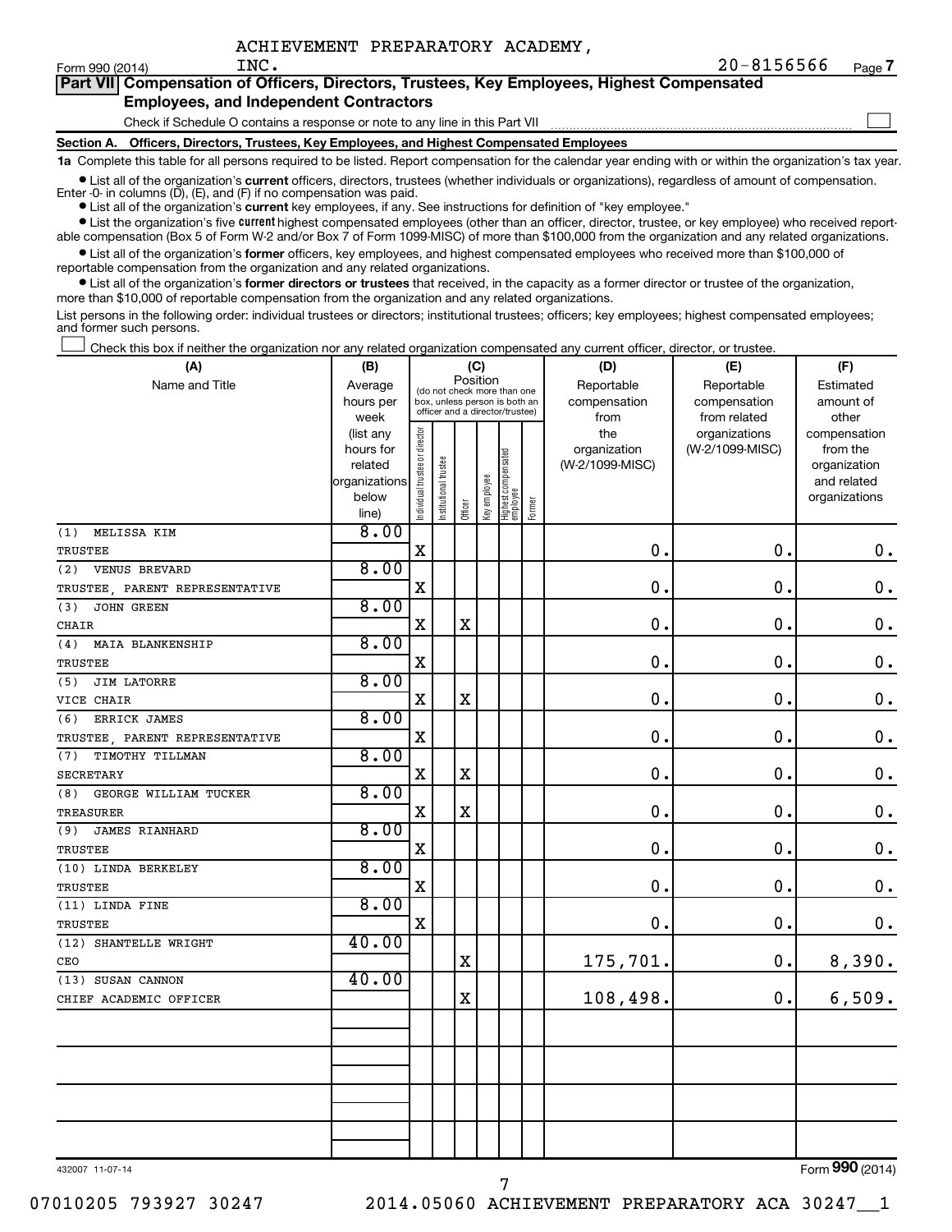ACHIEVEMENT PREPARATORY ACADEMY, INC.

Form 990 (2014) 20-8156566 Page 7

## Part VII Compensation of Officers, Directors, Trustees, Key Employees, Highest Compensated Employees, and Independent Contractors

Check if Schedule O contains a response or note to any line in this Part VII ☐

### Section A. Officers, Directors, Trustees, Key Employees, and Highest Compensated Employees

**1a** Complete this table for all persons required to be listed. Report compensation for the calendar year ending with or within the organization's tax year.

- List all of the organization's **current** officers, directors, trustees (whether individuals or organizations), regardless of amount of compensation. Enter -0- in columns (D), (E), and (F) if no compensation was paid.
- List all of the organization's **current** key employees, if any. See instructions for definition of "key employee."
- List the organization's five **current** highest compensated employees (other than an officer, director, trustee, or key employee) who received reportable compensation (Box 5 of Form W-2 and/or Box 7 of Form 1099-MISC) of more than $100,000 from the organization and any related organizations.
- List all of the organization's **former** officers, key employees, and highest compensated employees who received more than $100,000 of reportable compensation from the organization and any related organizations.
- List all of the organization's **former directors or trustees** that received, in the capacity as a former director or trustee of the organization, more than $10,000 of reportable compensation from the organization and any related organizations.

List persons in the following order: individual trustees or directors; institutional trustees; officers; key employees; highest compensated employees; and former such persons.

☐ Check this box if neither the organization nor any related organization compensated any current officer, director, or trustee.

| (A) Name and Title | (B) Average hours per week (list any hours for related organizations below line) | (C) Position: Individual trustee or director | Institutional trustee | Officer | Key employee | Highest compensated employee | Former | (D) Reportable compensation from the organization (W-2/1099-MISC) | (E) Reportable compensation from related organizations (W-2/1099-MISC) | (F) Estimated amount of other compensation from the organization and related organizations |
|---|---|---|---|---|---|---|---|---|---|---|
| (1) MELISSA KIM<br>TRUSTEE | 8.00 | X | | | | | | 0. | 0. | 0. |
| (2) VENUS BREVARD<br>TRUSTEE, PARENT REPRESENTATIVE | 8.00 | X | | | | | | 0. | 0. | 0. |
| (3) JOHN GREEN<br>CHAIR | 8.00 | X | | X | | | | 0. | 0. | 0. |
| (4) MAIA BLANKENSHIP<br>TRUSTEE | 8.00 | X | | | | | | 0. | 0. | 0. |
| (5) JIM LATORRE<br>VICE CHAIR | 8.00 | X | | X | | | | 0. | 0. | 0. |
| (6) ERRICK JAMES<br>TRUSTEE, PARENT REPRESENTATIVE | 8.00 | X | | | | | | 0. | 0. | 0. |
| (7) TIMOTHY TILLMAN<br>SECRETARY | 8.00 | X | | X | | | | 0. | 0. | 0. |
| (8) GEORGE WILLIAM TUCKER<br>TREASURER | 8.00 | X | | X | | | | 0. | 0. | 0. |
| (9) JAMES RIANHARD<br>TRUSTEE | 8.00 | X | | | | | | 0. | 0. | 0. |
| (10) LINDA BERKELEY<br>TRUSTEE | 8.00 | X | | | | | | 0. | 0. | 0. |
| (11) LINDA FINE<br>TRUSTEE | 8.00 | X | | | | | | 0. | 0. | 0. |
| (12) SHANTELLE WRIGHT<br>CEO | 40.00 | | | X | | | | 175,701. | 0. | 8,390. |
| (13) SUSAN CANNON<br>CHIEF ACADEMIC OFFICER | 40.00 | | | X | | | | 108,498. | 0. | 6,509. |
| | | | | | | | | | | |
| | | | | | | | | | | |
| | | | | | | | | | | |
| | | | | | | | | | | |

432007 11-07-14

Form **990** (2014)

07010205 793927 30247 2014.05060 ACHIEVEMENT PREPARATORY ACA 30247__1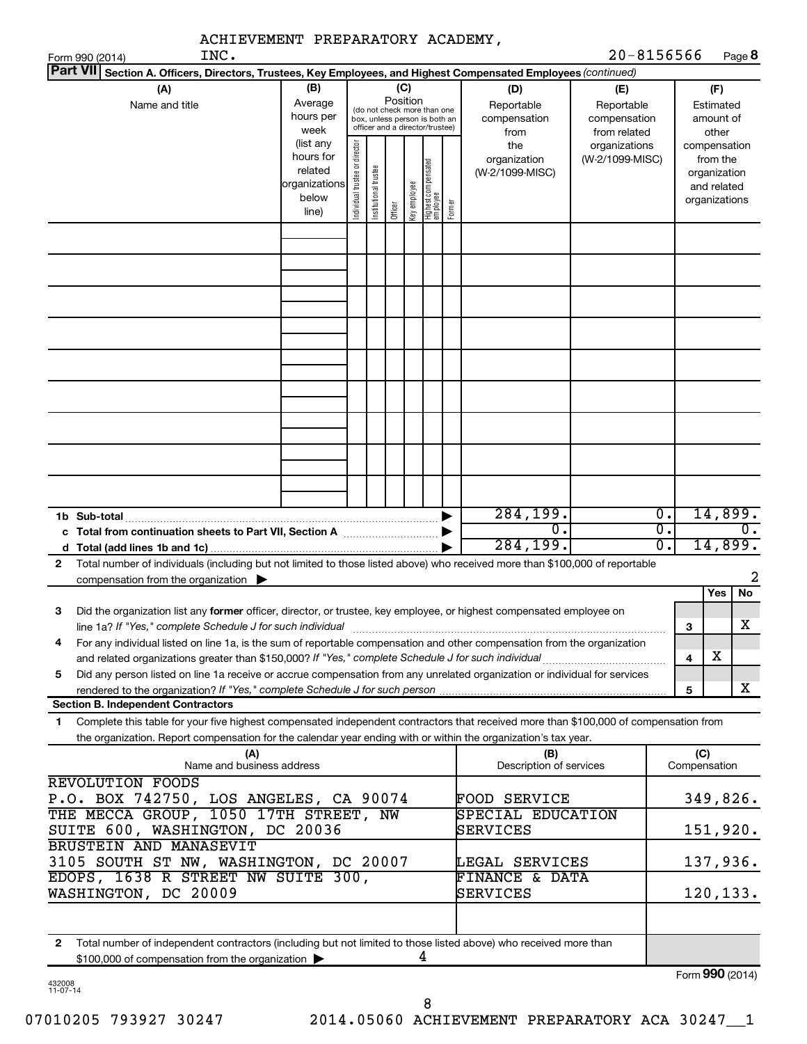ACHIEVEMENT PREPARATORY ACADEMY, INC. 20-8156566

Form 990 (2014) Page **8**

**Part VII** **Section A. Officers, Directors, Trustees, Key Employees, and Highest Compensated Employees** *(continued)*

| (A) Name and title | (B) Average hours per week (list any hours for related organizations below line) | (C) Position: Individual trustee or director | Institutional trustee | Officer | Key employee | Highest compensated employee | Former | (D) Reportable compensation from the organization (W-2/1099-MISC) | (E) Reportable compensation from related organizations (W-2/1099-MISC) | (F) Estimated amount of other compensation from the organization and related organizations |
|---|---|---|---|---|---|---|---|---|---|---|
| | | | | | | | | | | |
| | | | | | | | | | | |
| | | | | | | | | | | |
| | | | | | | | | | | |
| | | | | | | | | | | |
| | | | | | | | | | | |
| | | | | | | | | | | |
| | | | | | | | | | | |
| | | | | | | | | | | |
| **1b Sub-total** | | | | | | | ▶ | 284,199. | 0. | 14,899. |
| **c Total from continuation sheets to Part VII, Section A** | | | | | | | ▶ | 0. | 0. | 0. |
| **d Total (add lines 1b and 1c)** | | | | | | | ▶ | 284,199. | 0. | 14,899. |

**2** Total number of individuals (including but not limited to those listed above) who received more than $100,000 of reportable compensation from the organization ▶ 2

| | | | Yes | No |
|---|---|---|---|---|
| **3** | Did the organization list any **former** officer, director, or trustee, key employee, or highest compensated employee on line 1a? *If "Yes," complete Schedule J for such individual* | **3** | | X |
| **4** | For any individual listed on line 1a, is the sum of reportable compensation and other compensation from the organization and related organizations greater than $150,000? *If "Yes," complete Schedule J for such individual* | **4** | X | |
| **5** | Did any person listed on line 1a receive or accrue compensation from any unrelated organization or individual for services rendered to the organization? *If "Yes," complete Schedule J for such person* | **5** | | X |

**Section B. Independent Contractors**

**1** Complete this table for your five highest compensated independent contractors that received more than $100,000 of compensation from the organization. Report compensation for the calendar year ending with or within the organization's tax year.

| (A) Name and business address | (B) Description of services | (C) Compensation |
|---|---|---|
| REVOLUTION FOODS<br>P.O. BOX 742750, LOS ANGELES, CA 90074 | FOOD SERVICE | 349,826. |
| THE MECCA GROUP, 1050 17TH STREET, NW<br>SUITE 600, WASHINGTON, DC 20036 | SPECIAL EDUCATION SERVICES | 151,920. |
| BRUSTEIN AND MANASEVIT<br>3105 SOUTH ST NW, WASHINGTON, DC 20007 | LEGAL SERVICES | 137,936. |
| EDOPS, 1638 R STREET NW SUITE 300,<br>WASHINGTON, DC 20009 | FINANCE & DATA SERVICES | 120,133. |
| | | |

**2** Total number of independent contractors (including but not limited to those listed above) who received more than $100,000 of compensation from the organization ▶ 4

Form **990** (2014)

432008 11-07-14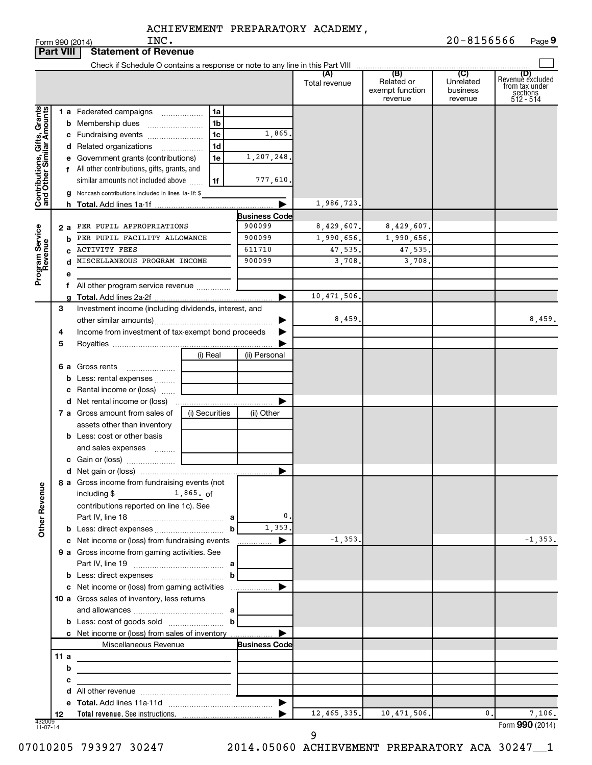ACHIEVEMENT PREPARATORY ACADEMY, INC. 20-8156566

Form 990 (2014)

## Part VIII Statement of Revenue

Check if Schedule O contains a response or note to any line in this Part VIII

| | | | | (A) Total revenue | (B) Related or exempt function revenue | (C) Unrelated business revenue | (D) Revenue excluded from tax under sections 512 - 514 |
|---|---|---|---|---|---|---|---|
| **Contributions, Gifts, Grants and Other Similar Amounts** | 1 a Federated campaigns | 1a | | | | | |
| | b Membership dues | 1b | | | | | |
| | c Fundraising events | 1c | 1,865. | | | | |
| | d Related organizations | 1d | | | | | |
| | e Government grants (contributions) | 1e | 1,207,248. | | | | |
| | f All other contributions, gifts, grants, and similar amounts not included above | 1f | 777,610. | | | | |
| | g Noncash contributions included in lines 1a-1f: $ | | | | | | |
| | h **Total.** Add lines 1a-1f | | ▶ | 1,986,723. | | | |
| **Program Service Revenue** | | | **Business Code** | | | | |
| | 2 a PER PUPIL APPROPRIATIONS | | 900099 | 8,429,607. | 8,429,607. | | |
| | b PER PUPIL FACILITY ALLOWANCE | | 900099 | 1,990,656. | 1,990,656. | | |
| | c ACTIVITY FEES | | 611710 | 47,535. | 47,535. | | |
| | d MISCELLANEOUS PROGRAM INCOME | | 900099 | 3,708. | 3,708. | | |
| | e | | | | | | |
| | f All other program service revenue | | | | | | |
| | g **Total.** Add lines 2a-2f | | ▶ | 10,471,506. | | | |
| **Other Revenue** | 3 Investment income (including dividends, interest, and other similar amounts) | | ▶ | 8,459. | | | 8,459. |
| | 4 Income from investment of tax-exempt bond proceeds | | ▶ | | | | |
| | 5 Royalties | | ▶ | | | | |
| | | (i) Real | (ii) Personal | | | | |
| | 6 a Gross rents | | | | | | |
| | b Less: rental expenses | | | | | | |
| | c Rental income or (loss) | | | | | | |
| | d Net rental income or (loss) | | ▶ | | | | |
| | | (i) Securities | (ii) Other | | | | |
| | 7 a Gross amount from sales of assets other than inventory | | | | | | |
| | b Less: cost or other basis and sales expenses | | | | | | |
| | c Gain or (loss) | | | | | | |
| | d Net gain or (loss) | | ▶ | | | | |
| | 8 a Gross income from fundraising events (not including $ 1,865. of contributions reported on line 1c). See Part IV, line 18 | a | 0. | | | | |
| | b Less: direct expenses | b | 1,353. | | | | |
| | c Net income or (loss) from fundraising events | | ▶ | -1,353. | | | -1,353. |
| | 9 a Gross income from gaming activities. See Part IV, line 19 | a | | | | | |
| | b Less: direct expenses | b | | | | | |
| | c Net income or (loss) from gaming activities | | ▶ | | | | |
| | 10 a Gross sales of inventory, less returns and allowances | a | | | | | |
| | b Less: cost of goods sold | b | | | | | |
| | c Net income or (loss) from sales of inventory | | ▶ | | | | |
| | Miscellaneous Revenue | | **Business Code** | | | | |
| | 11 a | | | | | | |
| | b | | | | | | |
| | c | | | | | | |
| | d All other revenue | | | | | | |
| | e **Total.** Add lines 11a-11d | | ▶ | | | | |
| | 12 **Total revenue.** See instructions. | | ▶ | 12,465,335. | 10,471,506. | 0. | 7,106. |

432009 11-07-14

Form **990** (2014)

07010205 793927 30247 2014.05060 ACHIEVEMENT PREPARATORY ACA 30247__1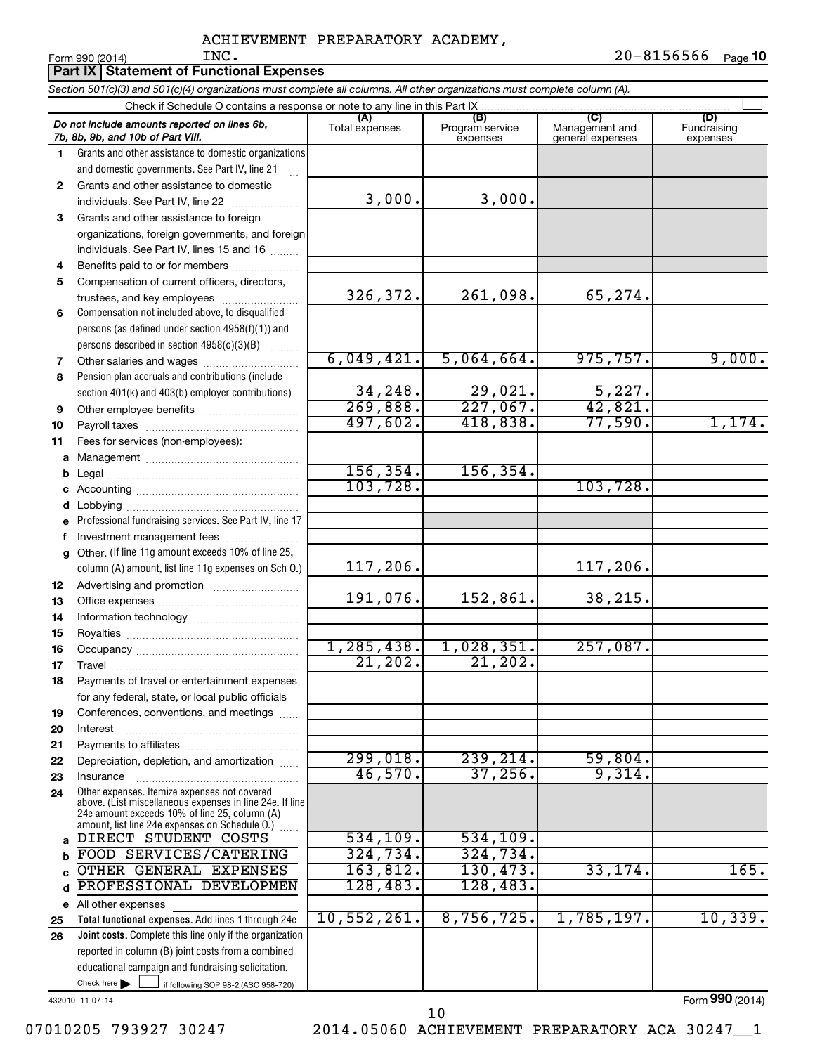ACHIEVEMENT PREPARATORY ACADEMY, INC.

Form 990 (2014) 20-8156566 Page 10

## Part IX Statement of Functional Expenses

*Section 501(c)(3) and 501(c)(4) organizations must complete all columns. All other organizations must complete column (A).*

Check if Schedule O contains a response or note to any line in this Part IX

| *Do not include amounts reported on lines 6b, 7b, 8b, 9b, and 10b of Part VIII.* | (A) Total expenses | (B) Program service expenses | (C) Management and general expenses | (D) Fundraising expenses |
|---|---|---|---|---|
| 1 Grants and other assistance to domestic organizations and domestic governments. See Part IV, line 21 | | | | |
| 2 Grants and other assistance to domestic individuals. See Part IV, line 22 | 3,000. | 3,000. | | |
| 3 Grants and other assistance to foreign organizations, foreign governments, and foreign individuals. See Part IV, lines 15 and 16 | | | | |
| 4 Benefits paid to or for members | | | | |
| 5 Compensation of current officers, directors, trustees, and key employees | 326,372. | 261,098. | 65,274. | |
| 6 Compensation not included above, to disqualified persons (as defined under section 4958(f)(1)) and persons described in section 4958(c)(3)(B) | | | | |
| 7 Other salaries and wages | 6,049,421. | 5,064,664. | 975,757. | 9,000. |
| 8 Pension plan accruals and contributions (include section 401(k) and 403(b) employer contributions) | 34,248. | 29,021. | 5,227. | |
| 9 Other employee benefits | 269,888. | 227,067. | 42,821. | |
| 10 Payroll taxes | 497,602. | 418,838. | 77,590. | 1,174. |
| 11 Fees for services (non-employees): | | | | |
| a Management | | | | |
| b Legal | 156,354. | 156,354. | | |
| c Accounting | 103,728. | | 103,728. | |
| d Lobbying | | | | |
| e Professional fundraising services. See Part IV, line 17 | | | | |
| f Investment management fees | | | | |
| g Other. (If line 11g amount exceeds 10% of line 25, column (A) amount, list line 11g expenses on Sch O.) | 117,206. | | 117,206. | |
| 12 Advertising and promotion | | | | |
| 13 Office expenses | 191,076. | 152,861. | 38,215. | |
| 14 Information technology | | | | |
| 15 Royalties | | | | |
| 16 Occupancy | 1,285,438. | 1,028,351. | 257,087. | |
| 17 Travel | 21,202. | 21,202. | | |
| 18 Payments of travel or entertainment expenses for any federal, state, or local public officials | | | | |
| 19 Conferences, conventions, and meetings | | | | |
| 20 Interest | | | | |
| 21 Payments to affiliates | | | | |
| 22 Depreciation, depletion, and amortization | 299,018. | 239,214. | 59,804. | |
| 23 Insurance | 46,570. | 37,256. | 9,314. | |
| 24 Other expenses. Itemize expenses not covered above. (List miscellaneous expenses in line 24e. If line 24e amount exceeds 10% of line 25, column (A) amount, list line 24e expenses on Schedule O.) | | | | |
| a DIRECT STUDENT COSTS | 534,109. | 534,109. | | |
| b FOOD SERVICES/CATERING | 324,734. | 324,734. | | |
| c OTHER GENERAL EXPENSES | 163,812. | 130,473. | 33,174. | 165. |
| d PROFESSIONAL DEVELOPMEN | 128,483. | 128,483. | | |
| e All other expenses | | | | |
| 25 **Total functional expenses.** Add lines 1 through 24e | 10,552,261. | 8,756,725. | 1,785,197. | 10,339. |
| 26 **Joint costs.** Complete this line only if the organization reported in column (B) joint costs from a combined educational campaign and fundraising solicitation. Check here ☐ if following SOP 98-2 (ASC 958-720) | | | | |

432010 11-07-14

Form **990** (2014)

07010205 793927 30247 2014.05060 ACHIEVEMENT PREPARATORY ACA 30247__1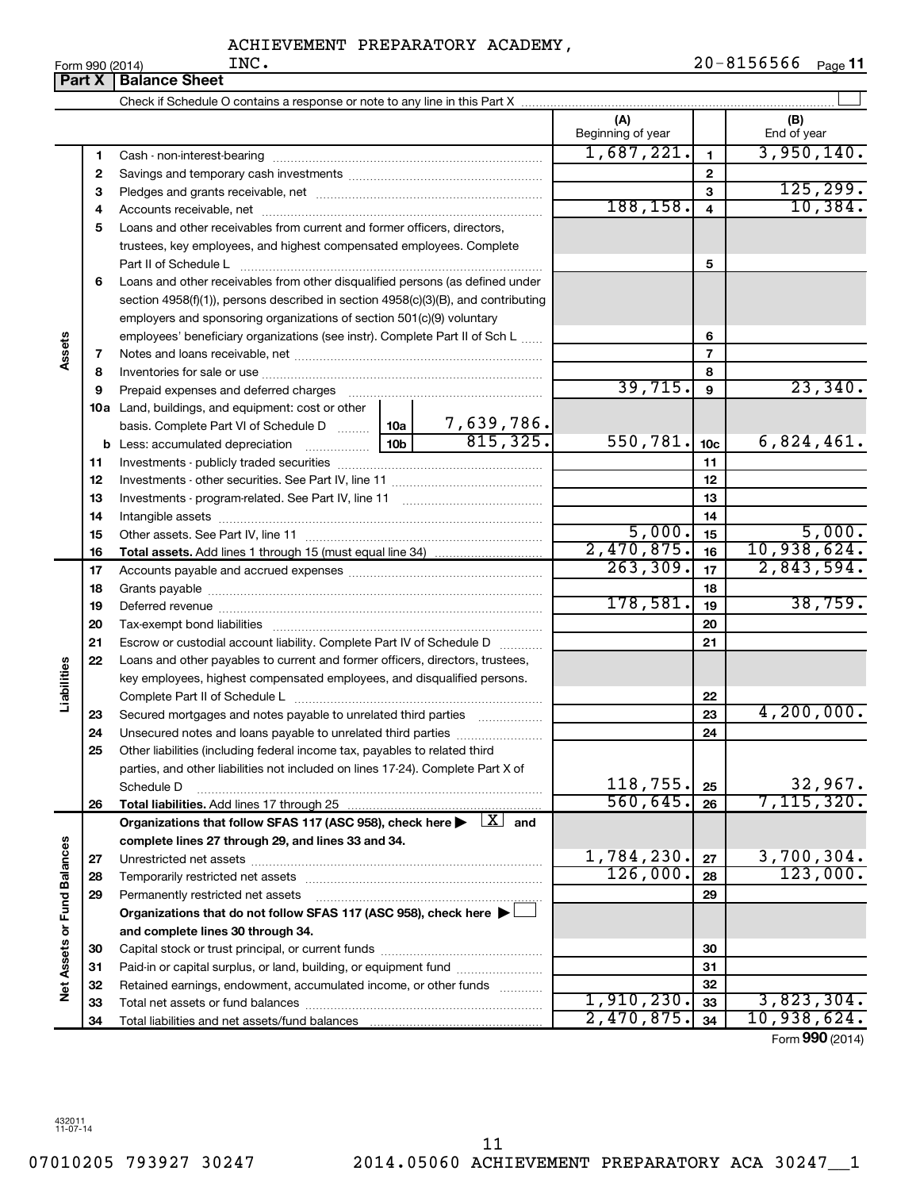ACHIEVEMENT PREPARATORY ACADEMY, INC.

Form 990 (2014) 20-8156566

## Part X | Balance Sheet

Check if Schedule O contains a response or note to any line in this Part X ☐

| | | | | | (A) Beginning of year | | (B) End of year |
|---|---|---|---|---|---|---|---|
| Assets | 1 | Cash - non-interest-bearing | | | 1,687,221. | 1 | 3,950,140. |
| | 2 | Savings and temporary cash investments | | | | 2 | |
| | 3 | Pledges and grants receivable, net | | | | 3 | 125,299. |
| | 4 | Accounts receivable, net | | | 188,158. | 4 | 10,384. |
| | 5 | Loans and other receivables from current and former officers, directors, trustees, key employees, and highest compensated employees. Complete Part II of Schedule L | | | | 5 | |
| | 6 | Loans and other receivables from other disqualified persons (as defined under section 4958(f)(1)), persons described in section 4958(c)(3)(B), and contributing employers and sponsoring organizations of section 501(c)(9) voluntary employees' beneficiary organizations (see instr). Complete Part II of Sch L | | | | 6 | |
| | 7 | Notes and loans receivable, net | | | | 7 | |
| | 8 | Inventories for sale or use | | | | 8 | |
| | 9 | Prepaid expenses and deferred charges | | | 39,715. | 9 | 23,340. |
| | 10a | Land, buildings, and equipment: cost or other basis. Complete Part VI of Schedule D | 10a | 7,639,786. | | | |
| | b | Less: accumulated depreciation | 10b | 815,325. | 550,781. | 10c | 6,824,461. |
| | 11 | Investments - publicly traded securities | | | | 11 | |
| | 12 | Investments - other securities. See Part IV, line 11 | | | | 12 | |
| | 13 | Investments - program-related. See Part IV, line 11 | | | | 13 | |
| | 14 | Intangible assets | | | | 14 | |
| | 15 | Other assets. See Part IV, line 11 | | | 5,000. | 15 | 5,000. |
| | 16 | **Total assets.** Add lines 1 through 15 (must equal line 34) | | | 2,470,875. | 16 | 10,938,624. |
| Liabilities | 17 | Accounts payable and accrued expenses | | | 263,309. | 17 | 2,843,594. |
| | 18 | Grants payable | | | | 18 | |
| | 19 | Deferred revenue | | | 178,581. | 19 | 38,759. |
| | 20 | Tax-exempt bond liabilities | | | | 20 | |
| | 21 | Escrow or custodial account liability. Complete Part IV of Schedule D | | | | 21 | |
| | 22 | Loans and other payables to current and former officers, directors, trustees, key employees, highest compensated employees, and disqualified persons. Complete Part II of Schedule L | | | | 22 | |
| | 23 | Secured mortgages and notes payable to unrelated third parties | | | | 23 | 4,200,000. |
| | 24 | Unsecured notes and loans payable to unrelated third parties | | | | 24 | |
| | 25 | Other liabilities (including federal income tax, payables to related third parties, and other liabilities not included on lines 17-24). Complete Part X of Schedule D | | | 118,755. | 25 | 32,967. |
| | 26 | **Total liabilities.** Add lines 17 through 25 | | | 560,645. | 26 | 7,115,320. |
| Net Assets or Fund Balances | | **Organizations that follow SFAS 117 (ASC 958), check here ▶ ☒ and complete lines 27 through 29, and lines 33 and 34.** | | | | | |
| | 27 | Unrestricted net assets | | | 1,784,230. | 27 | 3,700,304. |
| | 28 | Temporarily restricted net assets | | | 126,000. | 28 | 123,000. |
| | 29 | Permanently restricted net assets | | | | 29 | |
| | | **Organizations that do not follow SFAS 117 (ASC 958), check here ▶ ☐ and complete lines 30 through 34.** | | | | | |
| | 30 | Capital stock or trust principal, or current funds | | | | 30 | |
| | 31 | Paid-in or capital surplus, or land, building, or equipment fund | | | | 31 | |
| | 32 | Retained earnings, endowment, accumulated income, or other funds | | | | 32 | |
| | 33 | Total net assets or fund balances | | | 1,910,230. | 33 | 3,823,304. |
| | 34 | Total liabilities and net assets/fund balances | | | 2,470,875. | 34 | 10,938,624. |

Form **990** (2014)

432011 11-07-14

07010205 793927 30247 2014.05060 ACHIEVEMENT PREPARATORY ACA 30247__1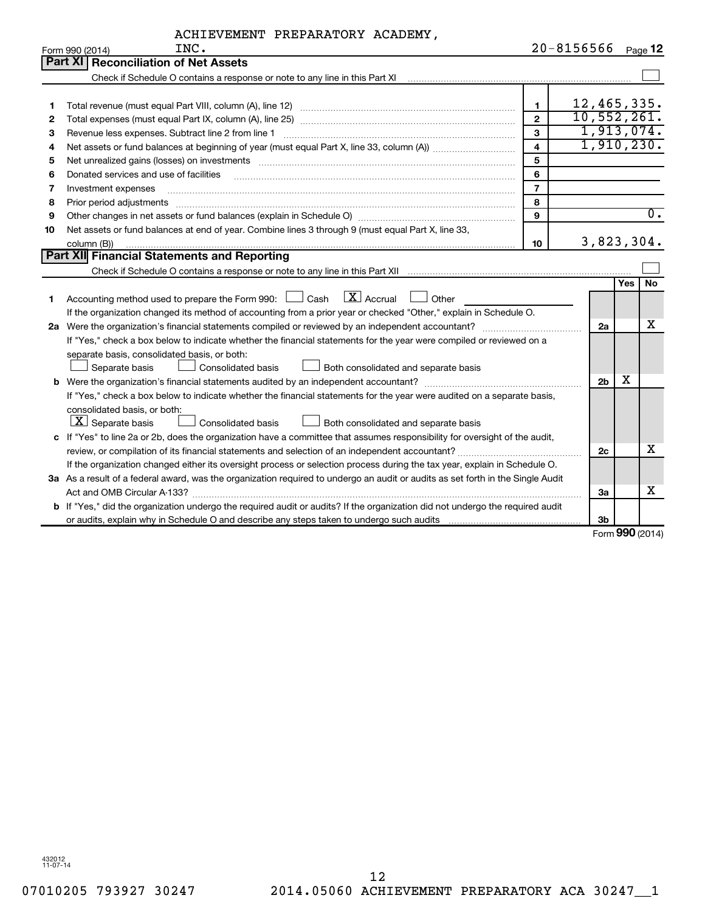ACHIEVEMENT PREPARATORY ACADEMY, INC.

Form 990 (2014) 20-8156566 Page **12**

## Part XI Reconciliation of Net Assets

Check if Schedule O contains a response or note to any line in this Part XI ☐

| | | | |
|---|---|---|---|
| 1 | Total revenue (must equal Part VIII, column (A), line 12) | 1 | 12,465,335. |
| 2 | Total expenses (must equal Part IX, column (A), line 25) | 2 | 10,552,261. |
| 3 | Revenue less expenses. Subtract line 2 from line 1 | 3 | 1,913,074. |
| 4 | Net assets or fund balances at beginning of year (must equal Part X, line 33, column (A)) | 4 | 1,910,230. |
| 5 | Net unrealized gains (losses) on investments | 5 | |
| 6 | Donated services and use of facilities | 6 | |
| 7 | Investment expenses | 7 | |
| 8 | Prior period adjustments | 8 | |
| 9 | Other changes in net assets or fund balances (explain in Schedule O) | 9 | 0. |
| 10 | Net assets or fund balances at end of year. Combine lines 3 through 9 (must equal Part X, line 33, column (B)) | 10 | 3,823,304. |

## Part XII Financial Statements and Reporting

Check if Schedule O contains a response or note to any line in this Part XII ☐

| | | | Yes | No |
|---|---|---|---|---|
| 1 | Accounting method used to prepare the Form 990: ☐ Cash ☒ Accrual ☐ Other<br>If the organization changed its method of accounting from a prior year or checked "Other," explain in Schedule O. | | | |
| 2a | Were the organization's financial statements compiled or reviewed by an independent accountant?<br>If "Yes," check a box below to indicate whether the financial statements for the year were compiled or reviewed on a separate basis, consolidated basis, or both:<br>☐ Separate basis ☐ Consolidated basis ☐ Both consolidated and separate basis | 2a | | X |
| b | Were the organization's financial statements audited by an independent accountant?<br>If "Yes," check a box below to indicate whether the financial statements for the year were audited on a separate basis, consolidated basis, or both:<br>☒ Separate basis ☐ Consolidated basis ☐ Both consolidated and separate basis | 2b | X | |
| c | If "Yes" to line 2a or 2b, does the organization have a committee that assumes responsibility for oversight of the audit, review, or compilation of its financial statements and selection of an independent accountant?<br>If the organization changed either its oversight process or selection process during the tax year, explain in Schedule O. | 2c | | X |
| 3a | As a result of a federal award, was the organization required to undergo an audit or audits as set forth in the Single Audit Act and OMB Circular A-133? | 3a | | X |
| b | If "Yes," did the organization undergo the required audit or audits? If the organization did not undergo the required audit or audits, explain why in Schedule O and describe any steps taken to undergo such audits | 3b | | |

Form **990** (2014)

432012 11-07-14

07010205 793927 30247 2014.05060 ACHIEVEMENT PREPARATORY ACA 30247__1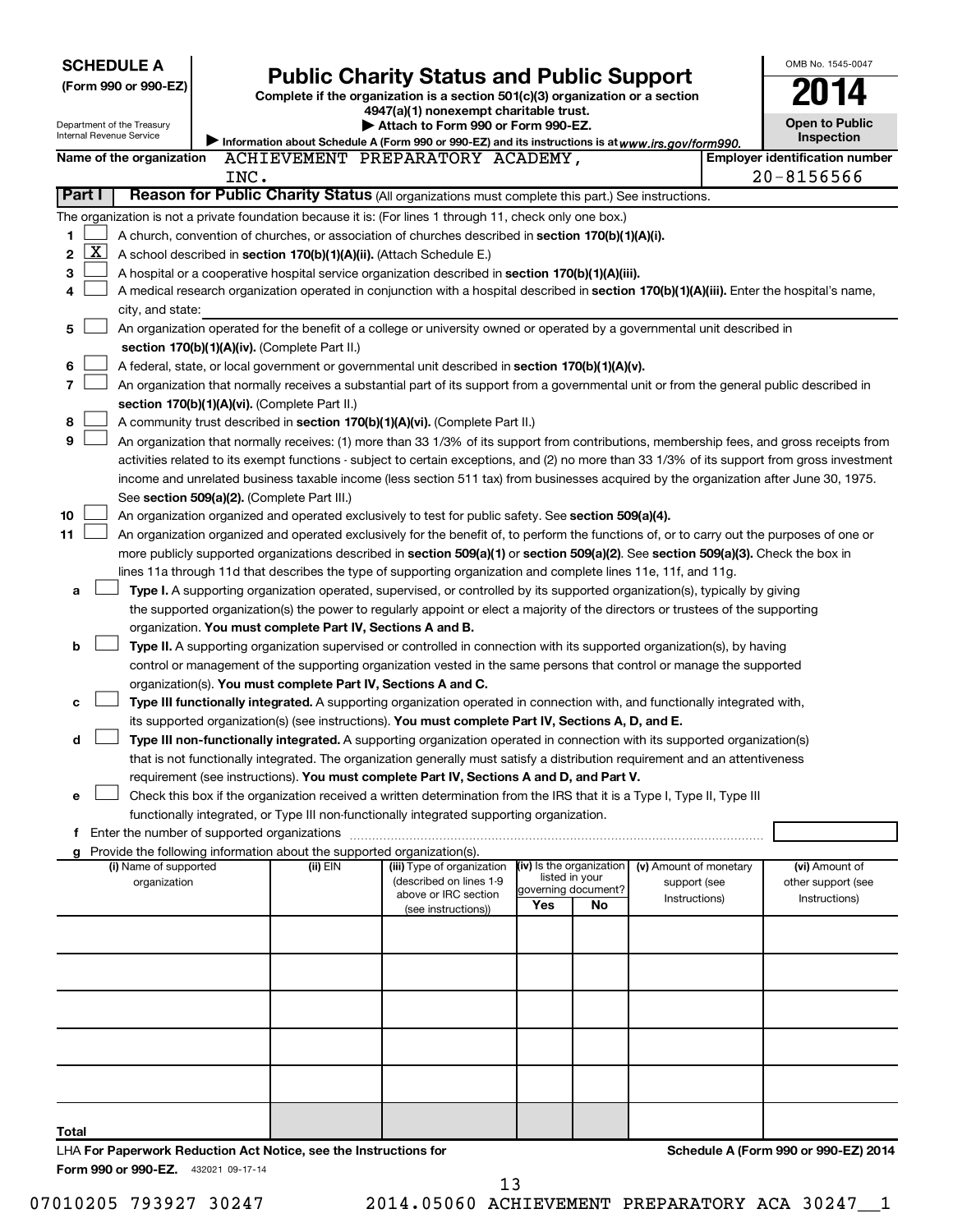**SCHEDULE A**
**(Form 990 or 990-EZ)**

Department of the Treasury
Internal Revenue Service

# Public Charity Status and Public Support

**Complete if the organization is a section 501(c)(3) organization or a section 4947(a)(1) nonexempt charitable trust.**
**▶ Attach to Form 990 or Form 990-EZ.**
▶ Information about Schedule A (Form 990 or 990-EZ) and its instructions is at *www.irs.gov/form990.*

OMB No. 1545-0047
**2014**
**Open to Public Inspection**

**Name of the organization** ACHIEVEMENT PREPARATORY ACADEMY, INC.
**Employer identification number** 20-8156566

**Part I** **Reason for Public Charity Status** (All organizations must complete this part.) See instructions.

The organization is not a private foundation because it is: (For lines 1 through 11, check only one box.)

1. [ ] A church, convention of churches, or association of churches described in **section 170(b)(1)(A)(i).**
2. [X] A school described in **section 170(b)(1)(A)(ii).** (Attach Schedule E.)
3. [ ] A hospital or a cooperative hospital service organization described in **section 170(b)(1)(A)(iii).**
4. [ ] A medical research organization operated in conjunction with a hospital described in **section 170(b)(1)(A)(iii).** Enter the hospital's name, city, and state:
5. [ ] An organization operated for the benefit of a college or university owned or operated by a governmental unit described in **section 170(b)(1)(A)(iv).** (Complete Part II.)
6. [ ] A federal, state, or local government or governmental unit described in **section 170(b)(1)(A)(v).**
7. [ ] An organization that normally receives a substantial part of its support from a governmental unit or from the general public described in **section 170(b)(1)(A)(vi).** (Complete Part II.)
8. [ ] A community trust described in **section 170(b)(1)(A)(vi).** (Complete Part II.)
9. [ ] An organization that normally receives: (1) more than 33 1/3% of its support from contributions, membership fees, and gross receipts from activities related to its exempt functions - subject to certain exceptions, and (2) no more than 33 1/3% of its support from gross investment income and unrelated business taxable income (less section 511 tax) from businesses acquired by the organization after June 30, 1975. See **section 509(a)(2).** (Complete Part III.)
10. [ ] An organization organized and operated exclusively to test for public safety. See **section 509(a)(4).**
11. [ ] An organization organized and operated exclusively for the benefit of, to perform the functions of, or to carry out the purposes of one or more publicly supported organizations described in **section 509(a)(1)** or **section 509(a)(2).** See **section 509(a)(3).** Check the box in lines 11a through 11d that describes the type of supporting organization and complete lines 11e, 11f, and 11g.
   - **a** [ ] **Type I.** A supporting organization operated, supervised, or controlled by its supported organization(s), typically by giving the supported organization(s) the power to regularly appoint or elect a majority of the directors or trustees of the supporting organization. **You must complete Part IV, Sections A and B.**
   - **b** [ ] **Type II.** A supporting organization supervised or controlled in connection with its supported organization(s), by having control or management of the supporting organization vested in the same persons that control or manage the supported organization(s). **You must complete Part IV, Sections A and C.**
   - **c** [ ] **Type III functionally integrated.** A supporting organization operated in connection with, and functionally integrated with, its supported organization(s) (see instructions). **You must complete Part IV, Sections A, D, and E.**
   - **d** [ ] **Type III non-functionally integrated.** A supporting organization operated in connection with its supported organization(s) that is not functionally integrated. The organization generally must satisfy a distribution requirement and an attentiveness requirement (see instructions). **You must complete Part IV, Sections A and D, and Part V.**
   - **e** [ ] Check this box if the organization received a written determination from the IRS that it is a Type I, Type II, Type III functionally integrated, or Type III non-functionally integrated supporting organization.
   - **f** Enter the number of supported organizations
   - **g** Provide the following information about the supported organization(s).

| (i) Name of supported organization | (ii) EIN | (iii) Type of organization (described on lines 1-9 above or IRC section (see instructions)) | (iv) Is the organization listed in your governing document? Yes | No | (v) Amount of monetary support (see Instructions) | (vi) Amount of other support (see Instructions) |
|---|---|---|---|---|---|---|
| | | | | | | |
| | | | | | | |
| | | | | | | |
| | | | | | | |
| | | | | | | |
| **Total** | | | | | | |

LHA **For Paperwork Reduction Act Notice, see the Instructions for Form 990 or 990-EZ.** 432021 09-17-14

**Schedule A (Form 990 or 990-EZ) 2014**

07010205 793927 30247 2014.05060 ACHIEVEMENT PREPARATORY ACA 30247__1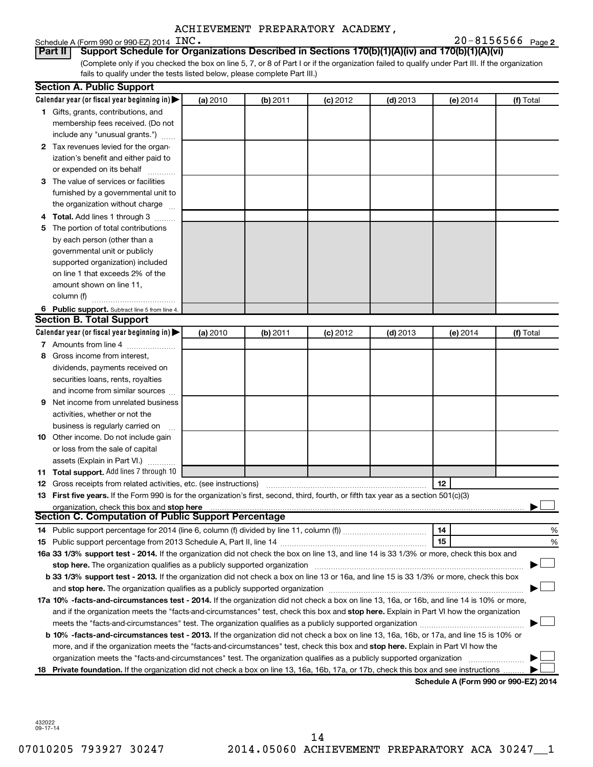ACHIEVEMENT PREPARATORY ACADEMY, INC.

Schedule A (Form 990 or 990-EZ) 2014 — 20-8156566 Page 2

**Part II — Support Schedule for Organizations Described in Sections 170(b)(1)(A)(iv) and 170(b)(1)(A)(vi)**

(Complete only if you checked the box on line 5, 7, or 8 of Part I or if the organization failed to qualify under Part III. If the organization fails to qualify under the tests listed below, please complete Part III.)

## Section A. Public Support

| Calendar year (or fiscal year beginning in) ▶ | (a) 2010 | (b) 2011 | (c) 2012 | (d) 2013 | (e) 2014 | (f) Total |
|---|---|---|---|---|---|---|
| 1 Gifts, grants, contributions, and membership fees received. (Do not include any "unusual grants.") | | | | | | |
| 2 Tax revenues levied for the organization's benefit and either paid to or expended on its behalf | | | | | | |
| 3 The value of services or facilities furnished by a governmental unit to the organization without charge | | | | | | |
| 4 **Total.** Add lines 1 through 3 | | | | | | |
| 5 The portion of total contributions by each person (other than a governmental unit or publicly supported organization) included on line 1 that exceeds 2% of the amount shown on line 11, column (f) | | | | | | |
| 6 **Public support.** Subtract line 5 from line 4. | | | | | | |

## Section B. Total Support

| Calendar year (or fiscal year beginning in) ▶ | (a) 2010 | (b) 2011 | (c) 2012 | (d) 2013 | (e) 2014 | (f) Total |
|---|---|---|---|---|---|---|
| 7 Amounts from line 4 | | | | | | |
| 8 Gross income from interest, dividends, payments received on securities loans, rents, royalties and income from similar sources | | | | | | |
| 9 Net income from unrelated business activities, whether or not the business is regularly carried on | | | | | | |
| 10 Other income. Do not include gain or loss from the sale of capital assets (Explain in Part VI.) | | | | | | |
| 11 **Total support.** Add lines 7 through 10 | | | | | | |

12 Gross receipts from related activities, etc. (see instructions) — 12

13 **First five years.** If the Form 990 is for the organization's first, second, third, fourth, or fifth tax year as a section 501(c)(3) organization, check this box and **stop here** ▶ ☐

## Section C. Computation of Public Support Percentage

14 Public support percentage for 2014 (line 6, column (f) divided by line 11, column (f)) — 14 — %

15 Public support percentage from 2013 Schedule A, Part II, line 14 — 15 — %

16a **33 1/3% support test - 2014.** If the organization did not check the box on line 13, and line 14 is 33 1/3% or more, check this box and **stop here.** The organization qualifies as a publicly supported organization ▶ ☐

b **33 1/3% support test - 2013.** If the organization did not check a box on line 13 or 16a, and line 15 is 33 1/3% or more, check this box and **stop here.** The organization qualifies as a publicly supported organization ▶ ☐

17a **10% -facts-and-circumstances test - 2014.** If the organization did not check a box on line 13, 16a, or 16b, and line 14 is 10% or more, and if the organization meets the "facts-and-circumstances" test, check this box and **stop here.** Explain in Part VI how the organization meets the "facts-and-circumstances" test. The organization qualifies as a publicly supported organization ▶ ☐

b **10% -facts-and-circumstances test - 2013.** If the organization did not check a box on line 13, 16a, 16b, or 17a, and line 15 is 10% or more, and if the organization meets the "facts-and-circumstances" test, check this box and **stop here.** Explain in Part VI how the organization meets the "facts-and-circumstances" test. The organization qualifies as a publicly supported organization ▶ ☐

18 **Private foundation.** If the organization did not check a box on line 13, 16a, 16b, 17a, or 17b, check this box and see instructions ▶ ☐

**Schedule A (Form 990 or 990-EZ) 2014**

432022 09-17-14

07010205 793927 30247 2014.05060 ACHIEVEMENT PREPARATORY ACA 30247__1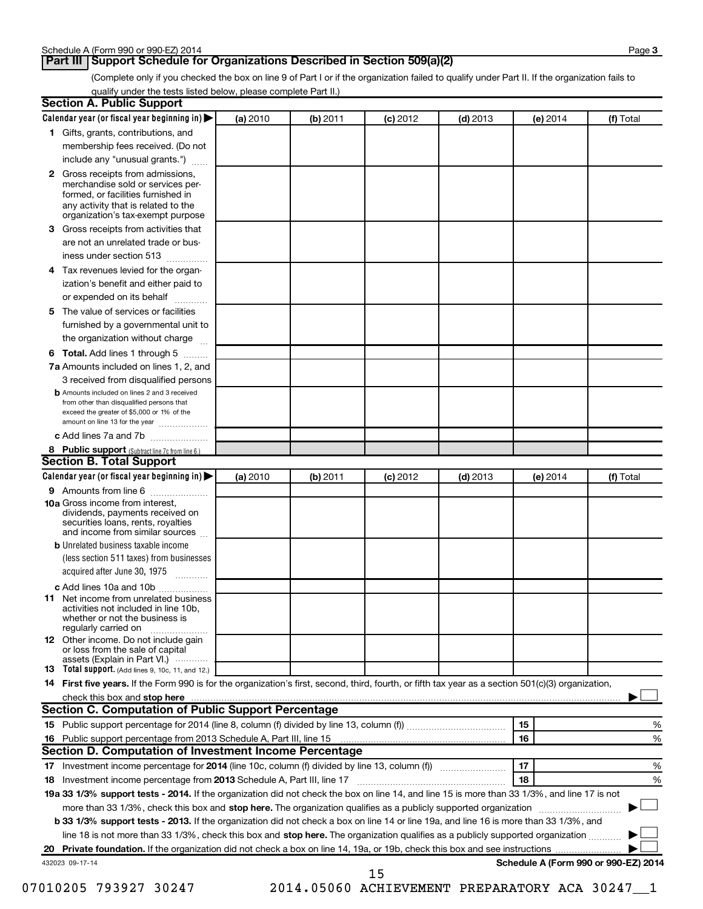## Part III Support Schedule for Organizations Described in Section 509(a)(2)

(Complete only if you checked the box on line 9 of Part I or if the organization failed to qualify under Part II. If the organization fails to qualify under the tests listed below, please complete Part II.)

### Section A. Public Support

| Calendar year (or fiscal year beginning in) ▶ | (a) 2010 | (b) 2011 | (c) 2012 | (d) 2013 | (e) 2014 | (f) Total |
|---|---|---|---|---|---|---|
| **1** Gifts, grants, contributions, and membership fees received. (Do not include any "unusual grants.") | | | | | | |
| **2** Gross receipts from admissions, merchandise sold or services performed, or facilities furnished in any activity that is related to the organization's tax-exempt purpose | | | | | | |
| **3** Gross receipts from activities that are not an unrelated trade or business under section 513 | | | | | | |
| **4** Tax revenues levied for the organization's benefit and either paid to or expended on its behalf | | | | | | |
| **5** The value of services or facilities furnished by a governmental unit to the organization without charge | | | | | | |
| **6 Total.** Add lines 1 through 5 | | | | | | |
| **7a** Amounts included on lines 1, 2, and 3 received from disqualified persons | | | | | | |
| **b** Amounts included on lines 2 and 3 received from other than disqualified persons that exceed the greater of $5,000 or 1% of the amount on line 13 for the year | | | | | | |
| **c** Add lines 7a and 7b | | | | | | |
| **8 Public support** (Subtract line 7c from line 6.) | | | | | | |

### Section B. Total Support

| Calendar year (or fiscal year beginning in) ▶ | (a) 2010 | (b) 2011 | (c) 2012 | (d) 2013 | (e) 2014 | (f) Total |
|---|---|---|---|---|---|---|
| **9** Amounts from line 6 | | | | | | |
| **10a** Gross income from interest, dividends, payments received on securities loans, rents, royalties and income from similar sources | | | | | | |
| **b** Unrelated business taxable income (less section 511 taxes) from businesses acquired after June 30, 1975 | | | | | | |
| **c** Add lines 10a and 10b | | | | | | |
| **11** Net income from unrelated business activities not included in line 10b, whether or not the business is regularly carried on | | | | | | |
| **12** Other income. Do not include gain or loss from the sale of capital assets (Explain in Part VI.) | | | | | | |
| **13 Total support.** (Add lines 9, 10c, 11, and 12.) | | | | | | |

**14 First five years.** If the Form 990 is for the organization's first, second, third, fourth, or fifth tax year as a section 501(c)(3) organization, check this box and **stop here** ▶ ☐

### Section C. Computation of Public Support Percentage

| | | | |
|---|---|---|---|
| **15** | Public support percentage for 2014 (line 8, column (f) divided by line 13, column (f)) | 15 | % |
| **16** | Public support percentage from 2013 Schedule A, Part III, line 15 | 16 | % |

### Section D. Computation of Investment Income Percentage

| | | | |
|---|---|---|---|
| **17** | Investment income percentage for **2014** (line 10c, column (f) divided by line 13, column (f)) | 17 | % |
| **18** | Investment income percentage from **2013** Schedule A, Part III, line 17 | 18 | % |

**19a 33 1/3% support tests - 2014.** If the organization did not check the box on line 14, and line 15 is more than 33 1/3%, and line 17 is not more than 33 1/3%, check this box and **stop here.** The organization qualifies as a publicly supported organization ▶ ☐

**b 33 1/3% support tests - 2013.** If the organization did not check a box on line 14 or line 19a, and line 16 is more than 33 1/3%, and line 18 is not more than 33 1/3%, check this box and **stop here.** The organization qualifies as a publicly supported organization ▶ ☐

**20 Private foundation.** If the organization did not check a box on line 14, 19a, or 19b, check this box and see instructions ▶ ☐

432023 09-17-14

**Schedule A (Form 990 or 990-EZ) 2014**

07010205 793927 30247 2014.05060 ACHIEVEMENT PREPARATORY ACA 30247__1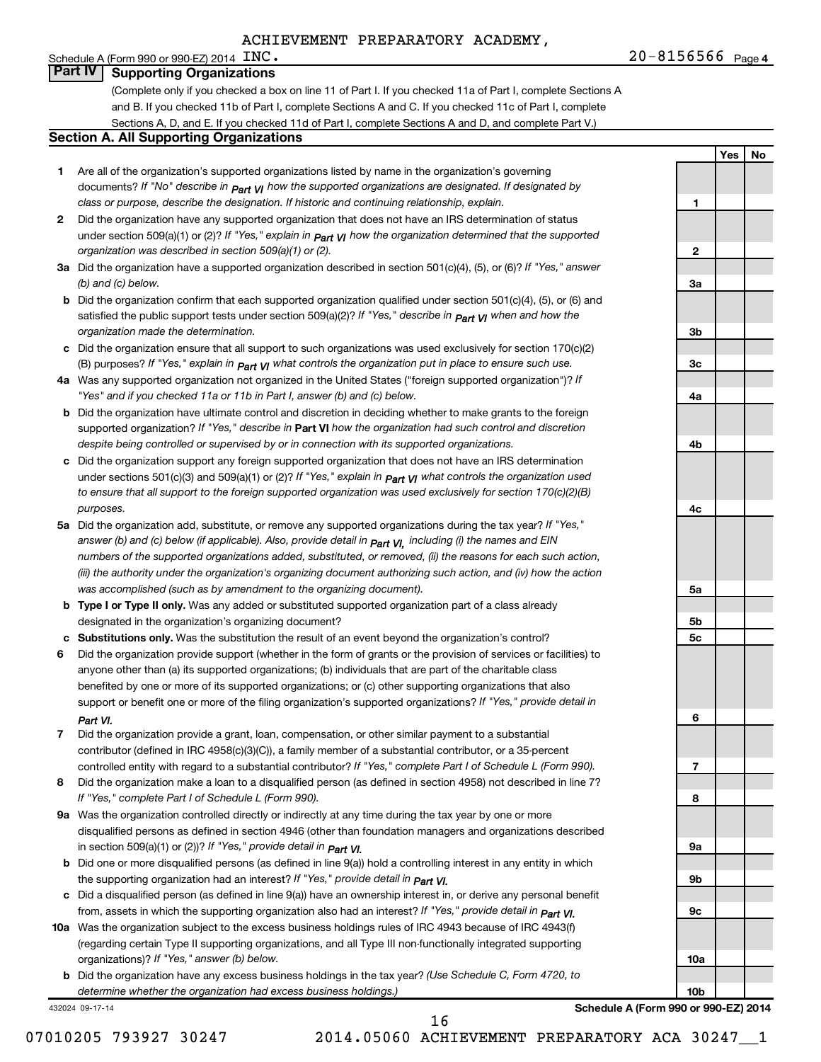ACHIEVEMENT PREPARATORY ACADEMY, INC.

Schedule A (Form 990 or 990-EZ) 2014 — 20-8156566 Page 4

## Part IV Supporting Organizations

(Complete only if you checked a box on line 11 of Part I. If you checked 11a of Part I, complete Sections A and B. If you checked 11b of Part I, complete Sections A and C. If you checked 11c of Part I, complete Sections A, D, and E. If you checked 11d of Part I, complete Sections A and D, and complete Part V.)

### Section A. All Supporting Organizations

| | | | Yes | No |
|---|---|---|---|---|
| **1** | Are all of the organization's supported organizations listed by name in the organization's governing documents? *If "No" describe in Part VI how the supported organizations are designated. If designated by class or purpose, describe the designation. If historic and continuing relationship, explain.* | 1 | | |
| **2** | Did the organization have any supported organization that does not have an IRS determination of status under section 509(a)(1) or (2)? *If "Yes," explain in Part VI how the organization determined that the supported organization was described in section 509(a)(1) or (2).* | 2 | | |
| **3a** | Did the organization have a supported organization described in section 501(c)(4), (5), or (6)? *If "Yes," answer (b) and (c) below.* | 3a | | |
| **b** | Did the organization confirm that each supported organization qualified under section 501(c)(4), (5), or (6) and satisfied the public support tests under section 509(a)(2)? *If "Yes," describe in Part VI when and how the organization made the determination.* | 3b | | |
| **c** | Did the organization ensure that all support to such organizations was used exclusively for section 170(c)(2)(B) purposes? *If "Yes," explain in Part VI what controls the organization put in place to ensure such use.* | 3c | | |
| **4a** | Was any supported organization not organized in the United States ("foreign supported organization")? *If "Yes" and if you checked 11a or 11b in Part I, answer (b) and (c) below.* | 4a | | |
| **b** | Did the organization have ultimate control and discretion in deciding whether to make grants to the foreign supported organization? *If "Yes," describe in* **Part VI** *how the organization had such control and discretion despite being controlled or supervised by or in connection with its supported organizations.* | 4b | | |
| **c** | Did the organization support any foreign supported organization that does not have an IRS determination under sections 501(c)(3) and 509(a)(1) or (2)? *If "Yes," explain in Part VI what controls the organization used to ensure that all support to the foreign supported organization was used exclusively for section 170(c)(2)(B) purposes.* | 4c | | |
| **5a** | Did the organization add, substitute, or remove any supported organizations during the tax year? *If "Yes," answer (b) and (c) below (if applicable). Also, provide detail in Part VI, including (i) the names and EIN numbers of the supported organizations added, substituted, or removed, (ii) the reasons for each such action, (iii) the authority under the organization's organizing document authorizing such action, and (iv) how the action was accomplished (such as by amendment to the organizing document).* | 5a | | |
| **b** | **Type I or Type II only.** Was any added or substituted supported organization part of a class already designated in the organization's organizing document? | 5b | | |
| **c** | **Substitutions only.** Was the substitution the result of an event beyond the organization's control? | 5c | | |
| **6** | Did the organization provide support (whether in the form of grants or the provision of services or facilities) to anyone other than (a) its supported organizations; (b) individuals that are part of the charitable class benefited by one or more of its supported organizations; or (c) other supporting organizations that also support or benefit one or more of the filing organization's supported organizations? *If "Yes," provide detail in Part VI.* | 6 | | |
| **7** | Did the organization provide a grant, loan, compensation, or other similar payment to a substantial contributor (defined in IRC 4958(c)(3)(C)), a family member of a substantial contributor, or a 35-percent controlled entity with regard to a substantial contributor? *If "Yes," complete Part I of Schedule L (Form 990).* | 7 | | |
| **8** | Did the organization make a loan to a disqualified person (as defined in section 4958) not described in line 7? *If "Yes," complete Part I of Schedule L (Form 990).* | 8 | | |
| **9a** | Was the organization controlled directly or indirectly at any time during the tax year by one or more disqualified persons as defined in section 4946 (other than foundation managers and organizations described in section 509(a)(1) or (2))? *If "Yes," provide detail in Part VI.* | 9a | | |
| **b** | Did one or more disqualified persons (as defined in line 9(a)) hold a controlling interest in any entity in which the supporting organization had an interest? *If "Yes," provide detail in Part VI.* | 9b | | |
| **c** | Did a disqualified person (as defined in line 9(a)) have an ownership interest in, or derive any personal benefit from, assets in which the supporting organization also had an interest? *If "Yes," provide detail in Part VI.* | 9c | | |
| **10a** | Was the organization subject to the excess business holdings rules of IRC 4943 because of IRC 4943(f) (regarding certain Type II supporting organizations, and all Type III non-functionally integrated supporting organizations)? *If "Yes," answer (b) below.* | 10a | | |
| **b** | Did the organization have any excess business holdings in the tax year? *(Use Schedule C, Form 4720, to determine whether the organization had excess business holdings.)* | 10b | | |

432024 09-17-14 — **Schedule A (Form 990 or 990-EZ) 2014**

07010205 793927 30247 — 2014.05060 ACHIEVEMENT PREPARATORY ACA 30247__1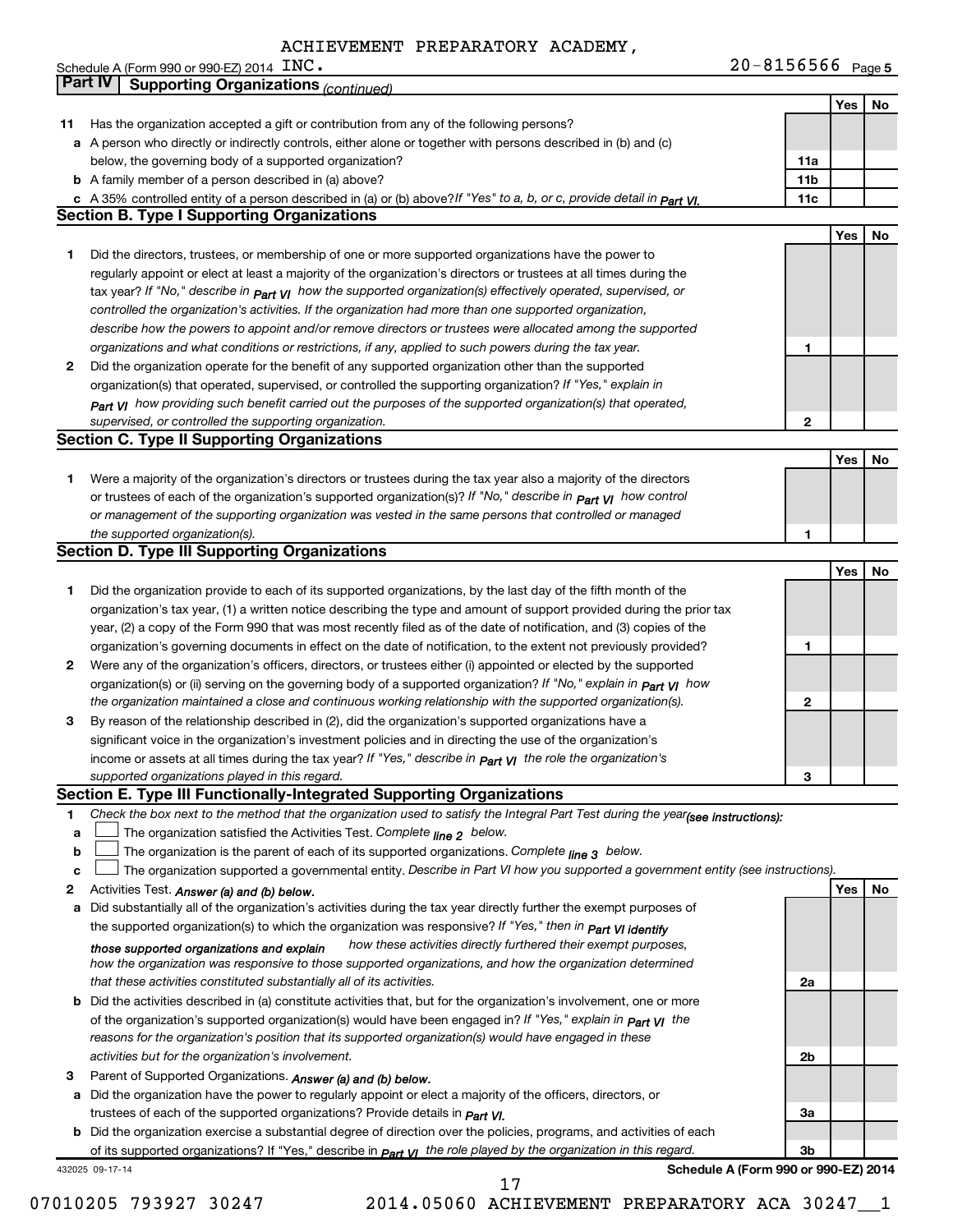ACHIEVEMENT PREPARATORY ACADEMY, INC.

Schedule A (Form 990 or 990-EZ) 2014 20-8156566 Page **5**

## Part IV Supporting Organizations *(continued)*

| | | | Yes | No |
|---|---|---|---|---|
| **11** | Has the organization accepted a gift or contribution from any of the following persons? | | | |
| **a** | A person who directly or indirectly controls, either alone or together with persons described in (b) and (c) below, the governing body of a supported organization? | **11a** | | |
| **b** | A family member of a person described in (a) above? | **11b** | | |
| **c** | A 35% controlled entity of a person described in (a) or (b) above? *If "Yes" to a, b, or c, provide detail in Part VI.* | **11c** | | |

### Section B. Type I Supporting Organizations

| | | | Yes | No |
|---|---|---|---|---|
| **1** | Did the directors, trustees, or membership of one or more supported organizations have the power to regularly appoint or elect at least a majority of the organization's directors or trustees at all times during the tax year? *If "No," describe in Part VI how the supported organization(s) effectively operated, supervised, or controlled the organization's activities. If the organization had more than one supported organization, describe how the powers to appoint and/or remove directors or trustees were allocated among the supported organizations and what conditions or restrictions, if any, applied to such powers during the tax year.* | **1** | | |
| **2** | Did the organization operate for the benefit of any supported organization other than the supported organization(s) that operated, supervised, or controlled the supporting organization? *If "Yes," explain in Part VI how providing such benefit carried out the purposes of the supported organization(s) that operated, supervised, or controlled the supporting organization.* | **2** | | |

### Section C. Type II Supporting Organizations

| | | | Yes | No |
|---|---|---|---|---|
| **1** | Were a majority of the organization's directors or trustees during the tax year also a majority of the directors or trustees of each of the organization's supported organization(s)? *If "No," describe in Part VI how control or management of the supporting organization was vested in the same persons that controlled or managed the supported organization(s).* | **1** | | |

### Section D. Type III Supporting Organizations

| | | | Yes | No |
|---|---|---|---|---|
| **1** | Did the organization provide to each of its supported organizations, by the last day of the fifth month of the organization's tax year, (1) a written notice describing the type and amount of support provided during the prior tax year, (2) a copy of the Form 990 that was most recently filed as of the date of notification, and (3) copies of the organization's governing documents in effect on the date of notification, to the extent not previously provided? | **1** | | |
| **2** | Were any of the organization's officers, directors, or trustees either (i) appointed or elected by the supported organization(s) or (ii) serving on the governing body of a supported organization? *If "No," explain in Part VI how the organization maintained a close and continuous working relationship with the supported organization(s).* | **2** | | |
| **3** | By reason of the relationship described in (2), did the organization's supported organizations have a significant voice in the organization's investment policies and in directing the use of the organization's income or assets at all times during the tax year? *If "Yes," describe in Part VI the role the organization's supported organizations played in this regard.* | **3** | | |

### Section E. Type III Functionally-Integrated Supporting Organizations

**1** *Check the box next to the method that the organization used to satisfy the Integral Part Test during the year (see instructions):*

- **a** ☐ The organization satisfied the Activities Test. *Complete line 2 below.*
- **b** ☐ The organization is the parent of each of its supported organizations. *Complete line 3 below.*
- **c** ☐ The organization supported a governmental entity. *Describe in Part VI how you supported a government entity (see instructions).*

| | | | Yes | No |
|---|---|---|---|---|
| **2** | Activities Test. *Answer (a) and (b) below.* | | | |
| **a** | Did substantially all of the organization's activities during the tax year directly further the exempt purposes of the supported organization(s) to which the organization was responsive? *If "Yes," then in Part VI identify those supported organizations and explain how these activities directly furthered their exempt purposes, how the organization was responsive to those supported organizations, and how the organization determined that these activities constituted substantially all of its activities.* | **2a** | | |
| **b** | Did the activities described in (a) constitute activities that, but for the organization's involvement, one or more of the organization's supported organization(s) would have been engaged in? *If "Yes," explain in Part VI the reasons for the organization's position that its supported organization(s) would have engaged in these activities but for the organization's involvement.* | **2b** | | |
| **3** | Parent of Supported Organizations. *Answer (a) and (b) below.* | | | |
| **a** | Did the organization have the power to regularly appoint or elect a majority of the officers, directors, or trustees of each of the supported organizations? Provide details in *Part VI.* | **3a** | | |
| **b** | Did the organization exercise a substantial degree of direction over the policies, programs, and activities of each of its supported organizations? If "Yes," describe in *Part VI* the role played by the organization in this regard. | **3b** | | |

432025 09-17-14 **Schedule A (Form 990 or 990-EZ) 2014**

07010205 793927 30247 2014.05060 ACHIEVEMENT PREPARATORY ACA 30247__1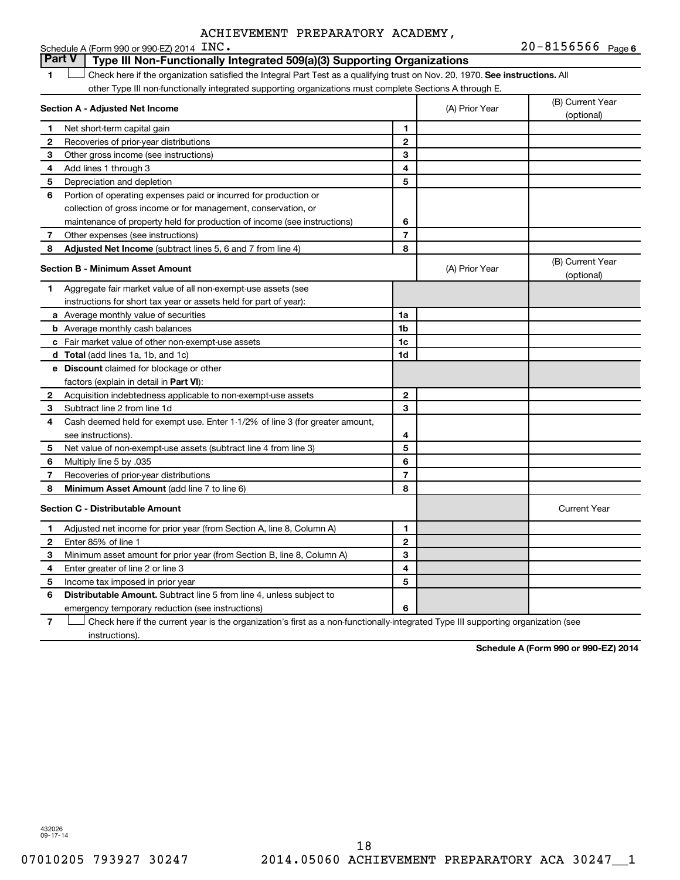ACHIEVEMENT PREPARATORY ACADEMY, INC.

Schedule A (Form 990 or 990-EZ) 2014 — 20-8156566 Page **6**

## Part V — Type III Non-Functionally Integrated 509(a)(3) Supporting Organizations

**1** ☐ Check here if the organization satisfied the Integral Part Test as a qualifying trust on Nov. 20, 1970. **See instructions.** All other Type III non-functionally integrated supporting organizations must complete Sections A through E.

| Section A - Adjusted Net Income | | (A) Prior Year | (B) Current Year (optional) |
|---|---|---|---|
| **1** Net short-term capital gain | 1 | | |
| **2** Recoveries of prior-year distributions | 2 | | |
| **3** Other gross income (see instructions) | 3 | | |
| **4** Add lines 1 through 3 | 4 | | |
| **5** Depreciation and depletion | 5 | | |
| **6** Portion of operating expenses paid or incurred for production or collection of gross income or for management, conservation, or maintenance of property held for production of income (see instructions) | 6 | | |
| **7** Other expenses (see instructions) | 7 | | |
| **8** **Adjusted Net Income** (subtract lines 5, 6 and 7 from line 4) | 8 | | |

| Section B - Minimum Asset Amount | | (A) Prior Year | (B) Current Year (optional) |
|---|---|---|---|
| **1** Aggregate fair market value of all non-exempt-use assets (see instructions for short tax year or assets held for part of year): | | | |
| **a** Average monthly value of securities | 1a | | |
| **b** Average monthly cash balances | 1b | | |
| **c** Fair market value of other non-exempt-use assets | 1c | | |
| **d** **Total** (add lines 1a, 1b, and 1c) | 1d | | |
| **e** **Discount** claimed for blockage or other factors (explain in detail in **Part VI**): | | | |
| **2** Acquisition indebtedness applicable to non-exempt-use assets | 2 | | |
| **3** Subtract line 2 from line 1d | 3 | | |
| **4** Cash deemed held for exempt use. Enter 1-1/2% of line 3 (for greater amount, see instructions). | 4 | | |
| **5** Net value of non-exempt-use assets (subtract line 4 from line 3) | 5 | | |
| **6** Multiply line 5 by .035 | 6 | | |
| **7** Recoveries of prior-year distributions | 7 | | |
| **8** **Minimum Asset Amount** (add line 7 to line 6) | 8 | | |

| Section C - Distributable Amount | | | Current Year |
|---|---|---|---|
| **1** Adjusted net income for prior year (from Section A, line 8, Column A) | 1 | | |
| **2** Enter 85% of line 1 | 2 | | |
| **3** Minimum asset amount for prior year (from Section B, line 8, Column A) | 3 | | |
| **4** Enter greater of line 2 or line 3 | 4 | | |
| **5** Income tax imposed in prior year | 5 | | |
| **6** **Distributable Amount.** Subtract line 5 from line 4, unless subject to emergency temporary reduction (see instructions) | 6 | | |

**7** ☐ Check here if the current year is the organization's first as a non-functionally-integrated Type III supporting organization (see instructions).

**Schedule A (Form 990 or 990-EZ) 2014**

432026 09-17-14

07010205 793927 30247 2014.05060 ACHIEVEMENT PREPARATORY ACA 30247__1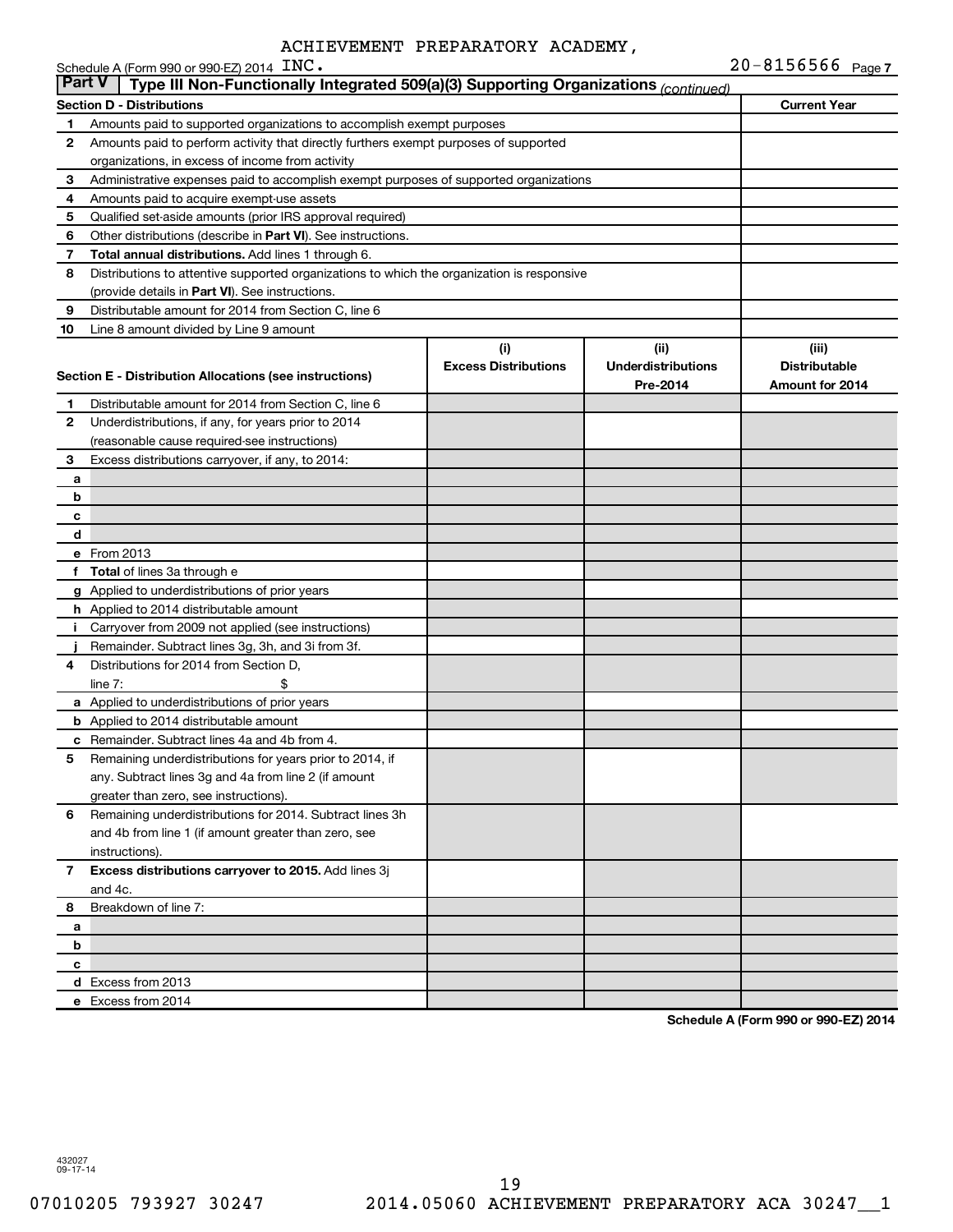ACHIEVEMENT PREPARATORY ACADEMY, INC.

Schedule A (Form 990 or 990-EZ) 2014 20-8156566 Page 7

## Part V Type III Non-Functionally Integrated 509(a)(3) Supporting Organizations *(continued)*

| Section D - Distributions | | Current Year |
|---|---|---|
| 1 | Amounts paid to supported organizations to accomplish exempt purposes | |
| 2 | Amounts paid to perform activity that directly furthers exempt purposes of supported organizations, in excess of income from activity | |
| 3 | Administrative expenses paid to accomplish exempt purposes of supported organizations | |
| 4 | Amounts paid to acquire exempt-use assets | |
| 5 | Qualified set-aside amounts (prior IRS approval required) | |
| 6 | Other distributions (describe in **Part VI**). See instructions. | |
| 7 | **Total annual distributions.** Add lines 1 through 6. | |
| 8 | Distributions to attentive supported organizations to which the organization is responsive (provide details in **Part VI**). See instructions. | |
| 9 | Distributable amount for 2014 from Section C, line 6 | |
| 10 | Line 8 amount divided by Line 9 amount | |

| Section E - Distribution Allocations (see instructions) | | (i) Excess Distributions | (ii) Underdistributions Pre-2014 | (iii) Distributable Amount for 2014 |
|---|---|---|---|---|
| 1 | Distributable amount for 2014 from Section C, line 6 | | | |
| 2 | Underdistributions, if any, for years prior to 2014 (reasonable cause required-see instructions) | | | |
| 3 | Excess distributions carryover, if any, to 2014: | | | |
| a | | | | |
| b | | | | |
| c | | | | |
| d | | | | |
| e | From 2013 | | | |
| f | **Total** of lines 3a through e | | | |
| g | Applied to underdistributions of prior years | | | |
| h | Applied to 2014 distributable amount | | | |
| i | Carryover from 2009 not applied (see instructions) | | | |
| j | Remainder. Subtract lines 3g, 3h, and 3i from 3f. | | | |
| 4 | Distributions for 2014 from Section D, line 7: $ | | | |
| a | Applied to underdistributions of prior years | | | |
| b | Applied to 2014 distributable amount | | | |
| c | Remainder. Subtract lines 4a and 4b from 4. | | | |
| 5 | Remaining underdistributions for years prior to 2014, if any. Subtract lines 3g and 4a from line 2 (if amount greater than zero, see instructions). | | | |
| 6 | Remaining underdistributions for 2014. Subtract lines 3h and 4b from line 1 (if amount greater than zero, see instructions). | | | |
| 7 | **Excess distributions carryover to 2015.** Add lines 3j and 4c. | | | |
| 8 | Breakdown of line 7: | | | |
| a | | | | |
| b | | | | |
| c | | | | |
| d | Excess from 2013 | | | |
| e | Excess from 2014 | | | |

**Schedule A (Form 990 or 990-EZ) 2014**

432027 09-17-14

07010205 793927 30247 2014.05060 ACHIEVEMENT PREPARATORY ACA 30247__1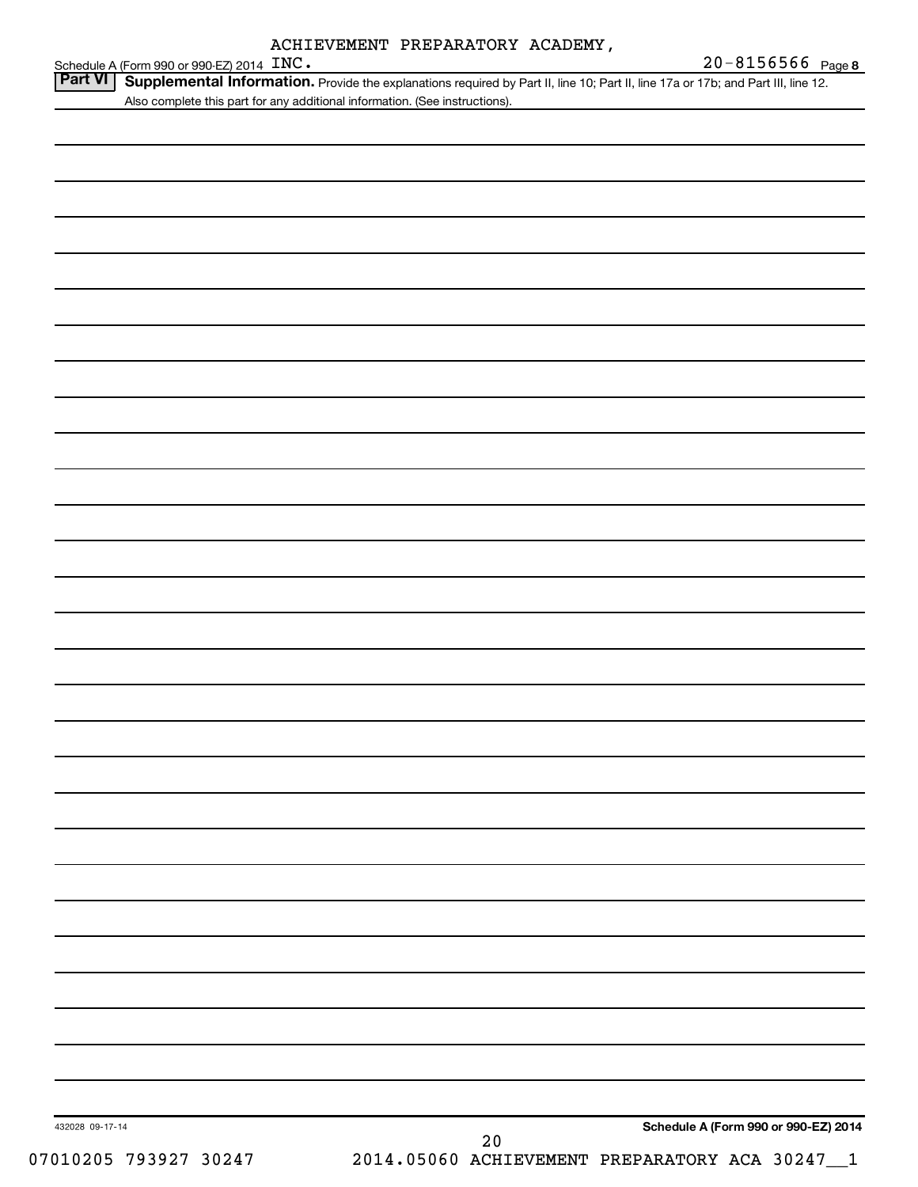ACHIEVEMENT PREPARATORY ACADEMY, INC.

Schedule A (Form 990 or 990-EZ) 2014 — 20-8156566 Page 8

**Part VI** **Supplemental Information.** Provide the explanations required by Part II, line 10; Part II, line 17a or 17b; and Part III, line 12. Also complete this part for any additional information. (See instructions).

432028 09-17-14

**Schedule A (Form 990 or 990-EZ) 2014**

07010205 793927 30247 2014.05060 ACHIEVEMENT PREPARATORY ACA 30247__1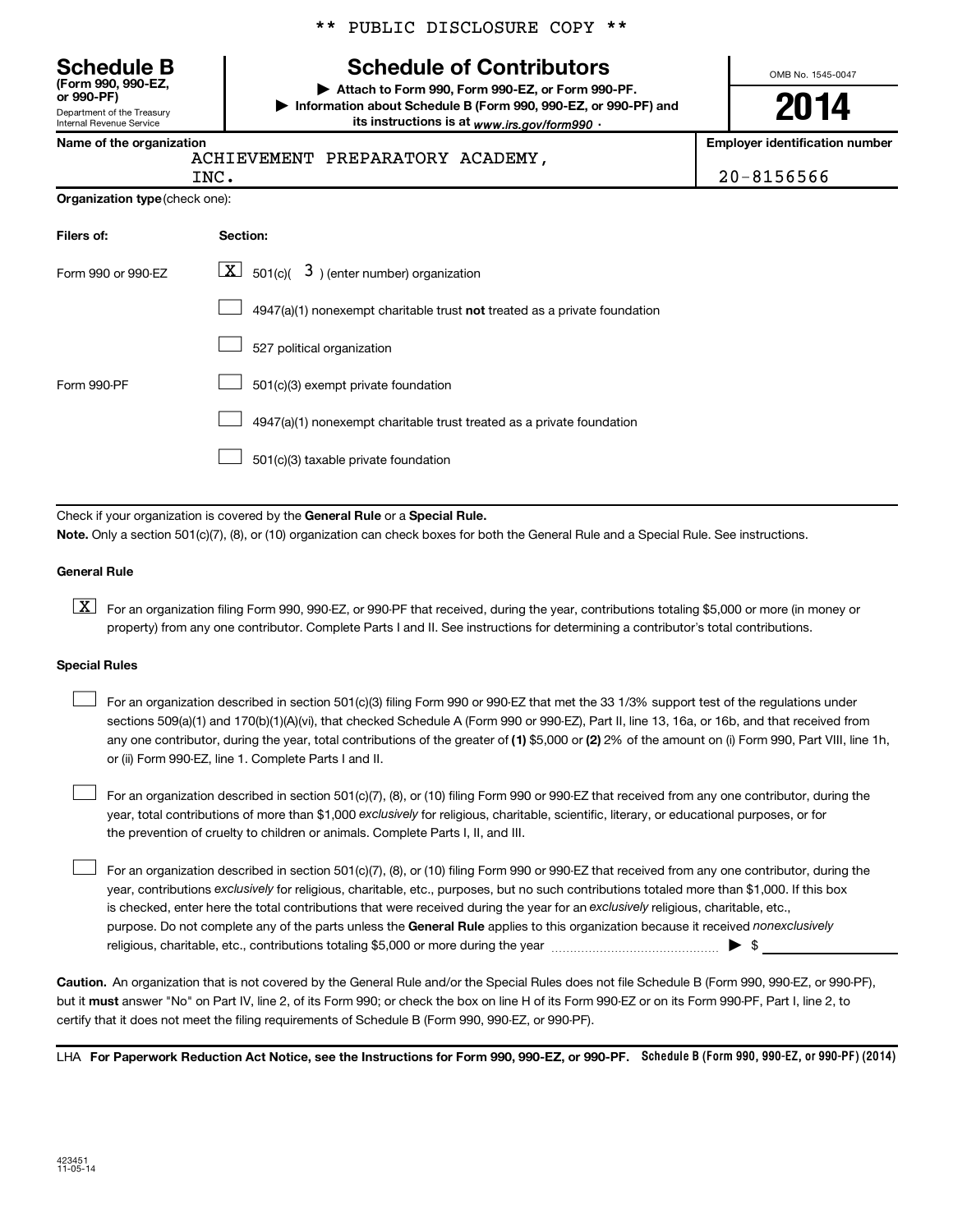** PUBLIC DISCLOSURE COPY **

**Schedule B**
**(Form 990, 990-EZ, or 990-PF)**
Department of the Treasury
Internal Revenue Service

# Schedule of Contributors

▶ **Attach to Form 990, Form 990-EZ, or Form 990-PF.**
▶ **Information about Schedule B (Form 990, 990-EZ, or 990-PF) and its instructions is at** *www.irs.gov/form990* .

OMB No. 1545-0047

**2014**

**Name of the organization**
ACHIEVEMENT PREPARATORY ACADEMY, INC.

**Employer identification number**
20-8156566

**Organization type** (check one):

| Filers of: | Section: |
|---|---|
| Form 990 or 990-EZ | [X] 501(c)( 3 ) (enter number) organization |
| | [ ] 4947(a)(1) nonexempt charitable trust **not** treated as a private foundation |
| | [ ] 527 political organization |
| Form 990-PF | [ ] 501(c)(3) exempt private foundation |
| | [ ] 4947(a)(1) nonexempt charitable trust treated as a private foundation |
| | [ ] 501(c)(3) taxable private foundation |

Check if your organization is covered by the **General Rule** or a **Special Rule.**
**Note.** Only a section 501(c)(7), (8), or (10) organization can check boxes for both the General Rule and a Special Rule. See instructions.

**General Rule**

[X] For an organization filing Form 990, 990-EZ, or 990-PF that received, during the year, contributions totaling $5,000 or more (in money or property) from any one contributor. Complete Parts I and II. See instructions for determining a contributor's total contributions.

**Special Rules**

[ ] For an organization described in section 501(c)(3) filing Form 990 or 990-EZ that met the 33 1/3% support test of the regulations under sections 509(a)(1) and 170(b)(1)(A)(vi), that checked Schedule A (Form 990 or 990-EZ), Part II, line 13, 16a, or 16b, and that received from any one contributor, during the year, total contributions of the greater of **(1)** $5,000 or **(2)** 2% of the amount on (i) Form 990, Part VIII, line 1h, or (ii) Form 990-EZ, line 1. Complete Parts I and II.

[ ] For an organization described in section 501(c)(7), (8), or (10) filing Form 990 or 990-EZ that received from any one contributor, during the year, total contributions of more than $1,000 *exclusively* for religious, charitable, scientific, literary, or educational purposes, or for the prevention of cruelty to children or animals. Complete Parts I, II, and III.

[ ] For an organization described in section 501(c)(7), (8), or (10) filing Form 990 or 990-EZ that received from any one contributor, during the year, contributions *exclusively* for religious, charitable, etc., purposes, but no such contributions totaled more than $1,000. If this box is checked, enter here the total contributions that were received during the year for an *exclusively* religious, charitable, etc., purpose. Do not complete any of the parts unless the **General Rule** applies to this organization because it received *nonexclusively* religious, charitable, etc., contributions totaling $5,000 or more during the year ▶ $ ____________

**Caution.** An organization that is not covered by the General Rule and/or the Special Rules does not file Schedule B (Form 990, 990-EZ, or 990-PF), but it **must** answer "No" on Part IV, line 2, of its Form 990; or check the box on line H of its Form 990-EZ or on its Form 990-PF, Part I, line 2, to certify that it does not meet the filing requirements of Schedule B (Form 990, 990-EZ, or 990-PF).

LHA **For Paperwork Reduction Act Notice, see the Instructions for Form 990, 990-EZ, or 990-PF.** **Schedule B (Form 990, 990-EZ, or 990-PF) (2014)**

423451
11-05-14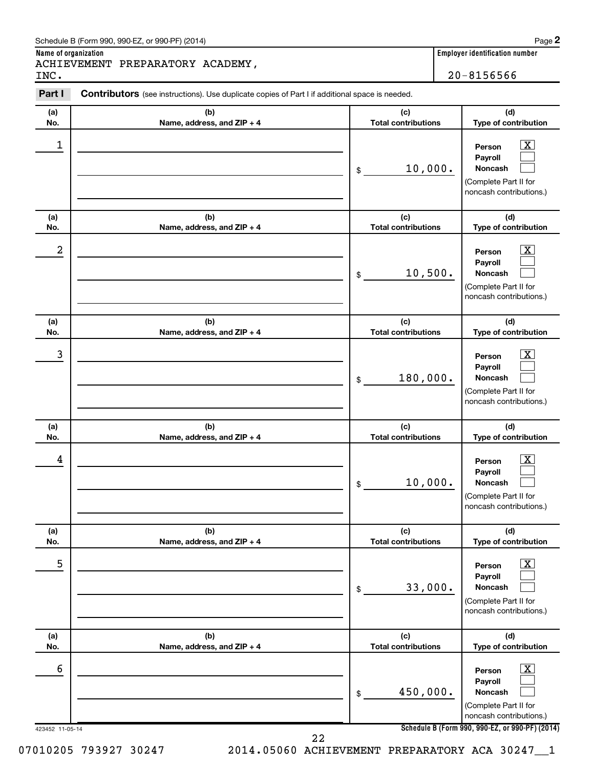Schedule B (Form 990, 990-EZ, or 990-PF) (2014)

**Name of organization**
ACHIEVEMENT PREPARATORY ACADEMY, INC.

**Employer identification number**
20-8156566

**Part I** **Contributors** (see instructions). Use duplicate copies of Part I if additional space is needed.

| (a) No. | (b) Name, address, and ZIP + 4 | (c) Total contributions | (d) Type of contribution |
|---|---|---|---|
| 1 | | $ 10,000. | Person [X] Payroll [ ] Noncash [ ] (Complete Part II for noncash contributions.) |
| 2 | | $ 10,500. | Person [X] Payroll [ ] Noncash [ ] (Complete Part II for noncash contributions.) |
| 3 | | $ 180,000. | Person [X] Payroll [ ] Noncash [ ] (Complete Part II for noncash contributions.) |
| 4 | | $ 10,000. | Person [X] Payroll [ ] Noncash [ ] (Complete Part II for noncash contributions.) |
| 5 | | $ 33,000. | Person [X] Payroll [ ] Noncash [ ] (Complete Part II for noncash contributions.) |
| 6 | | $ 450,000. | Person [X] Payroll [ ] Noncash [ ] (Complete Part II for noncash contributions.) |

423452 11-05-14

**Schedule B (Form 990, 990-EZ, or 990-PF) (2014)**

07010205 793927 30247 2014.05060 ACHIEVEMENT PREPARATORY ACA 30247__1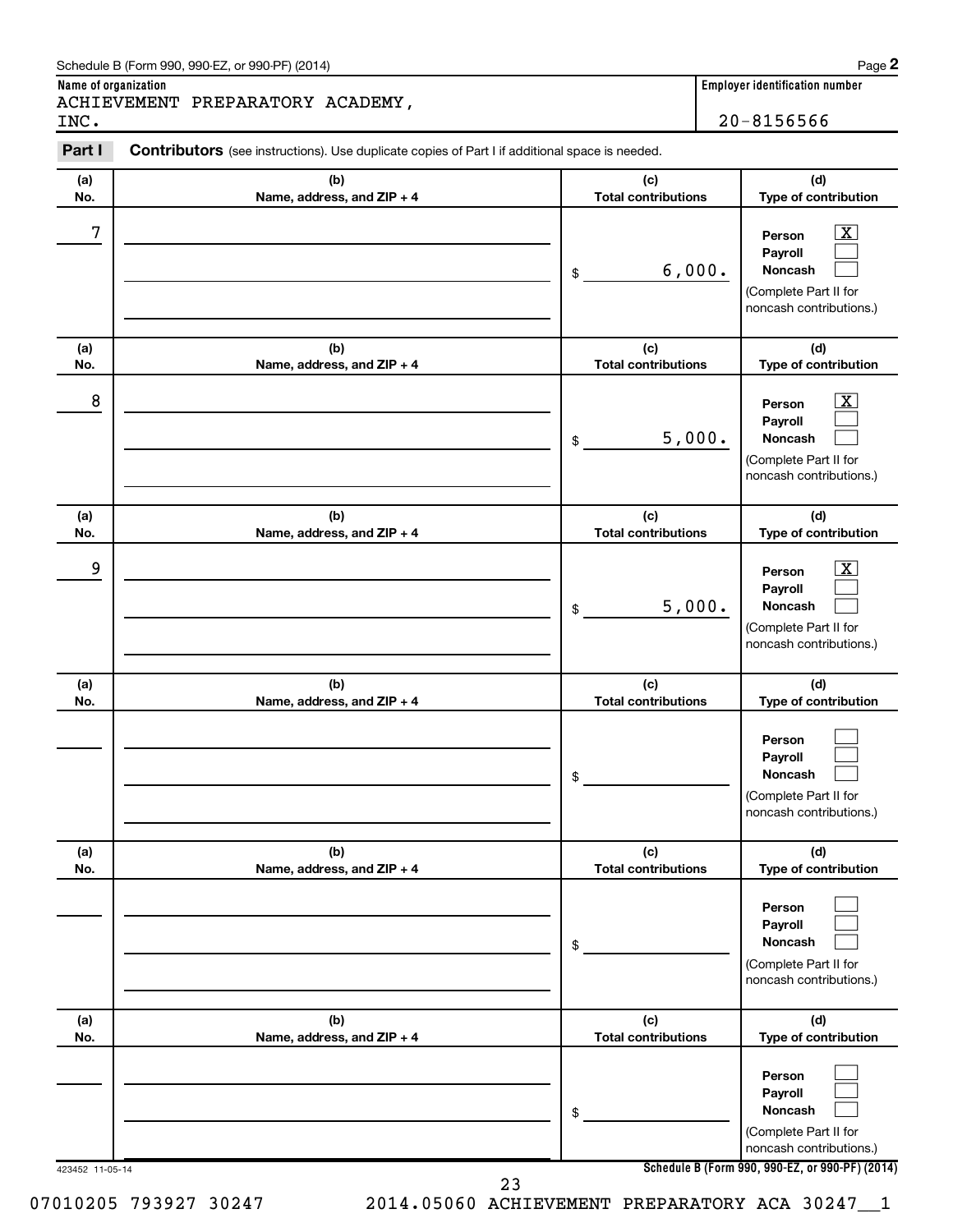Schedule B (Form 990, 990-EZ, or 990-PF) (2014)

**Name of organization**

ACHIEVEMENT PREPARATORY ACADEMY, INC.

**Employer identification number**

20-8156566

**Part I** **Contributors** (see instructions). Use duplicate copies of Part I if additional space is needed.

| (a) No. | (b) Name, address, and ZIP + 4 | (c) Total contributions | (d) Type of contribution |
|---|---|---|---|
| 7 | | $ 6,000. | Person [X] Payroll [ ] Noncash [ ] (Complete Part II for noncash contributions.) |
| 8 | | $ 5,000. | Person [X] Payroll [ ] Noncash [ ] (Complete Part II for noncash contributions.) |
| 9 | | $ 5,000. | Person [X] Payroll [ ] Noncash [ ] (Complete Part II for noncash contributions.) |
| | | $ | Person [ ] Payroll [ ] Noncash [ ] (Complete Part II for noncash contributions.) |
| | | $ | Person [ ] Payroll [ ] Noncash [ ] (Complete Part II for noncash contributions.) |
| | | $ | Person [ ] Payroll [ ] Noncash [ ] (Complete Part II for noncash contributions.) |

423452 11-05-14

**Schedule B (Form 990, 990-EZ, or 990-PF) (2014)**

07010205 793927 30247 2014.05060 ACHIEVEMENT PREPARATORY ACA 30247__1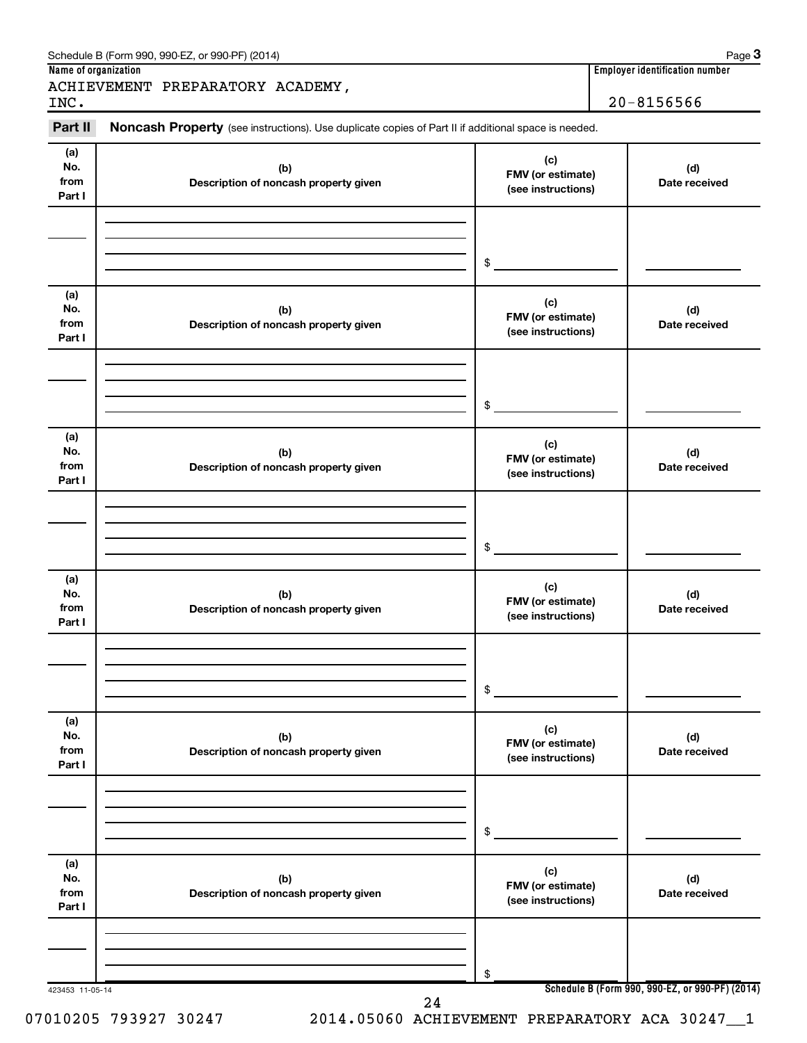Schedule B (Form 990, 990-EZ, or 990-PF) (2014)

| Name of organization | Employer identification number |
|---|---|
| ACHIEVEMENT PREPARATORY ACADEMY, INC. | 20-8156566 |

**Part II** **Noncash Property** (see instructions). Use duplicate copies of Part II if additional space is needed.

| (a) No. from Part I | (b) Description of noncash property given | (c) FMV (or estimate) (see instructions) | (d) Date received |
|---|---|---|---|
| | | $ | |

| (a) No. from Part I | (b) Description of noncash property given | (c) FMV (or estimate) (see instructions) | (d) Date received |
|---|---|---|---|
| | | $ | |

| (a) No. from Part I | (b) Description of noncash property given | (c) FMV (or estimate) (see instructions) | (d) Date received |
|---|---|---|---|
| | | $ | |

| (a) No. from Part I | (b) Description of noncash property given | (c) FMV (or estimate) (see instructions) | (d) Date received |
|---|---|---|---|
| | | $ | |

| (a) No. from Part I | (b) Description of noncash property given | (c) FMV (or estimate) (see instructions) | (d) Date received |
|---|---|---|---|
| | | $ | |

| (a) No. from Part I | (b) Description of noncash property given | (c) FMV (or estimate) (see instructions) | (d) Date received |
|---|---|---|---|
| | | $ | |

423453 11-05-14

**Schedule B (Form 990, 990-EZ, or 990-PF) (2014)**

07010205 793927 30247 2014.05060 ACHIEVEMENT PREPARATORY ACA 30247__1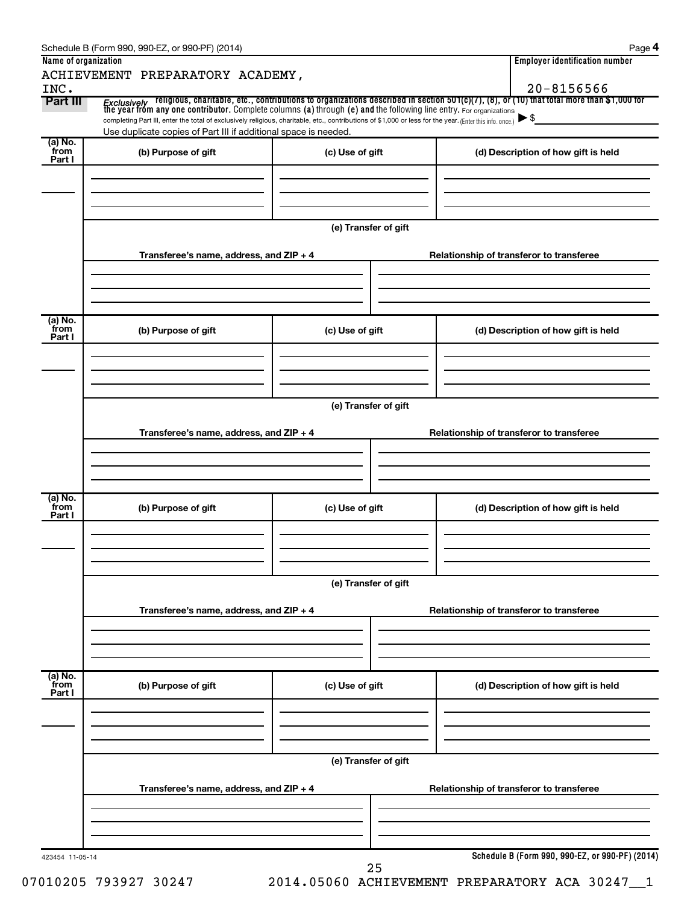Schedule B (Form 990, 990-EZ, or 990-PF) (2014)

**Name of organization**

ACHIEVEMENT PREPARATORY ACADEMY, INC.

**Employer identification number**

20-8156566

**Part III** *Exclusively* religious, charitable, etc., contributions to organizations described in section 501(c)(7), (8), or (10) that total more than $1,000 for the year from any one contributor. Complete columns (a) through (e) and the following line entry. For organizations completing Part III, enter the total of exclusively religious, charitable, etc., contributions of $1,000 or less for the year. (Enter this info. once.) ▶ $

Use duplicate copies of Part III if additional space is needed.

| (a) No. from Part I | (b) Purpose of gift | (c) Use of gift | (d) Description of how gift is held |
|---|---|---|---|
| | | | |

(e) Transfer of gift

| Transferee's name, address, and ZIP + 4 | Relationship of transferor to transferee |
|---|---|
| | |

| (a) No. from Part I | (b) Purpose of gift | (c) Use of gift | (d) Description of how gift is held |
|---|---|---|---|
| | | | |

(e) Transfer of gift

| Transferee's name, address, and ZIP + 4 | Relationship of transferor to transferee |
|---|---|
| | |

| (a) No. from Part I | (b) Purpose of gift | (c) Use of gift | (d) Description of how gift is held |
|---|---|---|---|
| | | | |

(e) Transfer of gift

| Transferee's name, address, and ZIP + 4 | Relationship of transferor to transferee |
|---|---|
| | |

| (a) No. from Part I | (b) Purpose of gift | (c) Use of gift | (d) Description of how gift is held |
|---|---|---|---|
| | | | |

(e) Transfer of gift

| Transferee's name, address, and ZIP + 4 | Relationship of transferor to transferee |
|---|---|
| | |

423454 11-05-14

**Schedule B (Form 990, 990-EZ, or 990-PF) (2014)**

07010205 793927 30247 2014.05060 ACHIEVEMENT PREPARATORY ACA 30247__1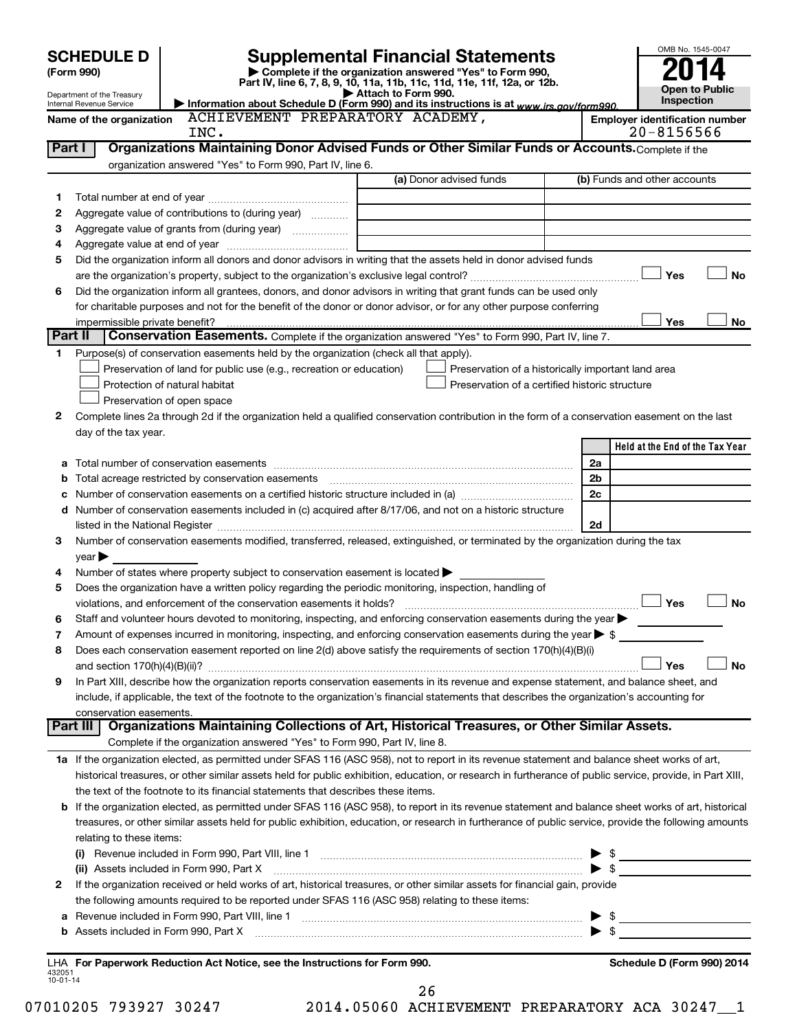# SCHEDULE D (Form 990)

Department of the Treasury
Internal Revenue Service

## Supplemental Financial Statements

▶ Complete if the organization answered "Yes" to Form 990, Part IV, line 6, 7, 8, 9, 10, 11a, 11b, 11c, 11d, 11e, 11f, 12a, or 12b.
▶ Attach to Form 990.
▶ Information about Schedule D (Form 990) and its instructions is at www.irs.gov/form990.

OMB No. 1545-0047
2014
Open to Public Inspection

Name of the organization: ACHIEVEMENT PREPARATORY ACADEMY, INC.

Employer identification number: 20-8156566

**Part I — Organizations Maintaining Donor Advised Funds or Other Similar Funds or Accounts.** Complete if the organization answered "Yes" to Form 990, Part IV, line 6.

| | | (a) Donor advised funds | (b) Funds and other accounts |
|---|---|---|---|
| 1 | Total number at end of year | | |
| 2 | Aggregate value of contributions to (during year) | | |
| 3 | Aggregate value of grants from (during year) | | |
| 4 | Aggregate value at end of year | | |

5 Did the organization inform all donors and donor advisors in writing that the assets held in donor advised funds are the organization's property, subject to the organization's exclusive legal control? ☐ Yes ☐ No

6 Did the organization inform all grantees, donors, and donor advisors in writing that grant funds can be used only for charitable purposes and not for the benefit of the donor or donor advisor, or for any other purpose conferring impermissible private benefit? ☐ Yes ☐ No

**Part II — Conservation Easements.** Complete if the organization answered "Yes" to Form 990, Part IV, line 7.

1 Purpose(s) of conservation easements held by the organization (check all that apply).

- ☐ Preservation of land for public use (e.g., recreation or education)
- ☐ Protection of natural habitat
- ☐ Preservation of open space
- ☐ Preservation of a historically important land area
- ☐ Preservation of a certified historic structure

2 Complete lines 2a through 2d if the organization held a qualified conservation contribution in the form of a conservation easement on the last day of the tax year.

| | | | Held at the End of the Tax Year |
|---|---|---|---|
| a | Total number of conservation easements | 2a | |
| b | Total acreage restricted by conservation easements | 2b | |
| c | Number of conservation easements on a certified historic structure included in (a) | 2c | |
| d | Number of conservation easements included in (c) acquired after 8/17/06, and not on a historic structure listed in the National Register | 2d | |

3 Number of conservation easements modified, transferred, released, extinguished, or terminated by the organization during the tax year ▶

4 Number of states where property subject to conservation easement is located ▶

5 Does the organization have a written policy regarding the periodic monitoring, inspection, handling of violations, and enforcement of the conservation easements it holds? ☐ Yes ☐ No

6 Staff and volunteer hours devoted to monitoring, inspecting, and enforcing conservation easements during the year ▶

7 Amount of expenses incurred in monitoring, inspecting, and enforcing conservation easements during the year ▶ $

8 Does each conservation easement reported on line 2(d) above satisfy the requirements of section 170(h)(4)(B)(i) and section 170(h)(4)(B)(ii)? ☐ Yes ☐ No

9 In Part XIII, describe how the organization reports conservation easements in its revenue and expense statement, and balance sheet, and include, if applicable, the text of the footnote to the organization's financial statements that describes the organization's accounting for conservation easements.

**Part III — Organizations Maintaining Collections of Art, Historical Treasures, or Other Similar Assets.** Complete if the organization answered "Yes" to Form 990, Part IV, line 8.

1a If the organization elected, as permitted under SFAS 116 (ASC 958), not to report in its revenue statement and balance sheet works of art, historical treasures, or other similar assets held for public exhibition, education, or research in furtherance of public service, provide, in Part XIII, the text of the footnote to its financial statements that describes these items.

b If the organization elected, as permitted under SFAS 116 (ASC 958), to report in its revenue statement and balance sheet works of art, historical treasures, or other similar assets held for public exhibition, education, or research in furtherance of public service, provide the following amounts relating to these items:

(i) Revenue included in Form 990, Part VIII, line 1 ▶ $

(ii) Assets included in Form 990, Part X ▶ $

2 If the organization received or held works of art, historical treasures, or other similar assets for financial gain, provide the following amounts required to be reported under SFAS 116 (ASC 958) relating to these items:

a Revenue included in Form 990, Part VIII, line 1 ▶ $

b Assets included in Form 990, Part X ▶ $

LHA For Paperwork Reduction Act Notice, see the Instructions for Form 990.

Schedule D (Form 990) 2014

432051 10-01-14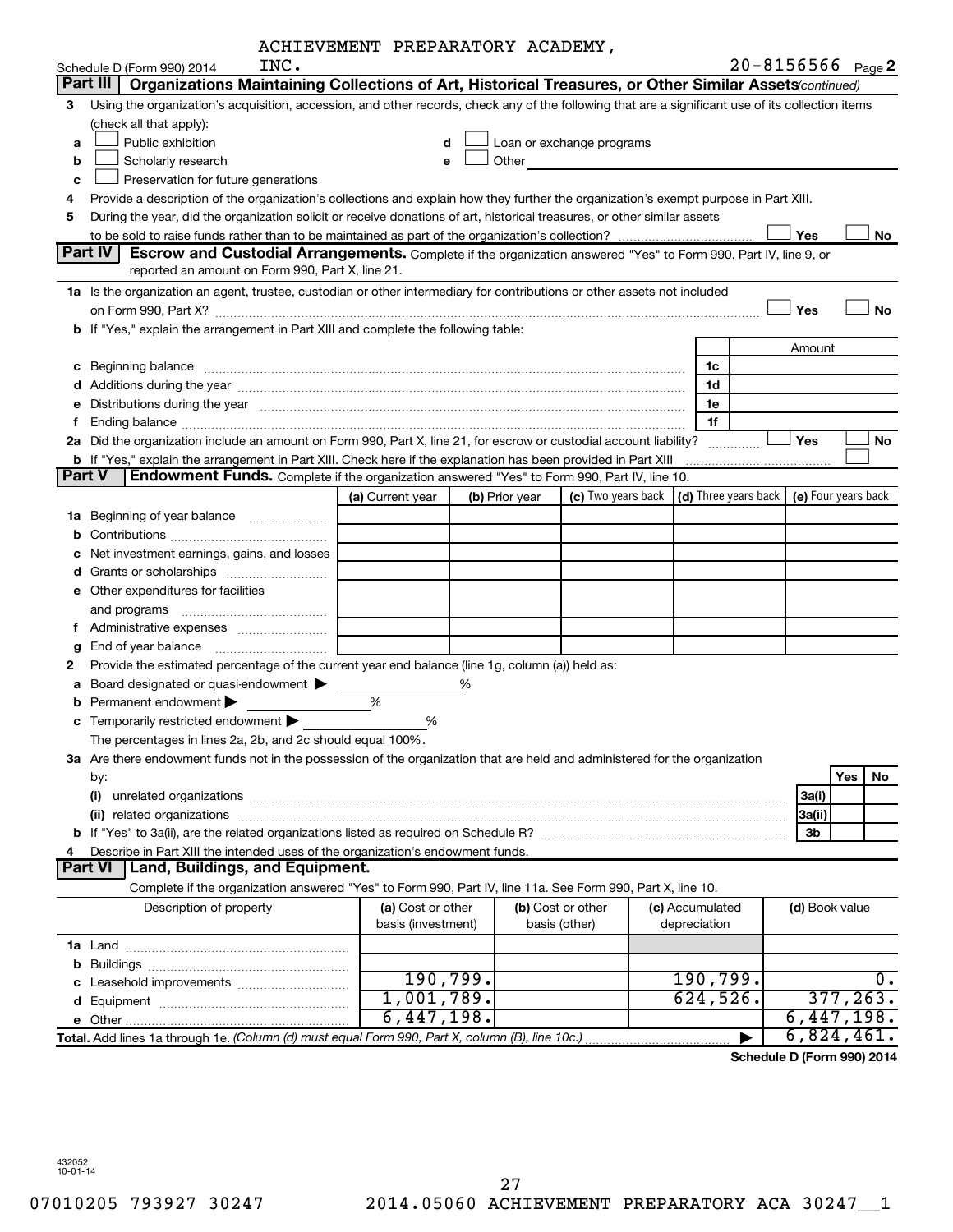ACHIEVEMENT PREPARATORY ACADEMY, INC.

Schedule D (Form 990) 2014 — 20-8156566 Page 2

## Part III | Organizations Maintaining Collections of Art, Historical Treasures, or Other Similar Assets *(continued)*

**3** Using the organization's acquisition, accession, and other records, check any of the following that are a significant use of its collection items (check all that apply):

- **a** ☐ Public exhibition
- **b** ☐ Scholarly research
- **c** ☐ Preservation for future generations
- **d** ☐ Loan or exchange programs
- **e** ☐ Other

**4** Provide a description of the organization's collections and explain how they further the organization's exempt purpose in Part XIII.

**5** During the year, did the organization solicit or receive donations of art, historical treasures, or other similar assets to be sold to raise funds rather than to be maintained as part of the organization's collection? ☐ Yes ☐ No

## Part IV | Escrow and Custodial Arrangements.

Complete if the organization answered "Yes" to Form 990, Part IV, line 9, or reported an amount on Form 990, Part X, line 21.

**1a** Is the organization an agent, trustee, custodian or other intermediary for contributions or other assets not included on Form 990, Part X? ☐ Yes ☐ No

**b** If "Yes," explain the arrangement in Part XIII and complete the following table:

| | | Amount |
|---|---|---|
| **c** Beginning balance | 1c | |
| **d** Additions during the year | 1d | |
| **e** Distributions during the year | 1e | |
| **f** Ending balance | 1f | |

**2a** Did the organization include an amount on Form 990, Part X, line 21, for escrow or custodial account liability? ☐ Yes ☐ No

**b** If "Yes," explain the arrangement in Part XIII. Check here if the explanation has been provided in Part XIII ☐

## Part V | Endowment Funds.

Complete if the organization answered "Yes" to Form 990, Part IV, line 10.

| | (a) Current year | (b) Prior year | (c) Two years back | (d) Three years back | (e) Four years back |
|---|---|---|---|---|---|
| **1a** Beginning of year balance | | | | | |
| **b** Contributions | | | | | |
| **c** Net investment earnings, gains, and losses | | | | | |
| **d** Grants or scholarships | | | | | |
| **e** Other expenditures for facilities and programs | | | | | |
| **f** Administrative expenses | | | | | |
| **g** End of year balance | | | | | |

**2** Provide the estimated percentage of the current year end balance (line 1g, column (a)) held as:

- **a** Board designated or quasi-endowment ▶ ______ %
- **b** Permanent endowment ▶ ______ %
- **c** Temporarily restricted endowment ▶ ______ %

The percentages in lines 2a, 2b, and 2c should equal 100%.

**3a** Are there endowment funds not in the possession of the organization that are held and administered for the organization by:

| | | Yes | No |
|---|---|---|---|
| **(i)** unrelated organizations | 3a(i) | | |
| **(ii)** related organizations | 3a(ii) | | |
| **b** If "Yes" to 3a(ii), are the related organizations listed as required on Schedule R? | 3b | | |

**4** Describe in Part XIII the intended uses of the organization's endowment funds.

## Part VI | Land, Buildings, and Equipment.

Complete if the organization answered "Yes" to Form 990, Part IV, line 11a. See Form 990, Part X, line 10.

| Description of property | (a) Cost or other basis (investment) | (b) Cost or other basis (other) | (c) Accumulated depreciation | (d) Book value |
|---|---|---|---|---|
| **1a** Land | | | | |
| **b** Buildings | | | | |
| **c** Leasehold improvements | 190,799. | | 190,799. | 0. |
| **d** Equipment | 1,001,789. | | 624,526. | 377,263. |
| **e** Other | 6,447,198. | | | 6,447,198. |
| **Total.** Add lines 1a through 1e. *(Column (d) must equal Form 990, Part X, column (B), line 10c.)* ▶ | | | | 6,824,461. |

**Schedule D (Form 990) 2014**

432052 10-01-14

07010205 793927 30247 2014.05060 ACHIEVEMENT PREPARATORY ACA 30247__1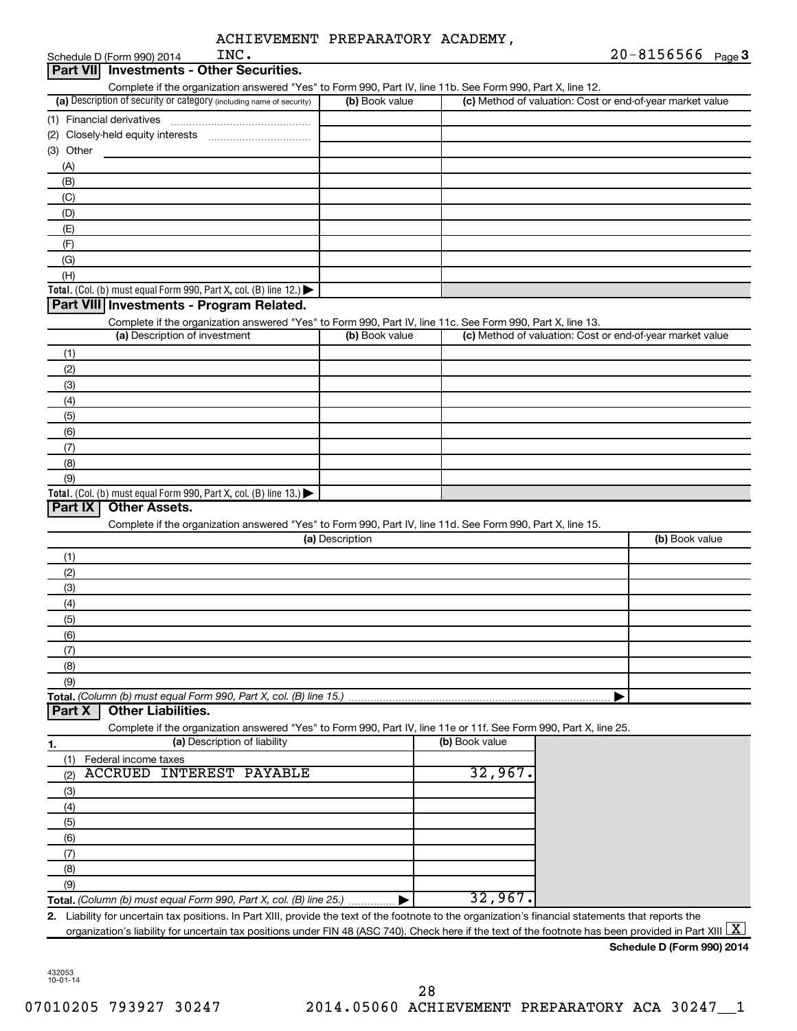ACHIEVEMENT PREPARATORY ACADEMY, INC. 20-8156566

Schedule D (Form 990) 2014

## Part VII Investments - Other Securities.

Complete if the organization answered "Yes" to Form 990, Part IV, line 11b. See Form 990, Part X, line 12.

| (a) Description of security or category (including name of security) | (b) Book value | (c) Method of valuation: Cost or end-of-year market value |
|---|---|---|
| (1) Financial derivatives | | |
| (2) Closely-held equity interests | | |
| (3) Other | | |
| (A) | | |
| (B) | | |
| (C) | | |
| (D) | | |
| (E) | | |
| (F) | | |
| (G) | | |
| (H) | | |
| **Total.** (Col. (b) must equal Form 990, Part X, col. (B) line 12.) ▶ | | |

## Part VIII Investments - Program Related.

Complete if the organization answered "Yes" to Form 990, Part IV, line 11c. See Form 990, Part X, line 13.

| (a) Description of investment | (b) Book value | (c) Method of valuation: Cost or end-of-year market value |
|---|---|---|
| (1) | | |
| (2) | | |
| (3) | | |
| (4) | | |
| (5) | | |
| (6) | | |
| (7) | | |
| (8) | | |
| (9) | | |
| **Total.** (Col. (b) must equal Form 990, Part X, col. (B) line 13.) ▶ | | |

## Part IX Other Assets.

Complete if the organization answered "Yes" to Form 990, Part IV, line 11d. See Form 990, Part X, line 15.

| (a) Description | (b) Book value |
|---|---|
| (1) | |
| (2) | |
| (3) | |
| (4) | |
| (5) | |
| (6) | |
| (7) | |
| (8) | |
| (9) | |
| **Total.** *(Column (b) must equal Form 990, Part X, col. (B) line 15.)* ▶ | |

## Part X Other Liabilities.

Complete if the organization answered "Yes" to Form 990, Part IV, line 11e or 11f. See Form 990, Part X, line 25.

| 1. (a) Description of liability | (b) Book value |
|---|---|
| (1) Federal income taxes | |
| (2) ACCRUED INTEREST PAYABLE | 32,967. |
| (3) | |
| (4) | |
| (5) | |
| (6) | |
| (7) | |
| (8) | |
| (9) | |
| **Total.** *(Column (b) must equal Form 990, Part X, col. (B) line 25.)* ▶ | 32,967. |

**2.** Liability for uncertain tax positions. In Part XIII, provide the text of the footnote to the organization's financial statements that reports the organization's liability for uncertain tax positions under FIN 48 (ASC 740). Check here if the text of the footnote has been provided in Part XIII [X]

**Schedule D (Form 990) 2014**

432053 10-01-14

07010205 793927 30247 2014.05060 ACHIEVEMENT PREPARATORY ACA 30247__1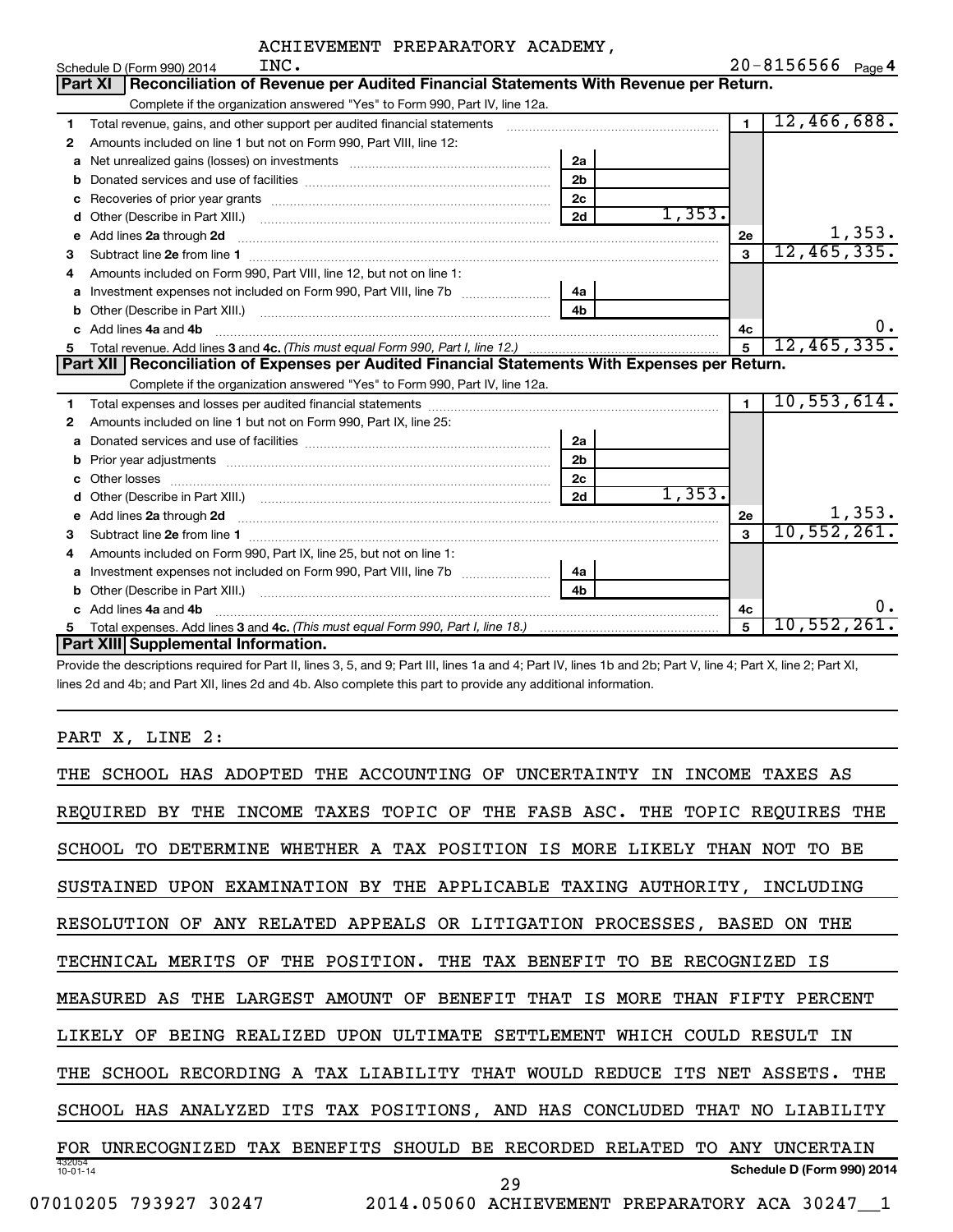ACHIEVEMENT PREPARATORY ACADEMY, INC.

Schedule D (Form 990) 2014 — 20-8156566 Page 4

## Part XI Reconciliation of Revenue per Audited Financial Statements With Revenue per Return.

Complete if the organization answered "Yes" to Form 990, Part IV, line 12a.

| | | | | | |
|---|---|---|---|---|---|
| 1 | Total revenue, gains, and other support per audited financial statements | | | 1 | 12,466,688. |
| 2 | Amounts included on line 1 but not on Form 990, Part VIII, line 12: | | | | |
| a | Net unrealized gains (losses) on investments | 2a | | | |
| b | Donated services and use of facilities | 2b | | | |
| c | Recoveries of prior year grants | 2c | | | |
| d | Other (Describe in Part XIII.) | 2d | 1,353. | | |
| e | Add lines 2a through 2d | | | 2e | 1,353. |
| 3 | Subtract line 2e from line 1 | | | 3 | 12,465,335. |
| 4 | Amounts included on Form 990, Part VIII, line 12, but not on line 1: | | | | |
| a | Investment expenses not included on Form 990, Part VIII, line 7b | 4a | | | |
| b | Other (Describe in Part XIII.) | 4b | | | |
| c | Add lines 4a and 4b | | | 4c | 0. |
| 5 | Total revenue. Add lines 3 and 4c. *(This must equal Form 990, Part I, line 12.)* | | | 5 | 12,465,335. |

## Part XII Reconciliation of Expenses per Audited Financial Statements With Expenses per Return.

Complete if the organization answered "Yes" to Form 990, Part IV, line 12a.

| | | | | | |
|---|---|---|---|---|---|
| 1 | Total expenses and losses per audited financial statements | | | 1 | 10,553,614. |
| 2 | Amounts included on line 1 but not on Form 990, Part IX, line 25: | | | | |
| a | Donated services and use of facilities | 2a | | | |
| b | Prior year adjustments | 2b | | | |
| c | Other losses | 2c | | | |
| d | Other (Describe in Part XIII.) | 2d | 1,353. | | |
| e | Add lines 2a through 2d | | | 2e | 1,353. |
| 3 | Subtract line 2e from line 1 | | | 3 | 10,552,261. |
| 4 | Amounts included on Form 990, Part IX, line 25, but not on line 1: | | | | |
| a | Investment expenses not included on Form 990, Part VIII, line 7b | 4a | | | |
| b | Other (Describe in Part XIII.) | 4b | | | |
| c | Add lines 4a and 4b | | | 4c | 0. |
| 5 | Total expenses. Add lines 3 and 4c. *(This must equal Form 990, Part I, line 18.)* | | | 5 | 10,552,261. |

## Part XIII Supplemental Information.

Provide the descriptions required for Part II, lines 3, 5, and 9; Part III, lines 1a and 4; Part IV, lines 1b and 2b; Part V, line 4; Part X, line 2; Part XI, lines 2d and 4b; and Part XII, lines 2d and 4b. Also complete this part to provide any additional information.

PART X, LINE 2:

THE SCHOOL HAS ADOPTED THE ACCOUNTING OF UNCERTAINTY IN INCOME TAXES AS REQUIRED BY THE INCOME TAXES TOPIC OF THE FASB ASC. THE TOPIC REQUIRES THE SCHOOL TO DETERMINE WHETHER A TAX POSITION IS MORE LIKELY THAN NOT TO BE SUSTAINED UPON EXAMINATION BY THE APPLICABLE TAXING AUTHORITY, INCLUDING RESOLUTION OF ANY RELATED APPEALS OR LITIGATION PROCESSES, BASED ON THE TECHNICAL MERITS OF THE POSITION. THE TAX BENEFIT TO BE RECOGNIZED IS MEASURED AS THE LARGEST AMOUNT OF BENEFIT THAT IS MORE THAN FIFTY PERCENT LIKELY OF BEING REALIZED UPON ULTIMATE SETTLEMENT WHICH COULD RESULT IN THE SCHOOL RECORDING A TAX LIABILITY THAT WOULD REDUCE ITS NET ASSETS. THE SCHOOL HAS ANALYZED ITS TAX POSITIONS, AND HAS CONCLUDED THAT NO LIABILITY FOR UNRECOGNIZED TAX BENEFITS SHOULD BE RECORDED RELATED TO ANY UNCERTAIN

432054 10-01-14 — Schedule D (Form 990) 2014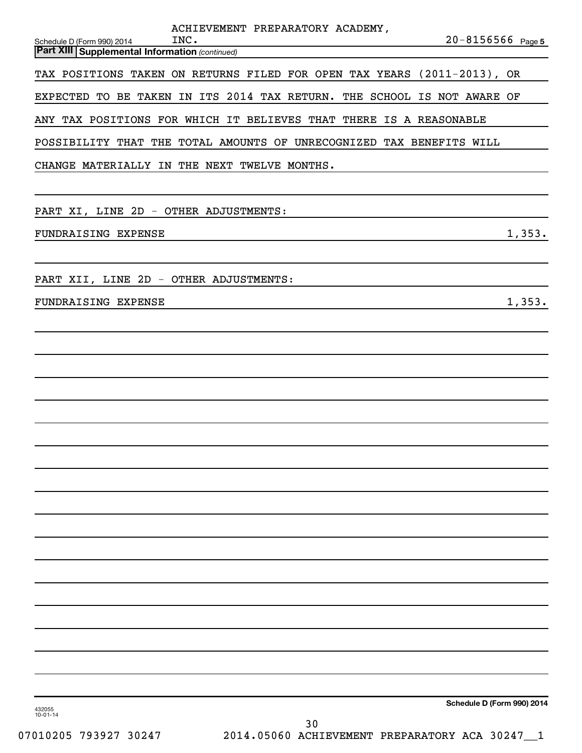ACHIEVEMENT PREPARATORY ACADEMY, INC. 20-8156566

**Part XIII | Supplemental Information** *(continued)*

TAX POSITIONS TAKEN ON RETURNS FILED FOR OPEN TAX YEARS (2011-2013), OR EXPECTED TO BE TAKEN IN ITS 2014 TAX RETURN. THE SCHOOL IS NOT AWARE OF ANY TAX POSITIONS FOR WHICH IT BELIEVES THAT THERE IS A REASONABLE POSSIBILITY THAT THE TOTAL AMOUNTS OF UNRECOGNIZED TAX BENEFITS WILL CHANGE MATERIALLY IN THE NEXT TWELVE MONTHS.

PART XI, LINE 2D - OTHER ADJUSTMENTS:

| | |
|---|---|
| FUNDRAISING EXPENSE | 1,353. |

PART XII, LINE 2D - OTHER ADJUSTMENTS:

| | |
|---|---|
| FUNDRAISING EXPENSE | 1,353. |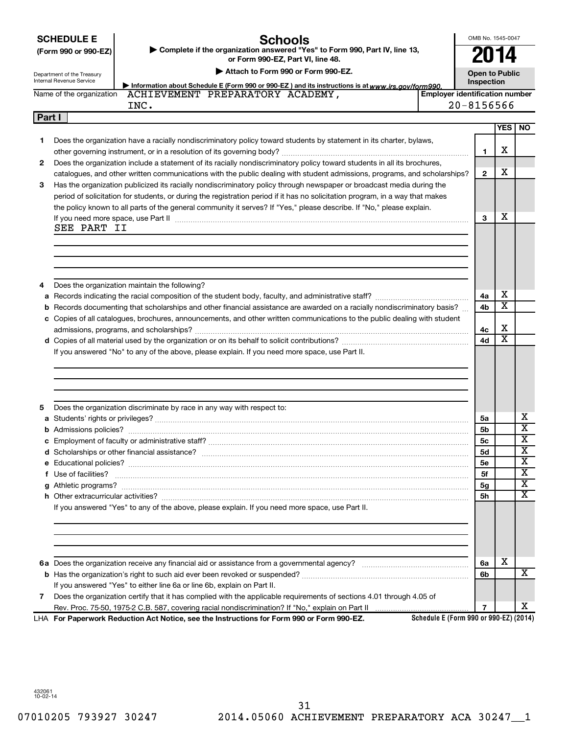# SCHEDULE E (Form 990 or 990-EZ)

Department of the Treasury
Internal Revenue Service

## Schools

▶ Complete if the organization answered "Yes" to Form 990, Part IV, line 13, or Form 990-EZ, Part VI, line 48.

▶ Attach to Form 990 or Form 990-EZ.

▶ Information about Schedule E (Form 990 or 990-EZ) and its instructions is at www.irs.gov/form990.

OMB No. 1545-0047

**2014**

**Open to Public Inspection**

Name of the organization: ACHIEVEMENT PREPARATORY ACADEMY, INC.

Employer identification number: 20-8156566

### Part I

| | | | YES | NO |
|---|---|---|---|---|
| 1 | Does the organization have a racially nondiscriminatory policy toward students by statement in its charter, bylaws, other governing instrument, or in a resolution of its governing body? | 1 | X | |
| 2 | Does the organization include a statement of its racially nondiscriminatory policy toward students in all its brochures, catalogues, and other written communications with the public dealing with student admissions, programs, and scholarships? | 2 | X | |
| 3 | Has the organization publicized its racially nondiscriminatory policy through newspaper or broadcast media during the period of solicitation for students, or during the registration period if it has no solicitation program, in a way that makes the policy known to all parts of the general community it serves? If "Yes," please describe. If "No," please explain. If you need more space, use Part II | 3 | X | |

SEE PART II

| | | | YES | NO |
|---|---|---|---|---|
| 4 | Does the organization maintain the following? | | | |
| a | Records indicating the racial composition of the student body, faculty, and administrative staff? | 4a | X | |
| b | Records documenting that scholarships and other financial assistance are awarded on a racially nondiscriminatory basis? | 4b | X | |
| c | Copies of all catalogues, brochures, announcements, and other written communications to the public dealing with student admissions, programs, and scholarships? | 4c | X | |
| d | Copies of all material used by the organization or on its behalf to solicit contributions? | 4d | X | |

If you answered "No" to any of the above, please explain. If you need more space, use Part II.

| | | | YES | NO |
|---|---|---|---|---|
| 5 | Does the organization discriminate by race in any way with respect to: | | | |
| a | Students' rights or privileges? | 5a | | X |
| b | Admissions policies? | 5b | | X |
| c | Employment of faculty or administrative staff? | 5c | | X |
| d | Scholarships or other financial assistance? | 5d | | X |
| e | Educational policies? | 5e | | X |
| f | Use of facilities? | 5f | | X |
| g | Athletic programs? | 5g | | X |
| h | Other extracurricular activities? | 5h | | X |

If you answered "Yes" to any of the above, please explain. If you need more space, use Part II.

| | | | YES | NO |
|---|---|---|---|---|
| 6a | Does the organization receive any financial aid or assistance from a governmental agency? | 6a | X | |
| b | Has the organization's right to such aid ever been revoked or suspended? | 6b | | X |
| | If you answered "Yes" to either line 6a or line 6b, explain on Part II. | | | |
| 7 | Does the organization certify that it has complied with the applicable requirements of sections 4.01 through 4.05 of Rev. Proc. 75-50, 1975-2 C.B. 587, covering racial nondiscrimination? If "No," explain on Part II | 7 | | X |

LHA For Paperwork Reduction Act Notice, see the Instructions for Form 990 or Form 990-EZ.

Schedule E (Form 990 or 990-EZ) (2014)

432061 10-02-14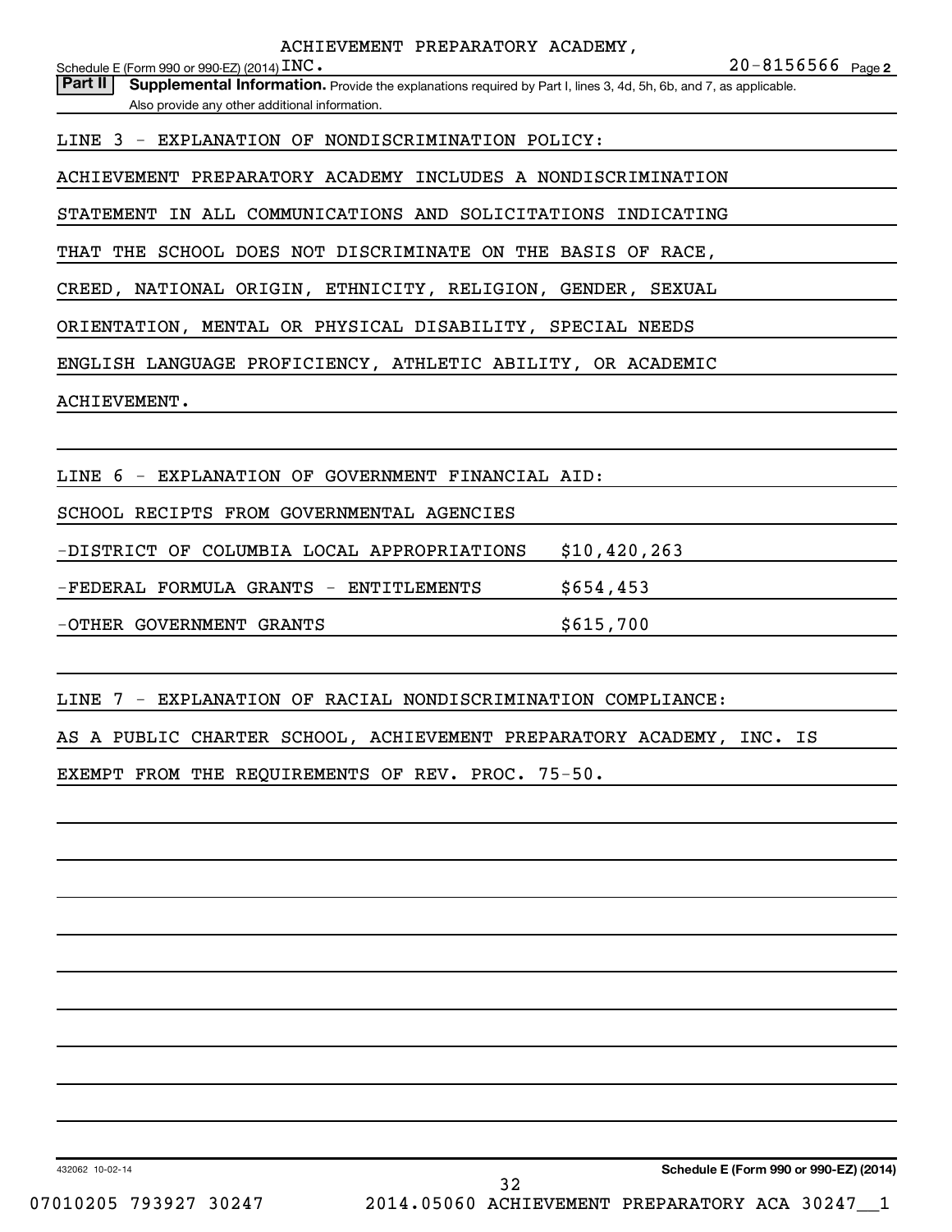ACHIEVEMENT PREPARATORY ACADEMY,

Schedule E (Form 990 or 990-EZ) (2014) INC. 20-8156566 Page **2**

**Part II** **Supplemental Information.** Provide the explanations required by Part I, lines 3, 4d, 5h, 6b, and 7, as applicable. Also provide any other additional information.

LINE 3 - EXPLANATION OF NONDISCRIMINATION POLICY:

ACHIEVEMENT PREPARATORY ACADEMY INCLUDES A NONDISCRIMINATION STATEMENT IN ALL COMMUNICATIONS AND SOLICITATIONS INDICATING THAT THE SCHOOL DOES NOT DISCRIMINATE ON THE BASIS OF RACE, CREED, NATIONAL ORIGIN, ETHNICITY, RELIGION, GENDER, SEXUAL ORIENTATION, MENTAL OR PHYSICAL DISABILITY, SPECIAL NEEDS ENGLISH LANGUAGE PROFICIENCY, ATHLETIC ABILITY, OR ACADEMIC ACHIEVEMENT.

LINE 6 - EXPLANATION OF GOVERNMENT FINANCIAL AID:

SCHOOL RECIPTS FROM GOVERNMENTAL AGENCIES

| | |
|---|---|
| -DISTRICT OF COLUMBIA LOCAL APPROPRIATIONS | $10,420,263 |
| -FEDERAL FORMULA GRANTS - ENTITLEMENTS | $654,453 |
| -OTHER GOVERNMENT GRANTS | $615,700 |

LINE 7 - EXPLANATION OF RACIAL NONDISCRIMINATION COMPLIANCE:

AS A PUBLIC CHARTER SCHOOL, ACHIEVEMENT PREPARATORY ACADEMY, INC. IS EXEMPT FROM THE REQUIREMENTS OF REV. PROC. 75-50.

432062 10-02-14

**Schedule E (Form 990 or 990-EZ) (2014)**

07010205 793927 30247 2014.05060 ACHIEVEMENT PREPARATORY ACA 30247__1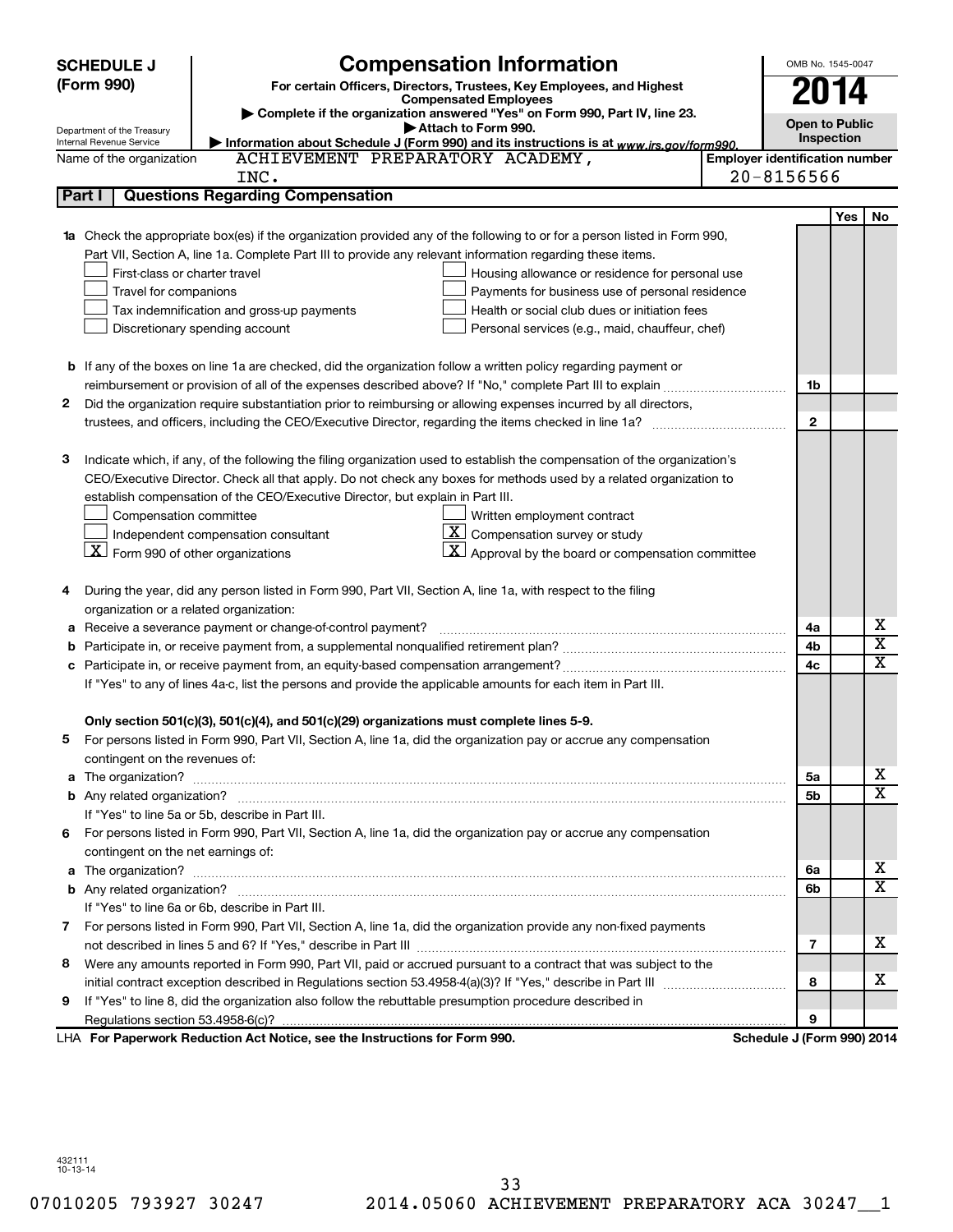**SCHEDULE J (Form 990)**

Department of the Treasury
Internal Revenue Service

# Compensation Information

**For certain Officers, Directors, Trustees, Key Employees, and Highest Compensated Employees**

▶ Complete if the organization answered "Yes" on Form 990, Part IV, line 23.
▶ Attach to Form 990.
▶ Information about Schedule J (Form 990) and its instructions is at www.irs.gov/form990.

OMB No. 1545-0047

**2014**

**Open to Public Inspection**

Name of the organization: ACHIEVEMENT PREPARATORY ACADEMY, INC.

Employer identification number: 20-8156566

## Part I | Questions Regarding Compensation

| | | | Yes | No |
|---|---|---|---|---|
| **1a** | Check the appropriate box(es) if the organization provided any of the following to or for a person listed in Form 990, Part VII, Section A, line 1a. Complete Part III to provide any relevant information regarding these items.<br>☐ First-class or charter travel ☐ Housing allowance or residence for personal use<br>☐ Travel for companions ☐ Payments for business use of personal residence<br>☐ Tax indemnification and gross-up payments ☐ Health or social club dues or initiation fees<br>☐ Discretionary spending account ☐ Personal services (e.g., maid, chauffeur, chef) | | | |
| **b** | If any of the boxes on line 1a are checked, did the organization follow a written policy regarding payment or reimbursement or provision of all of the expenses described above? If "No," complete Part III to explain | 1b | | |
| **2** | Did the organization require substantiation prior to reimbursing or allowing expenses incurred by all directors, trustees, and officers, including the CEO/Executive Director, regarding the items checked in line 1a? | 2 | | |
| **3** | Indicate which, if any, of the following the filing organization used to establish the compensation of the organization's CEO/Executive Director. Check all that apply. Do not check any boxes for methods used by a related organization to establish compensation of the CEO/Executive Director, but explain in Part III.<br>☐ Compensation committee ☐ Written employment contract<br>☐ Independent compensation consultant ☒ Compensation survey or study<br>☒ Form 990 of other organizations ☒ Approval by the board or compensation committee | | | |
| **4** | During the year, did any person listed in Form 990, Part VII, Section A, line 1a, with respect to the filing organization or a related organization: | | | |
| **a** | Receive a severance payment or change-of-control payment? | 4a | | X |
| **b** | Participate in, or receive payment from, a supplemental nonqualified retirement plan? | 4b | | X |
| **c** | Participate in, or receive payment from, an equity-based compensation arrangement? | 4c | | X |
| | If "Yes" to any of lines 4a-c, list the persons and provide the applicable amounts for each item in Part III. | | | |
| | **Only section 501(c)(3), 501(c)(4), and 501(c)(29) organizations must complete lines 5-9.** | | | |
| **5** | For persons listed in Form 990, Part VII, Section A, line 1a, did the organization pay or accrue any compensation contingent on the revenues of: | | | |
| **a** | The organization? | 5a | | X |
| **b** | Any related organization? | 5b | | X |
| | If "Yes" to line 5a or 5b, describe in Part III. | | | |
| **6** | For persons listed in Form 990, Part VII, Section A, line 1a, did the organization pay or accrue any compensation contingent on the net earnings of: | | | |
| **a** | The organization? | 6a | | X |
| **b** | Any related organization? | 6b | | X |
| | If "Yes" to line 6a or 6b, describe in Part III. | | | |
| **7** | For persons listed in Form 990, Part VII, Section A, line 1a, did the organization provide any non-fixed payments not described in lines 5 and 6? If "Yes," describe in Part III | 7 | | X |
| **8** | Were any amounts reported in Form 990, Part VII, paid or accrued pursuant to a contract that was subject to the initial contract exception described in Regulations section 53.4958-4(a)(3)? If "Yes," describe in Part III | 8 | | X |
| **9** | If "Yes" to line 8, did the organization also follow the rebuttable presumption procedure described in Regulations section 53.4958-6(c)? | 9 | | |

LHA **For Paperwork Reduction Act Notice, see the Instructions for Form 990.** **Schedule J (Form 990) 2014**

432111 10-13-14

07010205 793927 30247 2014.05060 ACHIEVEMENT PREPARATORY ACA 30247__1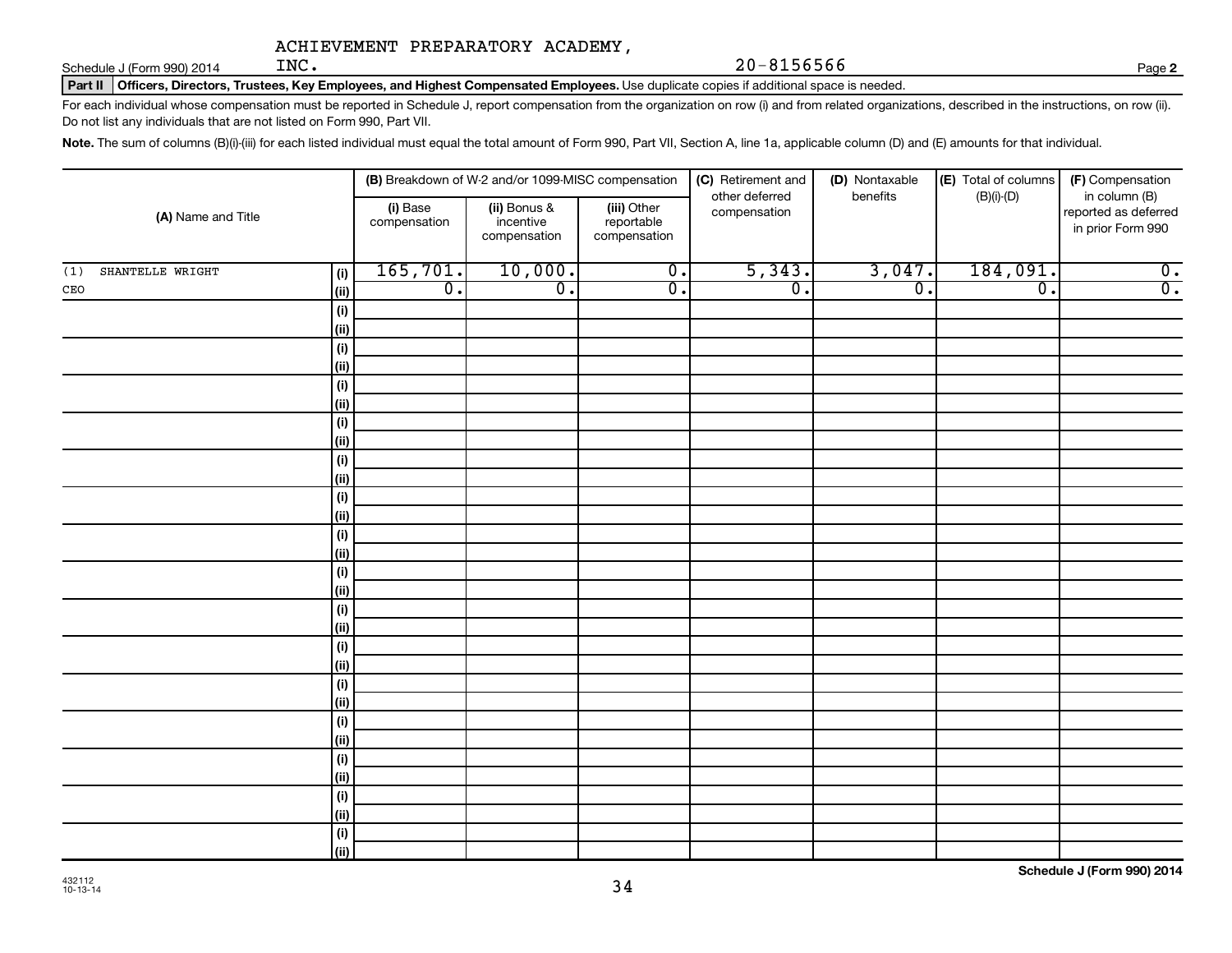ACHIEVEMENT PREPARATORY ACADEMY, INC.

20-8156566

Schedule J (Form 990) 2014

**Part II** **Officers, Directors, Trustees, Key Employees, and Highest Compensated Employees.** Use duplicate copies if additional space is needed.

For each individual whose compensation must be reported in Schedule J, report compensation from the organization on row (i) and from related organizations, described in the instructions, on row (ii). Do not list any individuals that are not listed on Form 990, Part VII.

**Note.** The sum of columns (B)(i)-(iii) for each listed individual must equal the total amount of Form 990, Part VII, Section A, line 1a, applicable column (D) and (E) amounts for that individual.

| (A) Name and Title | | (B) Breakdown of W-2 and/or 1099-MISC compensation | | | (C) Retirement and other deferred compensation | (D) Nontaxable benefits | (E) Total of columns (B)(i)-(D) | (F) Compensation in column (B) reported as deferred in prior Form 990 |
|---|---|---|---|---|---|---|---|---|
| | | (i) Base compensation | (ii) Bonus & incentive compensation | (iii) Other reportable compensation | | | | |
| (1) SHANTELLE WRIGHT | (i) | 165,701. | 10,000. | 0. | 5,343. | 3,047. | 184,091. | 0. |
| CEO | (ii) | 0. | 0. | 0. | 0. | 0. | 0. | 0. |

Schedule J (Form 990) 2014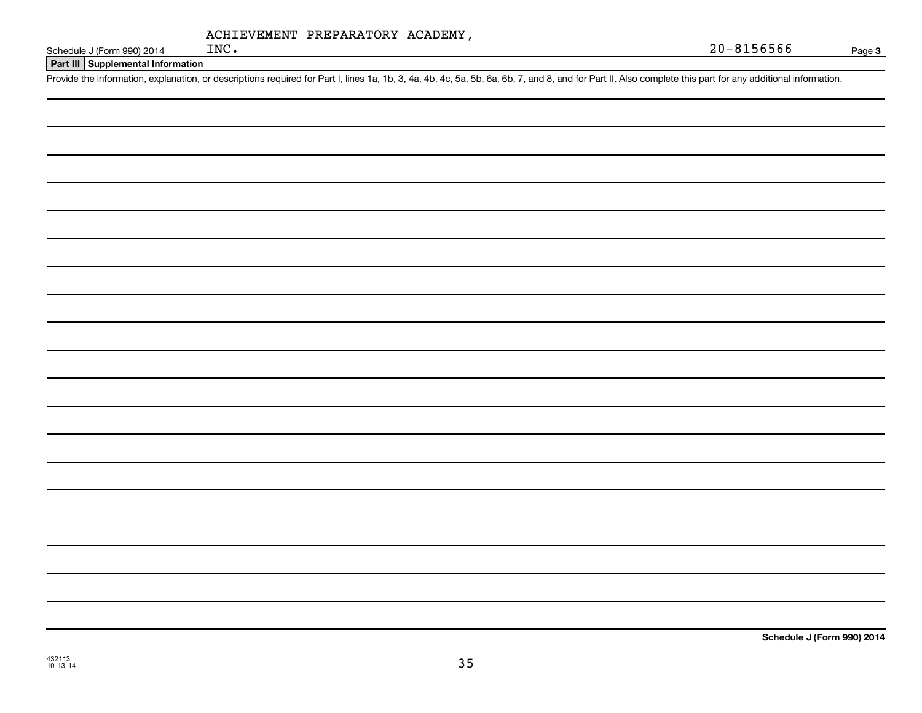ACHIEVEMENT PREPARATORY ACADEMY, INC.

20-8156566

Schedule J (Form 990) 2014

**Part III Supplemental Information**

Provide the information, explanation, or descriptions required for Part I, lines 1a, 1b, 3, 4a, 4b, 4c, 5a, 5b, 6a, 6b, 7, and 8, and for Part II. Also complete this part for any additional information.

**Schedule J (Form 990) 2014**

432113
10-13-14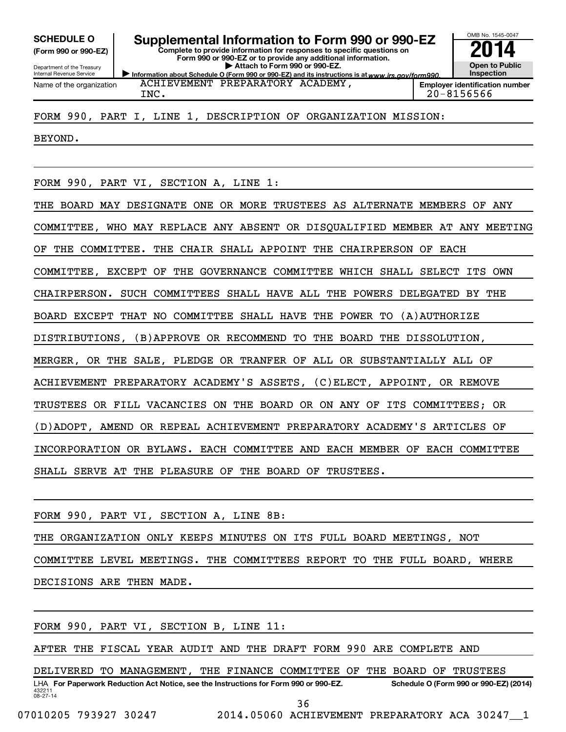**SCHEDULE O** (Form 990 or 990-EZ)

Department of the Treasury
Internal Revenue Service

# Supplemental Information to Form 990 or 990-EZ

**Complete to provide information for responses to specific questions on Form 990 or 990-EZ or to provide any additional information.**
**▶ Attach to Form 990 or 990-EZ.**
▶ Information about Schedule O (Form 990 or 990-EZ) and its instructions is at *www.irs.gov/form990.*

OMB No. 1545-0047
**2014**
**Open to Public Inspection**

Name of the organization: ACHIEVEMENT PREPARATORY ACADEMY, INC.

**Employer identification number** 20-8156566

FORM 990, PART I, LINE 1, DESCRIPTION OF ORGANIZATION MISSION:

BEYOND.

FORM 990, PART VI, SECTION A, LINE 1:

THE BOARD MAY DESIGNATE ONE OR MORE TRUSTEES AS ALTERNATE MEMBERS OF ANY COMMITTEE, WHO MAY REPLACE ANY ABSENT OR DISQUALIFIED MEMBER AT ANY MEETING OF THE COMMITTEE. THE CHAIR SHALL APPOINT THE CHAIRPERSON OF EACH COMMITTEE, EXCEPT OF THE GOVERNANCE COMMITTEE WHICH SHALL SELECT ITS OWN CHAIRPERSON. SUCH COMMITTEES SHALL HAVE ALL THE POWERS DELEGATED BY THE BOARD EXCEPT THAT NO COMMITTEE SHALL HAVE THE POWER TO (A)AUTHORIZE DISTRIBUTIONS, (B)APPROVE OR RECOMMEND TO THE BOARD THE DISSOLUTION, MERGER, OR THE SALE, PLEDGE OR TRANFER OF ALL OR SUBSTANTIALLY ALL OF ACHIEVEMENT PREPARATORY ACADEMY'S ASSETS, (C)ELECT, APPOINT, OR REMOVE TRUSTEES OR FILL VACANCIES ON THE BOARD OR ON ANY OF ITS COMMITTEES; OR (D)ADOPT, AMEND OR REPEAL ACHIEVEMENT PREPARATORY ACADEMY'S ARTICLES OF INCORPORATION OR BYLAWS. EACH COMMITTEE AND EACH MEMBER OF EACH COMMITTEE SHALL SERVE AT THE PLEASURE OF THE BOARD OF TRUSTEES.

FORM 990, PART VI, SECTION A, LINE 8B:

THE ORGANIZATION ONLY KEEPS MINUTES ON ITS FULL BOARD MEETINGS, NOT COMMITTEE LEVEL MEETINGS. THE COMMITTEES REPORT TO THE FULL BOARD, WHERE DECISIONS ARE THEN MADE.

FORM 990, PART VI, SECTION B, LINE 11:

AFTER THE FISCAL YEAR AUDIT AND THE DRAFT FORM 990 ARE COMPLETE AND DELIVERED TO MANAGEMENT, THE FINANCE COMMITTEE OF THE BOARD OF TRUSTEES

LHA **For Paperwork Reduction Act Notice, see the Instructions for Form 990 or 990-EZ.** **Schedule O (Form 990 or 990-EZ) (2014)**

432211
08-27-14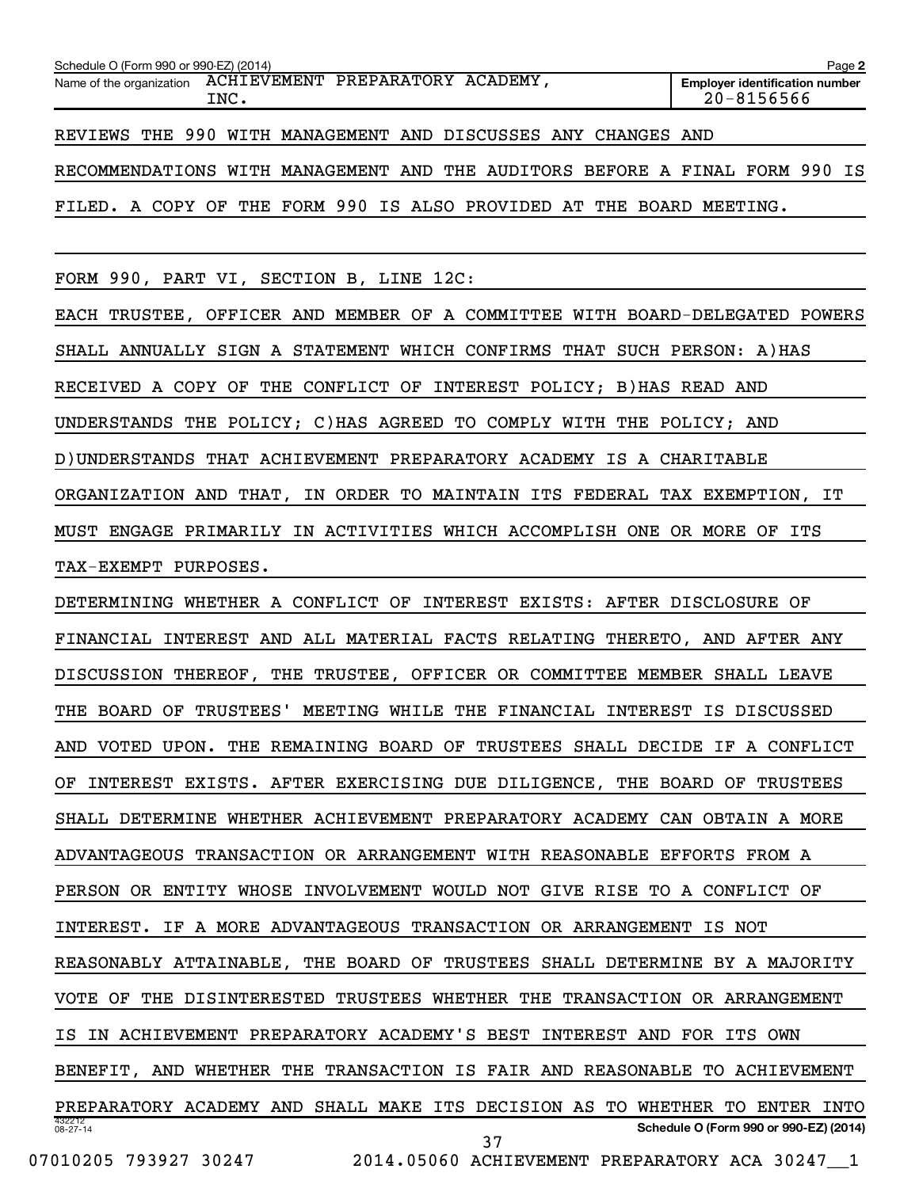Schedule O (Form 990 or 990-EZ) (2014)

| Name of the organization | Employer identification number |
| --- | --- |
| ACHIEVEMENT PREPARATORY ACADEMY, INC. | 20-8156566 |

REVIEWS THE 990 WITH MANAGEMENT AND DISCUSSES ANY CHANGES AND RECOMMENDATIONS WITH MANAGEMENT AND THE AUDITORS BEFORE A FINAL FORM 990 IS FILED. A COPY OF THE FORM 990 IS ALSO PROVIDED AT THE BOARD MEETING.

FORM 990, PART VI, SECTION B, LINE 12C:

EACH TRUSTEE, OFFICER AND MEMBER OF A COMMITTEE WITH BOARD-DELEGATED POWERS SHALL ANNUALLY SIGN A STATEMENT WHICH CONFIRMS THAT SUCH PERSON: A)HAS RECEIVED A COPY OF THE CONFLICT OF INTEREST POLICY; B)HAS READ AND UNDERSTANDS THE POLICY; C)HAS AGREED TO COMPLY WITH THE POLICY; AND D)UNDERSTANDS THAT ACHIEVEMENT PREPARATORY ACADEMY IS A CHARITABLE ORGANIZATION AND THAT, IN ORDER TO MAINTAIN ITS FEDERAL TAX EXEMPTION, IT MUST ENGAGE PRIMARILY IN ACTIVITIES WHICH ACCOMPLISH ONE OR MORE OF ITS TAX-EXEMPT PURPOSES.

DETERMINING WHETHER A CONFLICT OF INTEREST EXISTS: AFTER DISCLOSURE OF FINANCIAL INTEREST AND ALL MATERIAL FACTS RELATING THERETO, AND AFTER ANY DISCUSSION THEREOF, THE TRUSTEE, OFFICER OR COMMITTEE MEMBER SHALL LEAVE THE BOARD OF TRUSTEES' MEETING WHILE THE FINANCIAL INTEREST IS DISCUSSED AND VOTED UPON. THE REMAINING BOARD OF TRUSTEES SHALL DECIDE IF A CONFLICT OF INTEREST EXISTS. AFTER EXERCISING DUE DILIGENCE, THE BOARD OF TRUSTEES SHALL DETERMINE WHETHER ACHIEVEMENT PREPARATORY ACADEMY CAN OBTAIN A MORE ADVANTAGEOUS TRANSACTION OR ARRANGEMENT WITH REASONABLE EFFORTS FROM A PERSON OR ENTITY WHOSE INVOLVEMENT WOULD NOT GIVE RISE TO A CONFLICT OF INTEREST. IF A MORE ADVANTAGEOUS TRANSACTION OR ARRANGEMENT IS NOT REASONABLY ATTAINABLE, THE BOARD OF TRUSTEES SHALL DETERMINE BY A MAJORITY VOTE OF THE DISINTERESTED TRUSTEES WHETHER THE TRANSACTION OR ARRANGEMENT IS IN ACHIEVEMENT PREPARATORY ACADEMY'S BEST INTEREST AND FOR ITS OWN BENEFIT, AND WHETHER THE TRANSACTION IS FAIR AND REASONABLE TO ACHIEVEMENT PREPARATORY ACADEMY AND SHALL MAKE ITS DECISION AS TO WHETHER TO ENTER INTO

Schedule O (Form 990 or 990-EZ) (2014)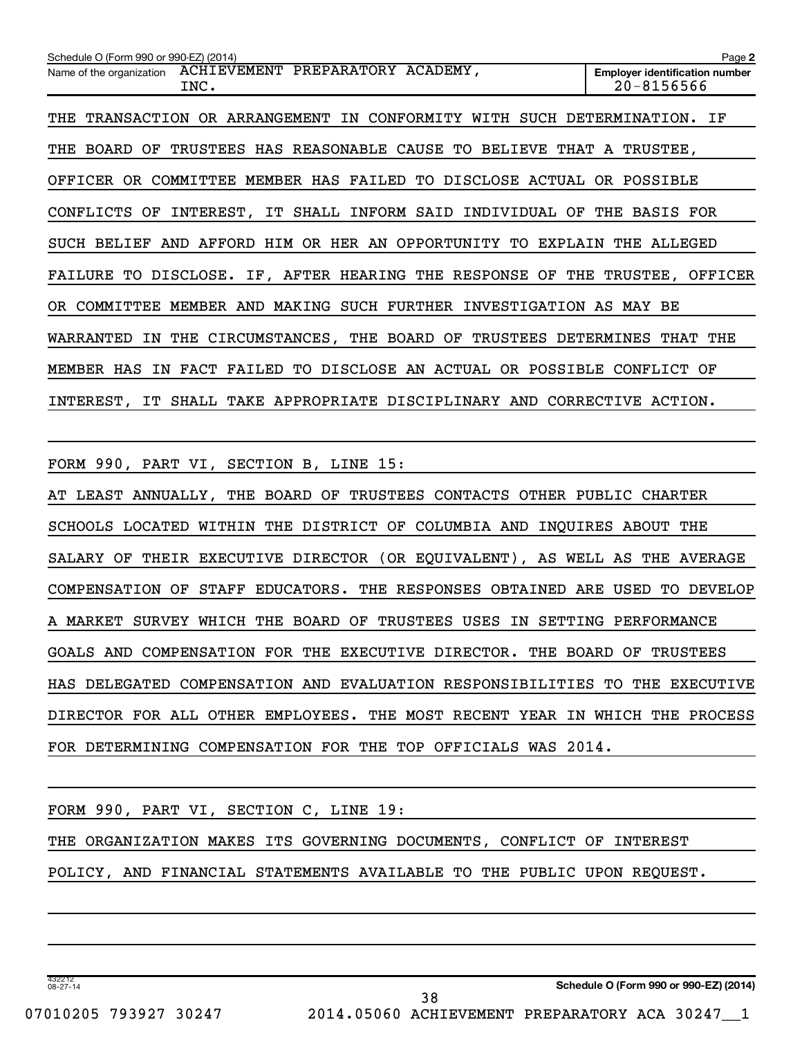Name of the organization ACHIEVEMENT PREPARATORY ACADEMY, INC.

Employer identification number 20-8156566

THE TRANSACTION OR ARRANGEMENT IN CONFORMITY WITH SUCH DETERMINATION. IF THE BOARD OF TRUSTEES HAS REASONABLE CAUSE TO BELIEVE THAT A TRUSTEE, OFFICER OR COMMITTEE MEMBER HAS FAILED TO DISCLOSE ACTUAL OR POSSIBLE CONFLICTS OF INTEREST, IT SHALL INFORM SAID INDIVIDUAL OF THE BASIS FOR SUCH BELIEF AND AFFORD HIM OR HER AN OPPORTUNITY TO EXPLAIN THE ALLEGED FAILURE TO DISCLOSE. IF, AFTER HEARING THE RESPONSE OF THE TRUSTEE, OFFICER OR COMMITTEE MEMBER AND MAKING SUCH FURTHER INVESTIGATION AS MAY BE WARRANTED IN THE CIRCUMSTANCES, THE BOARD OF TRUSTEES DETERMINES THAT THE MEMBER HAS IN FACT FAILED TO DISCLOSE AN ACTUAL OR POSSIBLE CONFLICT OF INTEREST, IT SHALL TAKE APPROPRIATE DISCIPLINARY AND CORRECTIVE ACTION.

FORM 990, PART VI, SECTION B, LINE 15:

AT LEAST ANNUALLY, THE BOARD OF TRUSTEES CONTACTS OTHER PUBLIC CHARTER SCHOOLS LOCATED WITHIN THE DISTRICT OF COLUMBIA AND INQUIRES ABOUT THE SALARY OF THEIR EXECUTIVE DIRECTOR (OR EQUIVALENT), AS WELL AS THE AVERAGE COMPENSATION OF STAFF EDUCATORS. THE RESPONSES OBTAINED ARE USED TO DEVELOP A MARKET SURVEY WHICH THE BOARD OF TRUSTEES USES IN SETTING PERFORMANCE GOALS AND COMPENSATION FOR THE EXECUTIVE DIRECTOR. THE BOARD OF TRUSTEES HAS DELEGATED COMPENSATION AND EVALUATION RESPONSIBILITIES TO THE EXECUTIVE DIRECTOR FOR ALL OTHER EMPLOYEES. THE MOST RECENT YEAR IN WHICH THE PROCESS FOR DETERMINING COMPENSATION FOR THE TOP OFFICIALS WAS 2014.

FORM 990, PART VI, SECTION C, LINE 19:

THE ORGANIZATION MAKES ITS GOVERNING DOCUMENTS, CONFLICT OF INTEREST POLICY, AND FINANCIAL STATEMENTS AVAILABLE TO THE PUBLIC UPON REQUEST.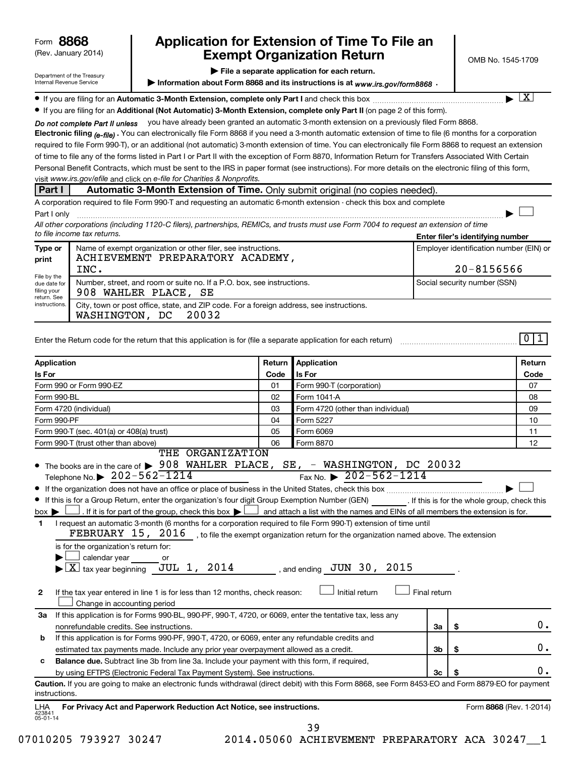Form **8868**
(Rev. January 2014)

Department of the Treasury
Internal Revenue Service

# Application for Extension of Time To File an Exempt Organization Return

▶ **File a separate application for each return.**

▶ **Information about Form 8868 and its instructions is at** *www.irs.gov/form8868* .

OMB No. 1545-1709

- If you are filing for an **Automatic 3-Month Extension, complete only Part I** and check this box ▶ [X]
- If you are filing for an **Additional (Not Automatic) 3-Month Extension, complete only Part II** (on page 2 of this form).

*Do not complete Part II unless* you have already been granted an automatic 3-month extension on a previously filed Form 8868.

**Electronic filing** *(e-file)*. You can electronically file Form 8868 if you need a 3-month automatic extension of time to file (6 months for a corporation required to file Form 990-T), or an additional (not automatic) 3-month extension of time. You can electronically file Form 8868 to request an extension of time to file any of the forms listed in Part I or Part II with the exception of Form 8870, Information Return for Transfers Associated With Certain Personal Benefit Contracts, which must be sent to the IRS in paper format (see instructions). For more details on the electronic filing of this form, visit *www.irs.gov/efile* and click on *e-file for Charities & Nonprofits.*

**Part I** **Automatic 3-Month Extension of Time.** Only submit original (no copies needed).

A corporation required to file Form 990-T and requesting an automatic 6-month extension - check this box and complete Part I only ▶ [ ]

*All other corporations (including 1120-C filers), partnerships, REMICs, and trusts must use Form 7004 to request an extension of time to file income tax returns.*

**Enter filer's identifying number**

| | | |
|---|---|---|
| **Type or print** | Name of exempt organization or other filer, see instructions.<br>ACHIEVEMENT PREPARATORY ACADEMY, INC. | Employer identification number (EIN) or<br>20-8156566 |
| File by the due date for filing your return. See instructions. | Number, street, and room or suite no. If a P.O. box, see instructions.<br>908 WAHLER PLACE, SE | Social security number (SSN) |
| | City, town or post office, state, and ZIP code. For a foreign address, see instructions.<br>WASHINGTON, DC 20032 | |

Enter the Return code for the return that this application is for (file a separate application for each return) 0 1

| Application Is For | Return Code | Application Is For | Return Code |
|---|---|---|---|
| Form 990 or Form 990-EZ | 01 | Form 990-T (corporation) | 07 |
| Form 990-BL | 02 | Form 1041-A | 08 |
| Form 4720 (individual) | 03 | Form 4720 (other than individual) | 09 |
| Form 990-PF | 04 | Form 5227 | 10 |
| Form 990-T (sec. 401(a) or 408(a) trust) | 05 | Form 6069 | 11 |
| Form 990-T (trust other than above) | 06 | Form 8870 | 12 |

- The books are in the care of ▶ THE ORGANIZATION 908 WAHLER PLACE, SE, - WASHINGTON, DC 20032
  Telephone No. ▶ 202-562-1214 Fax No. ▶ 202-562-1214
- If the organization does not have an office or place of business in the United States, check this box ▶ [ ]
- If this is for a Group Return, enter the organization's four digit Group Exemption Number (GEN) ______. If this is for the whole group, check this box ▶ [ ] . If it is for part of the group, check this box ▶ [ ] and attach a list with the names and EINs of all members the extension is for.

**1** I request an automatic 3-month (6 months for a corporation required to file Form 990-T) extension of time until FEBRUARY 15, 2016 , to file the exempt organization return for the organization named above. The extension is for the organization's return for:
▶ [ ] calendar year ______ or
▶ [X] tax year beginning JUL 1, 2014 , and ending JUN 30, 2015 .

**2** If the tax year entered in line 1 is for less than 12 months, check reason: [ ] Initial return [ ] Final return [ ] Change in accounting period

| | | | |
|---|---|---|---|
| **3a** | If this application is for Forms 990-BL, 990-PF, 990-T, 4720, or 6069, enter the tentative tax, less any nonrefundable credits. See instructions. | **3a** | $ 0. |
| **b** | If this application is for Forms 990-PF, 990-T, 4720, or 6069, enter any refundable credits and estimated tax payments made. Include any prior year overpayment allowed as a credit. | **3b** | $ 0. |
| **c** | **Balance due.** Subtract line 3b from line 3a. Include your payment with this form, if required, by using EFTPS (Electronic Federal Tax Payment System). See instructions. | **3c** | $ 0. |

**Caution.** If you are going to make an electronic funds withdrawal (direct debit) with this Form 8868, see Form 8453-EO and Form 8879-EO for payment instructions.

LHA **For Privacy Act and Paperwork Reduction Act Notice, see instructions.** Form **8868** (Rev. 1-2014)

423841
05-01-14

07010205 793927 30247 2014.05060 ACHIEVEMENT PREPARATORY ACA 30247__1